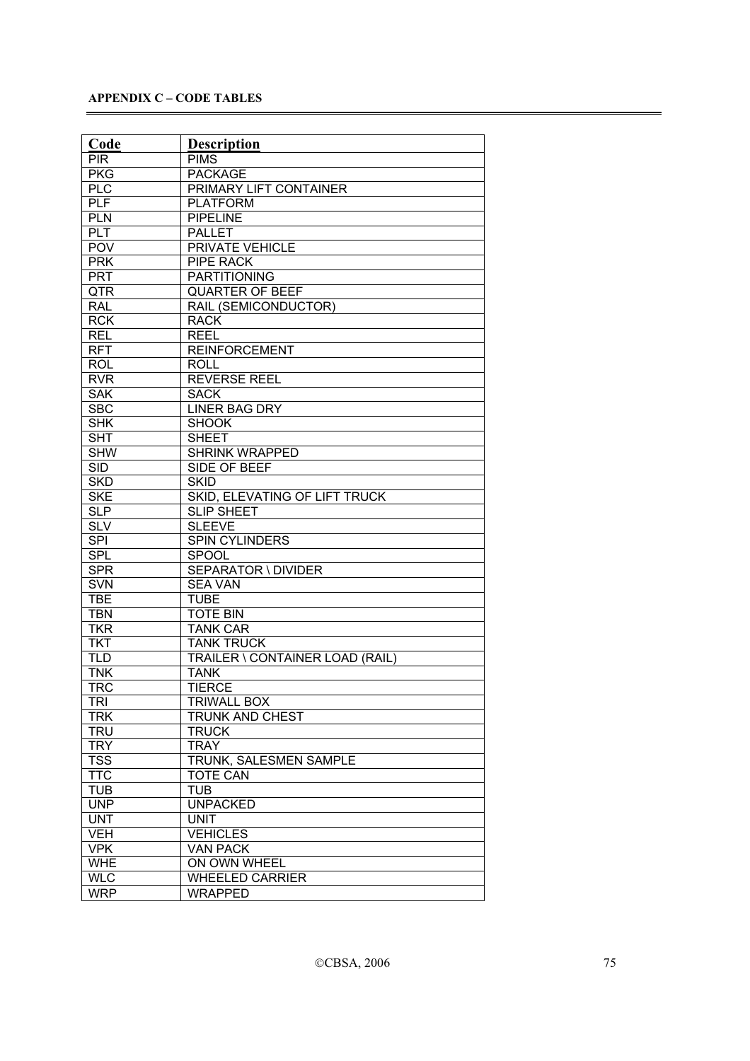**APPENDIX C – CODE TABLES**

| Code | Description |
| --- | --- |
| PIR | PIMS |
| PKG | PACKAGE |
| PLC | PRIMARY LIFT CONTAINER |
| PLF | PLATFORM |
| PLN | PIPELINE |
| PLT | PALLET |
| POV | PRIVATE VEHICLE |
| PRK | PIPE RACK |
| PRT | PARTITIONING |
| QTR | QUARTER OF BEEF |
| RAL | RAIL (SEMICONDUCTOR) |
| RCK | RACK |
| REL | REEL |
| RFT | REINFORCEMENT |
| ROL | ROLL |
| RVR | REVERSE REEL |
| SAK | SACK |
| SBC | LINER BAG DRY |
| SHK | SHOOK |
| SHT | SHEET |
| SHW | SHRINK WRAPPED |
| SID | SIDE OF BEEF |
| SKD | SKID |
| SKE | SKID, ELEVATING OF LIFT TRUCK |
| SLP | SLIP SHEET |
| SLV | SLEEVE |
| SPI | SPIN CYLINDERS |
| SPL | SPOOL |
| SPR | SEPARATOR \ DIVIDER |
| SVN | SEA VAN |
| TBE | TUBE |
| TBN | TOTE BIN |
| TKR | TANK CAR |
| TKT | TANK TRUCK |
| TLD | TRAILER \ CONTAINER LOAD (RAIL) |
| TNK | TANK |
| TRC | TIERCE |
| TRI | TRIWALL BOX |
| TRK | TRUNK AND CHEST |
| TRU | TRUCK |
| TRY | TRAY |
| TSS | TRUNK, SALESMEN SAMPLE |
| TTC | TOTE CAN |
| TUB | TUB |
| UNP | UNPACKED |
| UNT | UNIT |
| VEH | VEHICLES |
| VPK | VAN PACK |
| WHE | ON OWN WHEEL |
| WLC | WHEELED CARRIER |
| WRP | WRAPPED |

©CBSA, 2006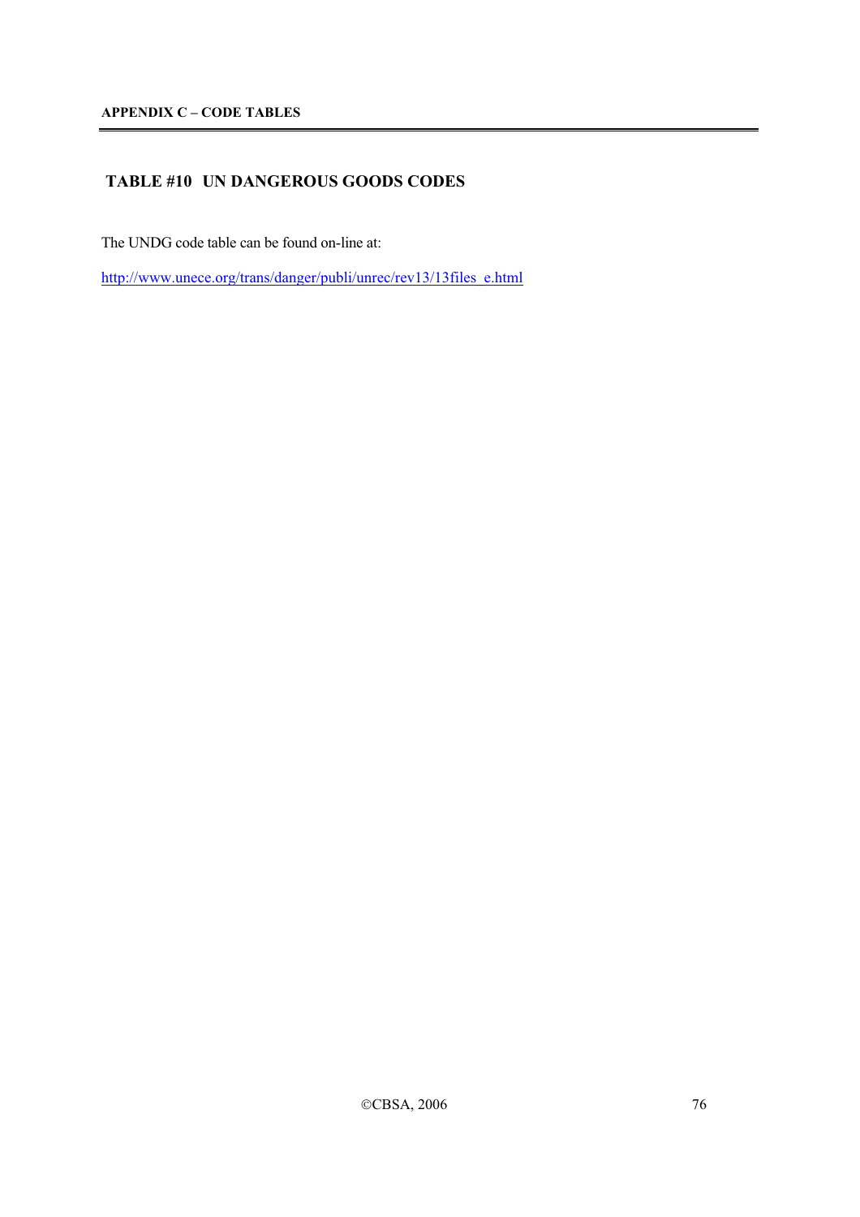## TABLE #10 UN DANGEROUS GOODS CODES

The UNDG code table can be found on-line at:

http://www.unece.org/trans/danger/publi/unrec/rev13/13files_e.html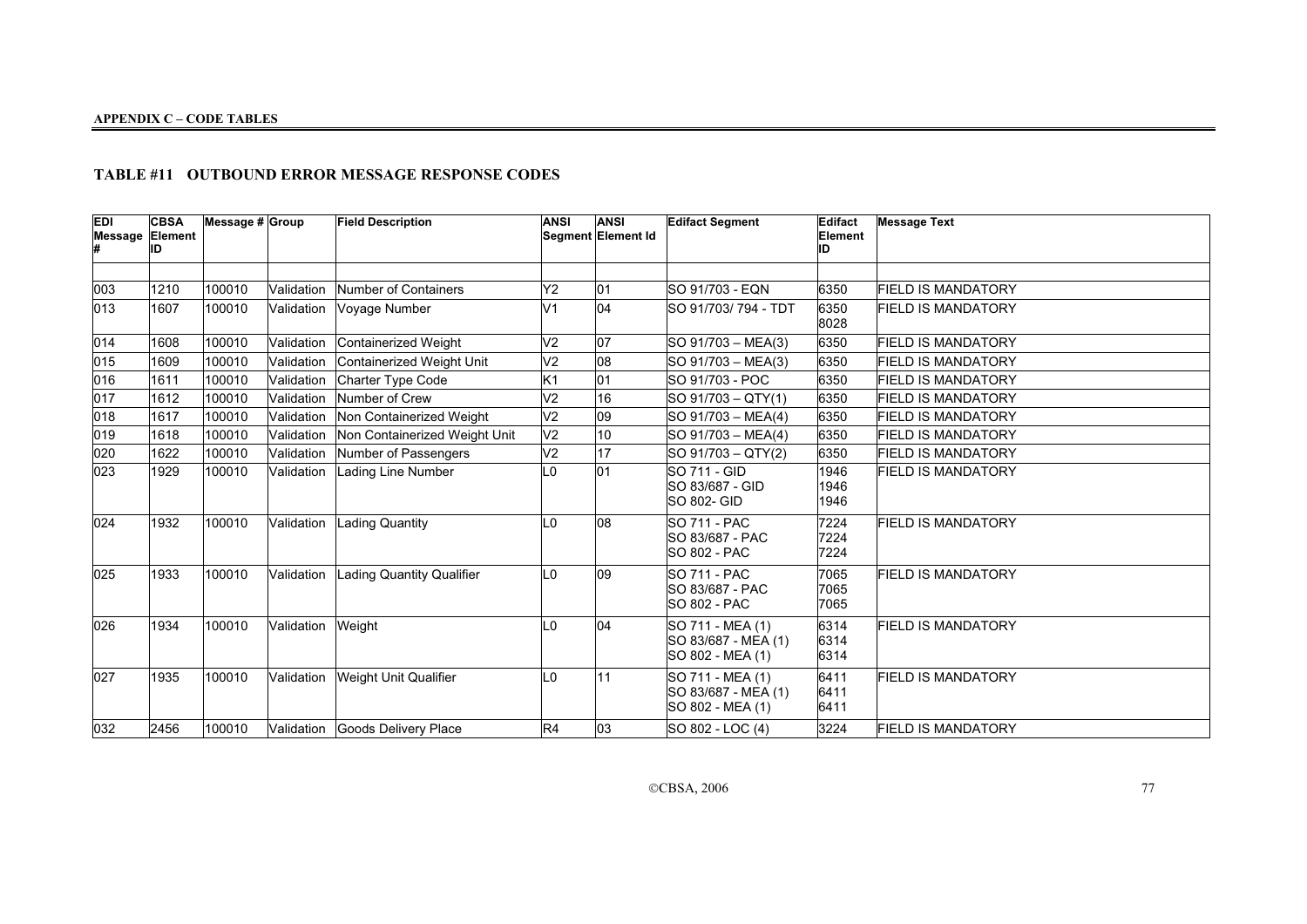**APPENDIX C – CODE TABLES**

### TABLE #11 OUTBOUND ERROR MESSAGE RESPONSE CODES

| EDI Message # | CBSA Element ID | Message # | Group | Field Description | ANSI Segment | ANSI Element Id | Edifact Segment | Edifact Element ID | Message Text |
|---|---|---|---|---|---|---|---|---|---|
| | | | | | | | | | |
| 003 | 1210 | 100010 | Validation | Number of Containers | Y2 | 01 | SO 91/703 - EQN | 6350 | FIELD IS MANDATORY |
| 013 | 1607 | 100010 | Validation | Voyage Number | V1 | 04 | SO 91/703/ 794 - TDT | 6350<br>8028 | FIELD IS MANDATORY |
| 014 | 1608 | 100010 | Validation | Containerized Weight | V2 | 07 | SO 91/703 – MEA(3) | 6350 | FIELD IS MANDATORY |
| 015 | 1609 | 100010 | Validation | Containerized Weight Unit | V2 | 08 | SO 91/703 – MEA(3) | 6350 | FIELD IS MANDATORY |
| 016 | 1611 | 100010 | Validation | Charter Type Code | K1 | 01 | SO 91/703 - POC | 6350 | FIELD IS MANDATORY |
| 017 | 1612 | 100010 | Validation | Number of Crew | V2 | 16 | SO 91/703 – QTY(1) | 6350 | FIELD IS MANDATORY |
| 018 | 1617 | 100010 | Validation | Non Containerized Weight | V2 | 09 | SO 91/703 – MEA(4) | 6350 | FIELD IS MANDATORY |
| 019 | 1618 | 100010 | Validation | Non Containerized Weight Unit | V2 | 10 | SO 91/703 – MEA(4) | 6350 | FIELD IS MANDATORY |
| 020 | 1622 | 100010 | Validation | Number of Passengers | V2 | 17 | SO 91/703 – QTY(2) | 6350 | FIELD IS MANDATORY |
| 023 | 1929 | 100010 | Validation | Lading Line Number | L0 | 01 | SO 711 - GID<br>SO 83/687 - GID<br>SO 802- GID | 1946<br>1946<br>1946 | FIELD IS MANDATORY |
| 024 | 1932 | 100010 | Validation | Lading Quantity | L0 | 08 | SO 711 - PAC<br>SO 83/687 - PAC<br>SO 802 - PAC | 7224<br>7224<br>7224 | FIELD IS MANDATORY |
| 025 | 1933 | 100010 | Validation | Lading Quantity Qualifier | L0 | 09 | SO 711 - PAC<br>SO 83/687 - PAC<br>SO 802 - PAC | 7065<br>7065<br>7065 | FIELD IS MANDATORY |
| 026 | 1934 | 100010 | Validation | Weight | L0 | 04 | SO 711 - MEA (1)<br>SO 83/687 - MEA (1)<br>SO 802 - MEA (1) | 6314<br>6314<br>6314 | FIELD IS MANDATORY |
| 027 | 1935 | 100010 | Validation | Weight Unit Qualifier | L0 | 11 | SO 711 - MEA (1)<br>SO 83/687 - MEA (1)<br>SO 802 - MEA (1) | 6411<br>6411<br>6411 | FIELD IS MANDATORY |
| 032 | 2456 | 100010 | Validation | Goods Delivery Place | R4 | 03 | SO 802 - LOC (4) | 3224 | FIELD IS MANDATORY |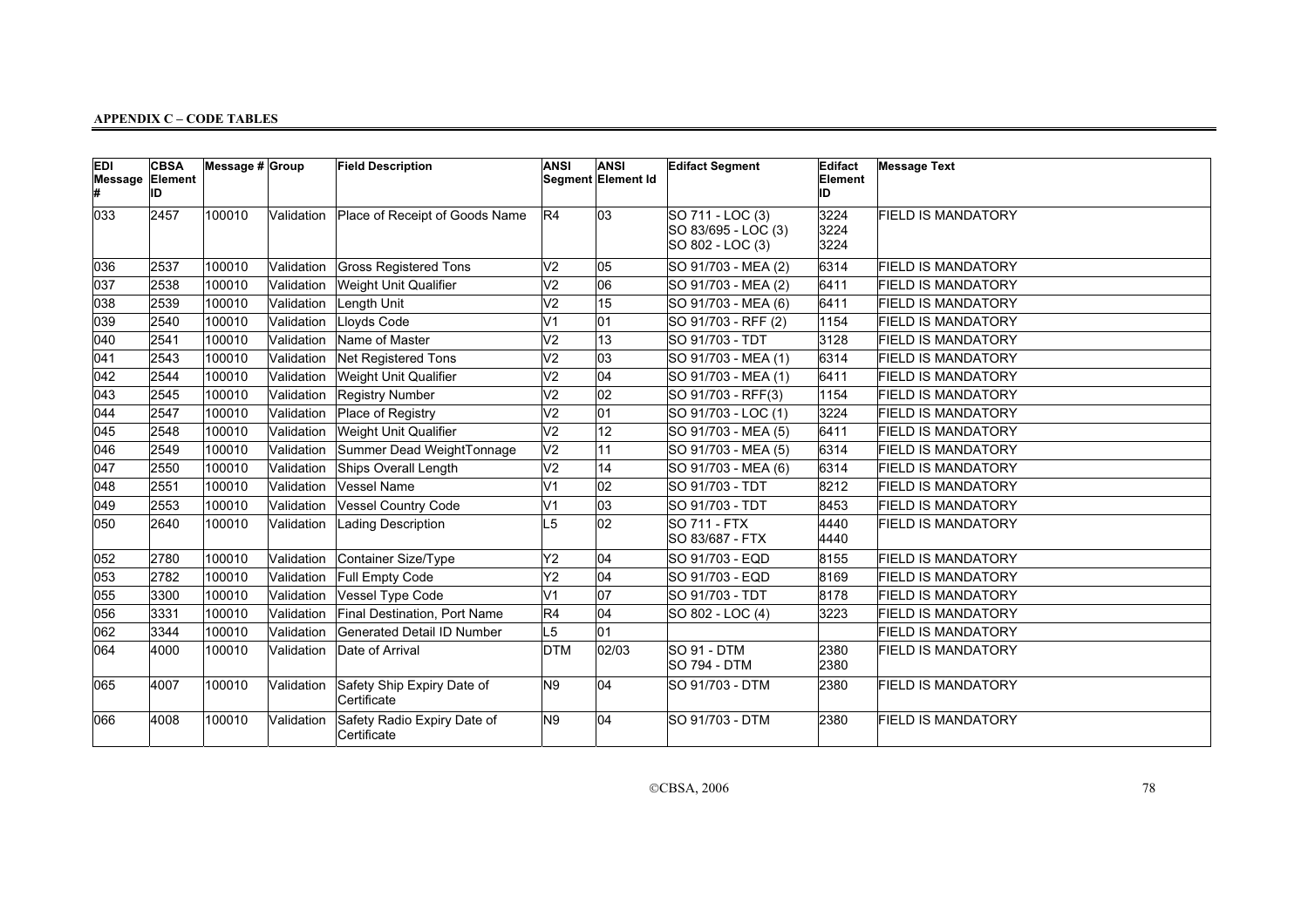**APPENDIX C – CODE TABLES**

| EDI Message # | CBSA Element ID | Message # | Group | Field Description | ANSI Segment | ANSI Element Id | Edifact Segment | Edifact Element ID | Message Text |
|---|---|---|---|---|---|---|---|---|---|
| 033 | 2457 | 100010 | Validation | Place of Receipt of Goods Name | R4 | 03 | SO 711 - LOC (3)<br>SO 83/695 - LOC (3)<br>SO 802 - LOC (3) | 3224<br>3224<br>3224 | FIELD IS MANDATORY |
| 036 | 2537 | 100010 | Validation | Gross Registered Tons | V2 | 05 | SO 91/703 - MEA (2) | 6314 | FIELD IS MANDATORY |
| 037 | 2538 | 100010 | Validation | Weight Unit Qualifier | V2 | 06 | SO 91/703 - MEA (2) | 6411 | FIELD IS MANDATORY |
| 038 | 2539 | 100010 | Validation | Length Unit | V2 | 15 | SO 91/703 - MEA (6) | 6411 | FIELD IS MANDATORY |
| 039 | 2540 | 100010 | Validation | Lloyds Code | V1 | 01 | SO 91/703 - RFF (2) | 1154 | FIELD IS MANDATORY |
| 040 | 2541 | 100010 | Validation | Name of Master | V2 | 13 | SO 91/703 - TDT | 3128 | FIELD IS MANDATORY |
| 041 | 2543 | 100010 | Validation | Net Registered Tons | V2 | 03 | SO 91/703 - MEA (1) | 6314 | FIELD IS MANDATORY |
| 042 | 2544 | 100010 | Validation | Weight Unit Qualifier | V2 | 04 | SO 91/703 - MEA (1) | 6411 | FIELD IS MANDATORY |
| 043 | 2545 | 100010 | Validation | Registry Number | V2 | 02 | SO 91/703 - RFF(3) | 1154 | FIELD IS MANDATORY |
| 044 | 2547 | 100010 | Validation | Place of Registry | V2 | 01 | SO 91/703 - LOC (1) | 3224 | FIELD IS MANDATORY |
| 045 | 2548 | 100010 | Validation | Weight Unit Qualifier | V2 | 12 | SO 91/703 - MEA (5) | 6411 | FIELD IS MANDATORY |
| 046 | 2549 | 100010 | Validation | Summer Dead WeightTonnage | V2 | 11 | SO 91/703 - MEA (5) | 6314 | FIELD IS MANDATORY |
| 047 | 2550 | 100010 | Validation | Ships Overall Length | V2 | 14 | SO 91/703 - MEA (6) | 6314 | FIELD IS MANDATORY |
| 048 | 2551 | 100010 | Validation | Vessel Name | V1 | 02 | SO 91/703 - TDT | 8212 | FIELD IS MANDATORY |
| 049 | 2553 | 100010 | Validation | Vessel Country Code | V1 | 03 | SO 91/703 - TDT | 8453 | FIELD IS MANDATORY |
| 050 | 2640 | 100010 | Validation | Lading Description | L5 | 02 | SO 711 - FTX<br>SO 83/687 - FTX | 4440<br>4440 | FIELD IS MANDATORY |
| 052 | 2780 | 100010 | Validation | Container Size/Type | Y2 | 04 | SO 91/703 - EQD | 8155 | FIELD IS MANDATORY |
| 053 | 2782 | 100010 | Validation | Full Empty Code | Y2 | 04 | SO 91/703 - EQD | 8169 | FIELD IS MANDATORY |
| 055 | 3300 | 100010 | Validation | Vessel Type Code | V1 | 07 | SO 91/703 - TDT | 8178 | FIELD IS MANDATORY |
| 056 | 3331 | 100010 | Validation | Final Destination, Port Name | R4 | 04 | SO 802 - LOC (4) | 3223 | FIELD IS MANDATORY |
| 062 | 3344 | 100010 | Validation | Generated Detail ID Number | L5 | 01 | | | FIELD IS MANDATORY |
| 064 | 4000 | 100010 | Validation | Date of Arrival | DTM | 02/03 | SO 91 - DTM<br>SO 794 - DTM | 2380<br>2380 | FIELD IS MANDATORY |
| 065 | 4007 | 100010 | Validation | Safety Ship Expiry Date of Certificate | N9 | 04 | SO 91/703 - DTM | 2380 | FIELD IS MANDATORY |
| 066 | 4008 | 100010 | Validation | Safety Radio Expiry Date of Certificate | N9 | 04 | SO 91/703 - DTM | 2380 | FIELD IS MANDATORY |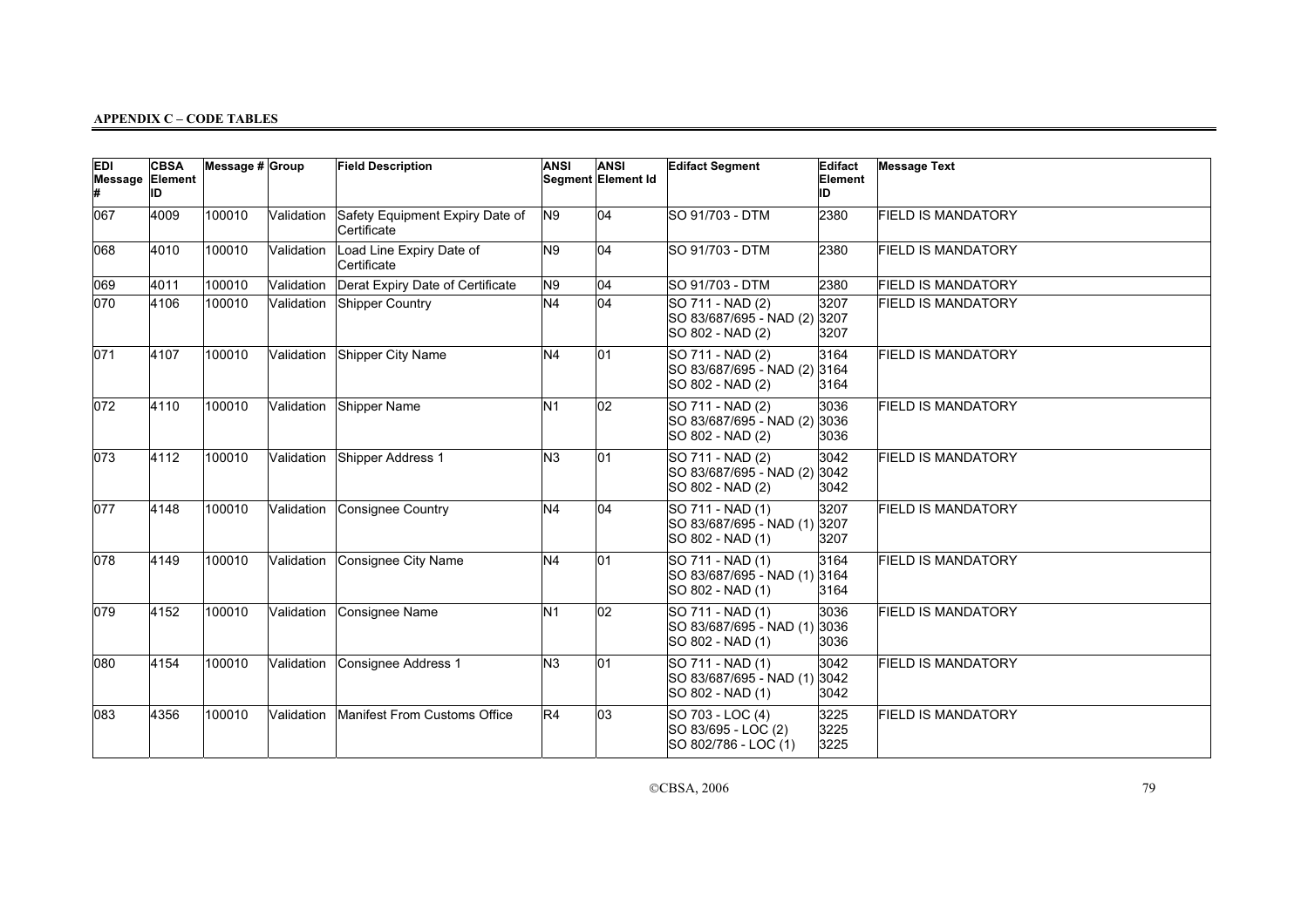**APPENDIX C – CODE TABLES**

| EDI Message # | CBSA Element ID | Message # | Group | Field Description | ANSI Segment | ANSI Element Id | Edifact Segment | Edifact Element ID | Message Text |
|---|---|---|---|---|---|---|---|---|---|
| 067 | 4009 | 100010 | Validation | Safety Equipment Expiry Date of Certificate | N9 | 04 | SO 91/703 - DTM | 2380 | FIELD IS MANDATORY |
| 068 | 4010 | 100010 | Validation | Load Line Expiry Date of Certificate | N9 | 04 | SO 91/703 - DTM | 2380 | FIELD IS MANDATORY |
| 069 | 4011 | 100010 | Validation | Derat Expiry Date of Certificate | N9 | 04 | SO 91/703 - DTM | 2380 | FIELD IS MANDATORY |
| 070 | 4106 | 100010 | Validation | Shipper Country | N4 | 04 | SO 711 - NAD (2)<br>SO 83/687/695 - NAD (2)<br>SO 802 - NAD (2) | 3207<br>3207<br>3207 | FIELD IS MANDATORY |
| 071 | 4107 | 100010 | Validation | Shipper City Name | N4 | 01 | SO 711 - NAD (2)<br>SO 83/687/695 - NAD (2)<br>SO 802 - NAD (2) | 3164<br>3164<br>3164 | FIELD IS MANDATORY |
| 072 | 4110 | 100010 | Validation | Shipper Name | N1 | 02 | SO 711 - NAD (2)<br>SO 83/687/695 - NAD (2)<br>SO 802 - NAD (2) | 3036<br>3036<br>3036 | FIELD IS MANDATORY |
| 073 | 4112 | 100010 | Validation | Shipper Address 1 | N3 | 01 | SO 711 - NAD (2)<br>SO 83/687/695 - NAD (2)<br>SO 802 - NAD (2) | 3042<br>3042<br>3042 | FIELD IS MANDATORY |
| 077 | 4148 | 100010 | Validation | Consignee Country | N4 | 04 | SO 711 - NAD (1)<br>SO 83/687/695 - NAD (1)<br>SO 802 - NAD (1) | 3207<br>3207<br>3207 | FIELD IS MANDATORY |
| 078 | 4149 | 100010 | Validation | Consignee City Name | N4 | 01 | SO 711 - NAD (1)<br>SO 83/687/695 - NAD (1)<br>SO 802 - NAD (1) | 3164<br>3164<br>3164 | FIELD IS MANDATORY |
| 079 | 4152 | 100010 | Validation | Consignee Name | N1 | 02 | SO 711 - NAD (1)<br>SO 83/687/695 - NAD (1)<br>SO 802 - NAD (1) | 3036<br>3036<br>3036 | FIELD IS MANDATORY |
| 080 | 4154 | 100010 | Validation | Consignee Address 1 | N3 | 01 | SO 711 - NAD (1)<br>SO 83/687/695 - NAD (1)<br>SO 802 - NAD (1) | 3042<br>3042<br>3042 | FIELD IS MANDATORY |
| 083 | 4356 | 100010 | Validation | Manifest From Customs Office | R4 | 03 | SO 703 - LOC (4)<br>SO 83/695 - LOC (2)<br>SO 802/786 - LOC (1) | 3225<br>3225<br>3225 | FIELD IS MANDATORY |

©CBSA, 2006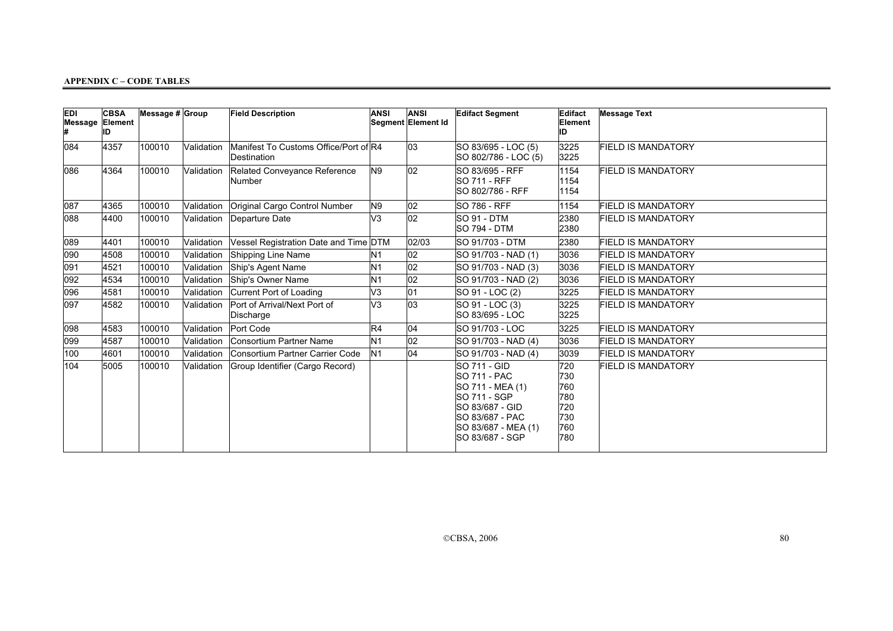**APPENDIX C – CODE TABLES**

| EDI Message # | CBSA Element ID | Message # | Group | Field Description | ANSI Segment | ANSI Element Id | Edifact Segment | Edifact Element ID | Message Text |
|---|---|---|---|---|---|---|---|---|---|
| 084 | 4357 | 100010 | Validation | Manifest To Customs Office/Port of Destination | R4 | 03 | SO 83/695 - LOC (5)<br>SO 802/786 - LOC (5) | 3225<br>3225 | FIELD IS MANDATORY |
| 086 | 4364 | 100010 | Validation | Related Conveyance Reference Number | N9 | 02 | SO 83/695 - RFF<br>SO 711 - RFF<br>SO 802/786 - RFF | 1154<br>1154<br>1154 | FIELD IS MANDATORY |
| 087 | 4365 | 100010 | Validation | Original Cargo Control Number | N9 | 02 | SO 786 - RFF | 1154 | FIELD IS MANDATORY |
| 088 | 4400 | 100010 | Validation | Departure Date | V3 | 02 | SO 91 - DTM<br>SO 794 - DTM | 2380<br>2380 | FIELD IS MANDATORY |
| 089 | 4401 | 100010 | Validation | Vessel Registration Date and Time | DTM | 02/03 | SO 91/703 - DTM | 2380 | FIELD IS MANDATORY |
| 090 | 4508 | 100010 | Validation | Shipping Line Name | N1 | 02 | SO 91/703 - NAD (1) | 3036 | FIELD IS MANDATORY |
| 091 | 4521 | 100010 | Validation | Ship's Agent Name | N1 | 02 | SO 91/703 - NAD (3) | 3036 | FIELD IS MANDATORY |
| 092 | 4534 | 100010 | Validation | Ship's Owner Name | N1 | 02 | SO 91/703 - NAD (2) | 3036 | FIELD IS MANDATORY |
| 096 | 4581 | 100010 | Validation | Current Port of Loading | V3 | 01 | SO 91 - LOC (2) | 3225 | FIELD IS MANDATORY |
| 097 | 4582 | 100010 | Validation | Port of Arrival/Next Port of Discharge | V3 | 03 | SO 91 - LOC (3)<br>SO 83/695 - LOC | 3225<br>3225 | FIELD IS MANDATORY |
| 098 | 4583 | 100010 | Validation | Port Code | R4 | 04 | SO 91/703 - LOC | 3225 | FIELD IS MANDATORY |
| 099 | 4587 | 100010 | Validation | Consortium Partner Name | N1 | 02 | SO 91/703 - NAD (4) | 3036 | FIELD IS MANDATORY |
| 100 | 4601 | 100010 | Validation | Consortium Partner Carrier Code | N1 | 04 | SO 91/703 - NAD (4) | 3039 | FIELD IS MANDATORY |
| 104 | 5005 | 100010 | Validation | Group Identifier (Cargo Record) | | | SO 711 - GID<br>SO 711 - PAC<br>SO 711 - MEA (1)<br>SO 711 - SGP<br>SO 83/687 - GID<br>SO 83/687 - PAC<br>SO 83/687 - MEA (1)<br>SO 83/687 - SGP | 720<br>730<br>760<br>780<br>720<br>730<br>760<br>780 | FIELD IS MANDATORY |

©CBSA, 2006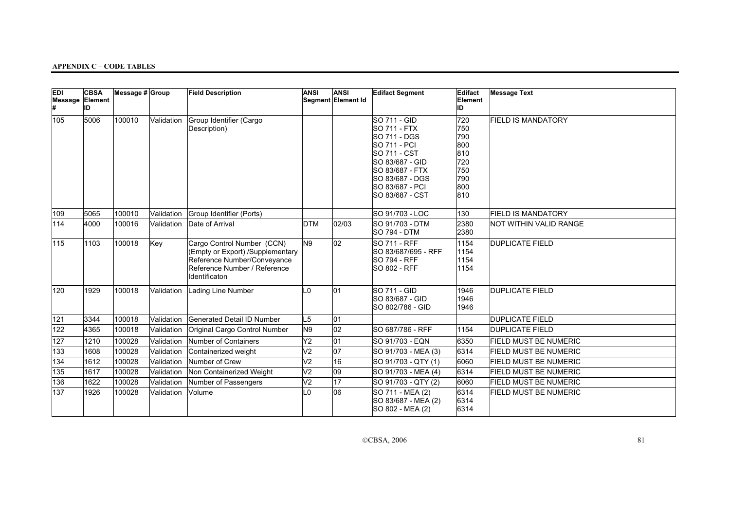## APPENDIX C – CODE TABLES

| EDI Message # | CBSA Element ID | Message # | Group | Field Description | ANSI Segment | ANSI Element Id | Edifact Segment | Edifact Element ID | Message Text |
|---|---|---|---|---|---|---|---|---|---|
| 105 | 5006 | 100010 | Validation | Group Identifier (Cargo Description) | | | SO 711 - GID<br>SO 711 - FTX<br>SO 711 - DGS<br>SO 711 - PCI<br>SO 711 - CST<br>SO 83/687 - GID<br>SO 83/687 - FTX<br>SO 83/687 - DGS<br>SO 83/687 - PCI<br>SO 83/687 - CST | 720<br>750<br>790<br>800<br>810<br>720<br>750<br>790<br>800<br>810 | FIELD IS MANDATORY |
| 109 | 5065 | 100010 | Validation | Group Identifier (Ports) | | | SO 91/703 - LOC | 130 | FIELD IS MANDATORY |
| 114 | 4000 | 100016 | Validation | Date of Arrival | DTM | 02/03 | SO 91/703 - DTM<br>SO 794 - DTM | 2380<br>2380 | NOT WITHIN VALID RANGE |
| 115 | 1103 | 100018 | Key | Cargo Control Number (CCN) (Empty or Export) /Supplementary Reference Number/Conveyance Reference Number / Reference Identificaton | N9 | 02 | SO 711 - RFF<br>SO 83/687/695 - RFF<br>SO 794 - RFF<br>SO 802 - RFF | 1154<br>1154<br>1154<br>1154 | DUPLICATE FIELD |
| 120 | 1929 | 100018 | Validation | Lading Line Number | L0 | 01 | SO 711 - GID<br>SO 83/687 - GID<br>SO 802/786 - GID | 1946<br>1946<br>1946 | DUPLICATE FIELD |
| 121 | 3344 | 100018 | Validation | Generated Detail ID Number | L5 | 01 | | | DUPLICATE FIELD |
| 122 | 4365 | 100018 | Validation | Original Cargo Control Number | N9 | 02 | SO 687/786 - RFF | 1154 | DUPLICATE FIELD |
| 127 | 1210 | 100028 | Validation | Number of Containers | Y2 | 01 | SO 91/703 - EQN | 6350 | FIELD MUST BE NUMERIC |
| 133 | 1608 | 100028 | Validation | Containerized weight | V2 | 07 | SO 91/703 - MEA (3) | 6314 | FIELD MUST BE NUMERIC |
| 134 | 1612 | 100028 | Validation | Number of Crew | V2 | 16 | SO 91/703 - QTY (1) | 6060 | FIELD MUST BE NUMERIC |
| 135 | 1617 | 100028 | Validation | Non Containerized Weight | V2 | 09 | SO 91/703 - MEA (4) | 6314 | FIELD MUST BE NUMERIC |
| 136 | 1622 | 100028 | Validation | Number of Passengers | V2 | 17 | SO 91/703 - QTY (2) | 6060 | FIELD MUST BE NUMERIC |
| 137 | 1926 | 100028 | Validation | Volume | L0 | 06 | SO 711 - MEA (2)<br>SO 83/687 - MEA (2)<br>SO 802 - MEA (2) | 6314<br>6314<br>6314 | FIELD MUST BE NUMERIC |

©CBSA, 2006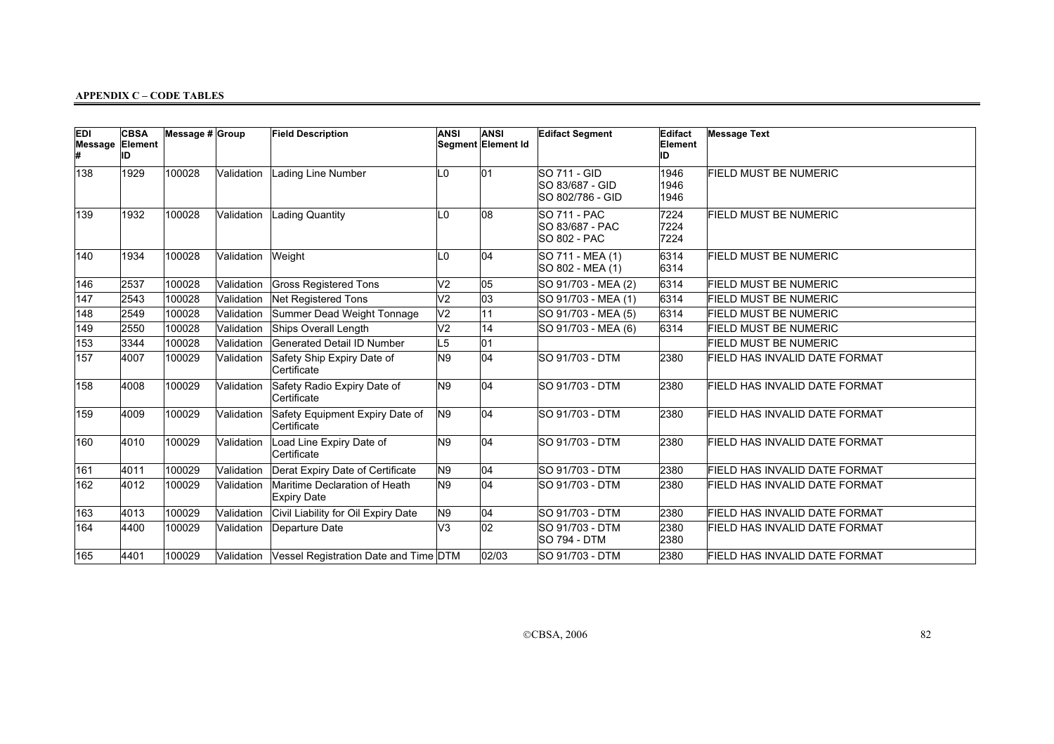**APPENDIX C – CODE TABLES**

| EDI Message # | CBSA Element ID | Message # | Group | Field Description | ANSI Segment | ANSI Element Id | Edifact Segment | Edifact Element ID | Message Text |
|---|---|---|---|---|---|---|---|---|---|
| 138 | 1929 | 100028 | Validation | Lading Line Number | L0 | 01 | SO 711 - GID<br>SO 83/687 - GID<br>SO 802/786 - GID | 1946<br>1946<br>1946 | FIELD MUST BE NUMERIC |
| 139 | 1932 | 100028 | Validation | Lading Quantity | L0 | 08 | SO 711 - PAC<br>SO 83/687 - PAC<br>SO 802 - PAC | 7224<br>7224<br>7224 | FIELD MUST BE NUMERIC |
| 140 | 1934 | 100028 | Validation | Weight | L0 | 04 | SO 711 - MEA (1)<br>SO 802 - MEA (1) | 6314<br>6314 | FIELD MUST BE NUMERIC |
| 146 | 2537 | 100028 | Validation | Gross Registered Tons | V2 | 05 | SO 91/703 - MEA (2) | 6314 | FIELD MUST BE NUMERIC |
| 147 | 2543 | 100028 | Validation | Net Registered Tons | V2 | 03 | SO 91/703 - MEA (1) | 6314 | FIELD MUST BE NUMERIC |
| 148 | 2549 | 100028 | Validation | Summer Dead Weight Tonnage | V2 | 11 | SO 91/703 - MEA (5) | 6314 | FIELD MUST BE NUMERIC |
| 149 | 2550 | 100028 | Validation | Ships Overall Length | V2 | 14 | SO 91/703 - MEA (6) | 6314 | FIELD MUST BE NUMERIC |
| 153 | 3344 | 100028 | Validation | Generated Detail ID Number | L5 | 01 | | | FIELD MUST BE NUMERIC |
| 157 | 4007 | 100029 | Validation | Safety Ship Expiry Date of Certificate | N9 | 04 | SO 91/703 - DTM | 2380 | FIELD HAS INVALID DATE FORMAT |
| 158 | 4008 | 100029 | Validation | Safety Radio Expiry Date of Certificate | N9 | 04 | SO 91/703 - DTM | 2380 | FIELD HAS INVALID DATE FORMAT |
| 159 | 4009 | 100029 | Validation | Safety Equipment Expiry Date of Certificate | N9 | 04 | SO 91/703 - DTM | 2380 | FIELD HAS INVALID DATE FORMAT |
| 160 | 4010 | 100029 | Validation | Load Line Expiry Date of Certificate | N9 | 04 | SO 91/703 - DTM | 2380 | FIELD HAS INVALID DATE FORMAT |
| 161 | 4011 | 100029 | Validation | Derat Expiry Date of Certificate | N9 | 04 | SO 91/703 - DTM | 2380 | FIELD HAS INVALID DATE FORMAT |
| 162 | 4012 | 100029 | Validation | Maritime Declaration of Heath Expiry Date | N9 | 04 | SO 91/703 - DTM | 2380 | FIELD HAS INVALID DATE FORMAT |
| 163 | 4013 | 100029 | Validation | Civil Liability for Oil Expiry Date | N9 | 04 | SO 91/703 - DTM | 2380 | FIELD HAS INVALID DATE FORMAT |
| 164 | 4400 | 100029 | Validation | Departure Date | V3 | 02 | SO 91/703 - DTM<br>SO 794 - DTM | 2380<br>2380 | FIELD HAS INVALID DATE FORMAT |
| 165 | 4401 | 100029 | Validation | Vessel Registration Date and Time | DTM | 02/03 | SO 91/703 - DTM | 2380 | FIELD HAS INVALID DATE FORMAT |

©CBSA, 2006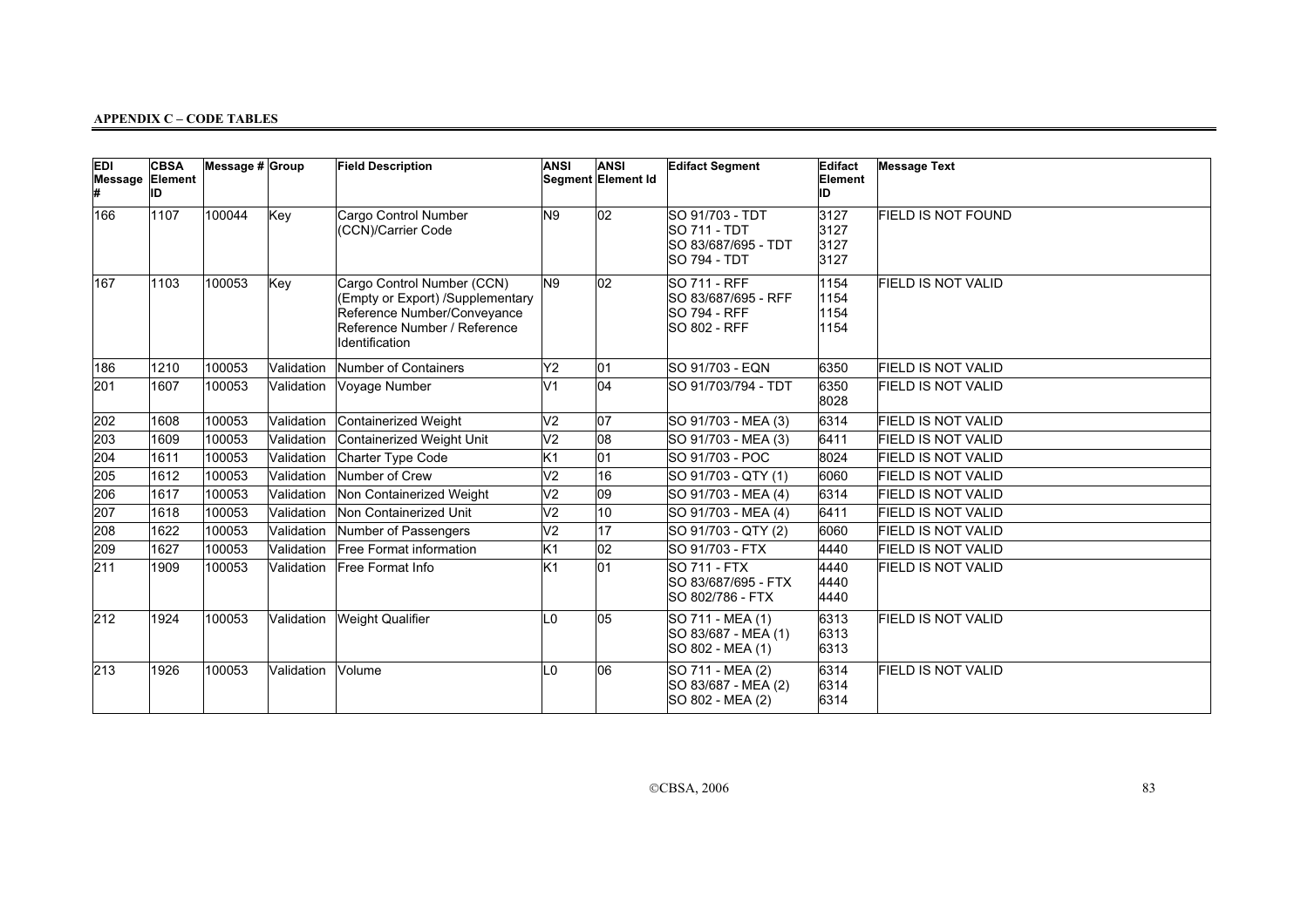**APPENDIX C – CODE TABLES**

| EDI Message # | CBSA Element ID | Message # | Group | Field Description | ANSI Segment | ANSI Element Id | Edifact Segment | Edifact Element ID | Message Text |
|---|---|---|---|---|---|---|---|---|---|
| 166 | 1107 | 100044 | Key | Cargo Control Number (CCN)/Carrier Code | N9 | 02 | SO 91/703 - TDT<br>SO 711 - TDT<br>SO 83/687/695 - TDT<br>SO 794 - TDT | 3127<br>3127<br>3127<br>3127 | FIELD IS NOT FOUND |
| 167 | 1103 | 100053 | Key | Cargo Control Number (CCN) (Empty or Export) /Supplementary Reference Number/Conveyance Reference Number / Reference Identification | N9 | 02 | SO 711 - RFF<br>SO 83/687/695 - RFF<br>SO 794 - RFF<br>SO 802 - RFF | 1154<br>1154<br>1154<br>1154 | FIELD IS NOT VALID |
| 186 | 1210 | 100053 | Validation | Number of Containers | Y2 | 01 | SO 91/703 - EQN | 6350 | FIELD IS NOT VALID |
| 201 | 1607 | 100053 | Validation | Voyage Number | V1 | 04 | SO 91/703/794 - TDT | 6350<br>8028 | FIELD IS NOT VALID |
| 202 | 1608 | 100053 | Validation | Containerized Weight | V2 | 07 | SO 91/703 - MEA (3) | 6314 | FIELD IS NOT VALID |
| 203 | 1609 | 100053 | Validation | Containerized Weight Unit | V2 | 08 | SO 91/703 - MEA (3) | 6411 | FIELD IS NOT VALID |
| 204 | 1611 | 100053 | Validation | Charter Type Code | K1 | 01 | SO 91/703 - POC | 8024 | FIELD IS NOT VALID |
| 205 | 1612 | 100053 | Validation | Number of Crew | V2 | 16 | SO 91/703 - QTY (1) | 6060 | FIELD IS NOT VALID |
| 206 | 1617 | 100053 | Validation | Non Containerized Weight | V2 | 09 | SO 91/703 - MEA (4) | 6314 | FIELD IS NOT VALID |
| 207 | 1618 | 100053 | Validation | Non Containerized Unit | V2 | 10 | SO 91/703 - MEA (4) | 6411 | FIELD IS NOT VALID |
| 208 | 1622 | 100053 | Validation | Number of Passengers | V2 | 17 | SO 91/703 - QTY (2) | 6060 | FIELD IS NOT VALID |
| 209 | 1627 | 100053 | Validation | Free Format information | K1 | 02 | SO 91/703 - FTX | 4440 | FIELD IS NOT VALID |
| 211 | 1909 | 100053 | Validation | Free Format Info | K1 | 01 | SO 711 - FTX<br>SO 83/687/695 - FTX<br>SO 802/786 - FTX | 4440<br>4440<br>4440 | FIELD IS NOT VALID |
| 212 | 1924 | 100053 | Validation | Weight Qualifier | L0 | 05 | SO 711 - MEA (1)<br>SO 83/687 - MEA (1)<br>SO 802 - MEA (1) | 6313<br>6313<br>6313 | FIELD IS NOT VALID |
| 213 | 1926 | 100053 | Validation | Volume | L0 | 06 | SO 711 - MEA (2)<br>SO 83/687 - MEA (2)<br>SO 802 - MEA (2) | 6314<br>6314<br>6314 | FIELD IS NOT VALID |

©CBSA, 2006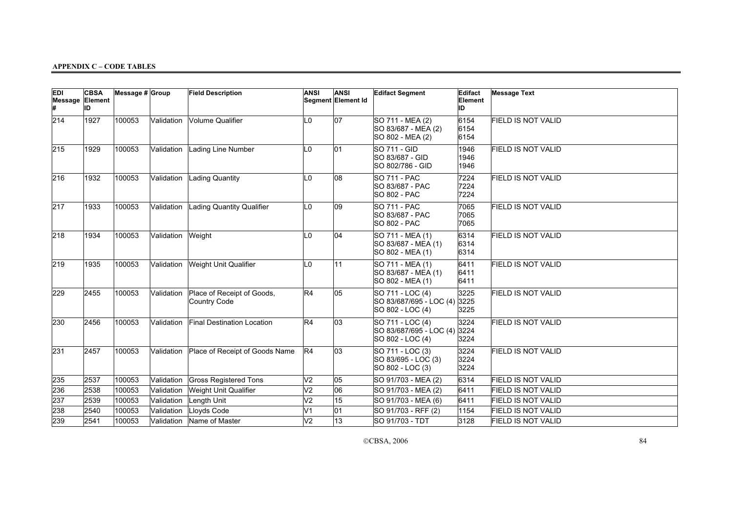**APPENDIX C – CODE TABLES**

| EDI Message # | CBSA Element ID | Message # | Group | Field Description | ANSI Segment | ANSI Element Id | Edifact Segment | Edifact Element ID | Message Text |
|---|---|---|---|---|---|---|---|---|---|
| 214 | 1927 | 100053 | Validation | Volume Qualifier | L0 | 07 | SO 711 - MEA (2)<br>SO 83/687 - MEA (2)<br>SO 802 - MEA (2) | 6154<br>6154<br>6154 | FIELD IS NOT VALID |
| 215 | 1929 | 100053 | Validation | Lading Line Number | L0 | 01 | SO 711 - GID<br>SO 83/687 - GID<br>SO 802/786 - GID | 1946<br>1946<br>1946 | FIELD IS NOT VALID |
| 216 | 1932 | 100053 | Validation | Lading Quantity | L0 | 08 | SO 711 - PAC<br>SO 83/687 - PAC<br>SO 802 - PAC | 7224<br>7224<br>7224 | FIELD IS NOT VALID |
| 217 | 1933 | 100053 | Validation | Lading Quantity Qualifier | L0 | 09 | SO 711 - PAC<br>SO 83/687 - PAC<br>SO 802 - PAC | 7065<br>7065<br>7065 | FIELD IS NOT VALID |
| 218 | 1934 | 100053 | Validation | Weight | L0 | 04 | SO 711 - MEA (1)<br>SO 83/687 - MEA (1)<br>SO 802 - MEA (1) | 6314<br>6314<br>6314 | FIELD IS NOT VALID |
| 219 | 1935 | 100053 | Validation | Weight Unit Qualifier | L0 | 11 | SO 711 - MEA (1)<br>SO 83/687 - MEA (1)<br>SO 802 - MEA (1) | 6411<br>6411<br>6411 | FIELD IS NOT VALID |
| 229 | 2455 | 100053 | Validation | Place of Receipt of Goods, Country Code | R4 | 05 | SO 711 - LOC (4)<br>SO 83/687/695 - LOC (4)<br>SO 802 - LOC (4) | 3225<br>3225<br>3225 | FIELD IS NOT VALID |
| 230 | 2456 | 100053 | Validation | Final Destination Location | R4 | 03 | SO 711 - LOC (4)<br>SO 83/687/695 - LOC (4)<br>SO 802 - LOC (4) | 3224<br>3224<br>3224 | FIELD IS NOT VALID |
| 231 | 2457 | 100053 | Validation | Place of Receipt of Goods Name | R4 | 03 | SO 711 - LOC (3)<br>SO 83/695 - LOC (3)<br>SO 802 - LOC (3) | 3224<br>3224<br>3224 | FIELD IS NOT VALID |
| 235 | 2537 | 100053 | Validation | Gross Registered Tons | V2 | 05 | SO 91/703 - MEA (2) | 6314 | FIELD IS NOT VALID |
| 236 | 2538 | 100053 | Validation | Weight Unit Qualifier | V2 | 06 | SO 91/703 - MEA (2) | 6411 | FIELD IS NOT VALID |
| 237 | 2539 | 100053 | Validation | Length Unit | V2 | 15 | SO 91/703 - MEA (6) | 6411 | FIELD IS NOT VALID |
| 238 | 2540 | 100053 | Validation | Lloyds Code | V1 | 01 | SO 91/703 - RFF (2) | 1154 | FIELD IS NOT VALID |
| 239 | 2541 | 100053 | Validation | Name of Master | V2 | 13 | SO 91/703 - TDT | 3128 | FIELD IS NOT VALID |

©CBSA, 2006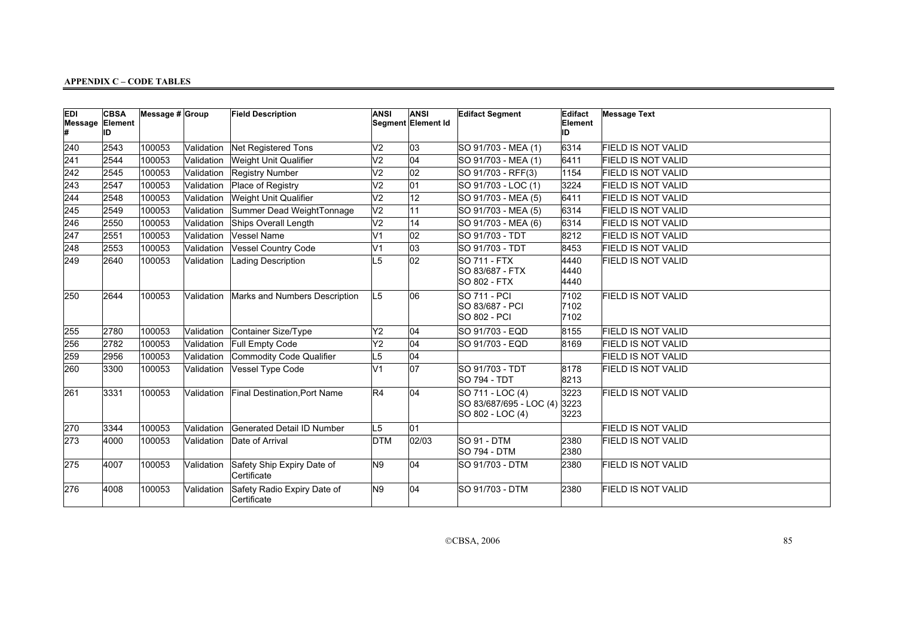**APPENDIX C – CODE TABLES**

| EDI Message # | CBSA Element ID | Message # | Group | Field Description | ANSI Segment | ANSI Element Id | Edifact Segment | Edifact Element ID | Message Text |
|---|---|---|---|---|---|---|---|---|---|
| 240 | 2543 | 100053 | Validation | Net Registered Tons | V2 | 03 | SO 91/703 - MEA (1) | 6314 | FIELD IS NOT VALID |
| 241 | 2544 | 100053 | Validation | Weight Unit Qualifier | V2 | 04 | SO 91/703 - MEA (1) | 6411 | FIELD IS NOT VALID |
| 242 | 2545 | 100053 | Validation | Registry Number | V2 | 02 | SO 91/703 - RFF(3) | 1154 | FIELD IS NOT VALID |
| 243 | 2547 | 100053 | Validation | Place of Registry | V2 | 01 | SO 91/703 - LOC (1) | 3224 | FIELD IS NOT VALID |
| 244 | 2548 | 100053 | Validation | Weight Unit Qualifier | V2 | 12 | SO 91/703 - MEA (5) | 6411 | FIELD IS NOT VALID |
| 245 | 2549 | 100053 | Validation | Summer Dead WeightTonnage | V2 | 11 | SO 91/703 - MEA (5) | 6314 | FIELD IS NOT VALID |
| 246 | 2550 | 100053 | Validation | Ships Overall Length | V2 | 14 | SO 91/703 - MEA (6) | 6314 | FIELD IS NOT VALID |
| 247 | 2551 | 100053 | Validation | Vessel Name | V1 | 02 | SO 91/703 - TDT | 8212 | FIELD IS NOT VALID |
| 248 | 2553 | 100053 | Validation | Vessel Country Code | V1 | 03 | SO 91/703 - TDT | 8453 | FIELD IS NOT VALID |
| 249 | 2640 | 100053 | Validation | Lading Description | L5 | 02 | SO 711 - FTX<br>SO 83/687 - FTX<br>SO 802 - FTX | 4440<br>4440<br>4440 | FIELD IS NOT VALID |
| 250 | 2644 | 100053 | Validation | Marks and Numbers Description | L5 | 06 | SO 711 - PCI<br>SO 83/687 - PCI<br>SO 802 - PCI | 7102<br>7102<br>7102 | FIELD IS NOT VALID |
| 255 | 2780 | 100053 | Validation | Container Size/Type | Y2 | 04 | SO 91/703 - EQD | 8155 | FIELD IS NOT VALID |
| 256 | 2782 | 100053 | Validation | Full Empty Code | Y2 | 04 | SO 91/703 - EQD | 8169 | FIELD IS NOT VALID |
| 259 | 2956 | 100053 | Validation | Commodity Code Qualifier | L5 | 04 | | | FIELD IS NOT VALID |
| 260 | 3300 | 100053 | Validation | Vessel Type Code | V1 | 07 | SO 91/703 - TDT<br>SO 794 - TDT | 8178<br>8213 | FIELD IS NOT VALID |
| 261 | 3331 | 100053 | Validation | Final Destination,Port Name | R4 | 04 | SO 711 - LOC (4)<br>SO 83/687/695 - LOC (4)<br>SO 802 - LOC (4) | 3223<br>3223<br>3223 | FIELD IS NOT VALID |
| 270 | 3344 | 100053 | Validation | Generated Detail ID Number | L5 | 01 | | | FIELD IS NOT VALID |
| 273 | 4000 | 100053 | Validation | Date of Arrival | DTM | 02/03 | SO 91 - DTM<br>SO 794 - DTM | 2380<br>2380 | FIELD IS NOT VALID |
| 275 | 4007 | 100053 | Validation | Safety Ship Expiry Date of Certificate | N9 | 04 | SO 91/703 - DTM | 2380 | FIELD IS NOT VALID |
| 276 | 4008 | 100053 | Validation | Safety Radio Expiry Date of Certificate | N9 | 04 | SO 91/703 - DTM | 2380 | FIELD IS NOT VALID |

©CBSA, 2006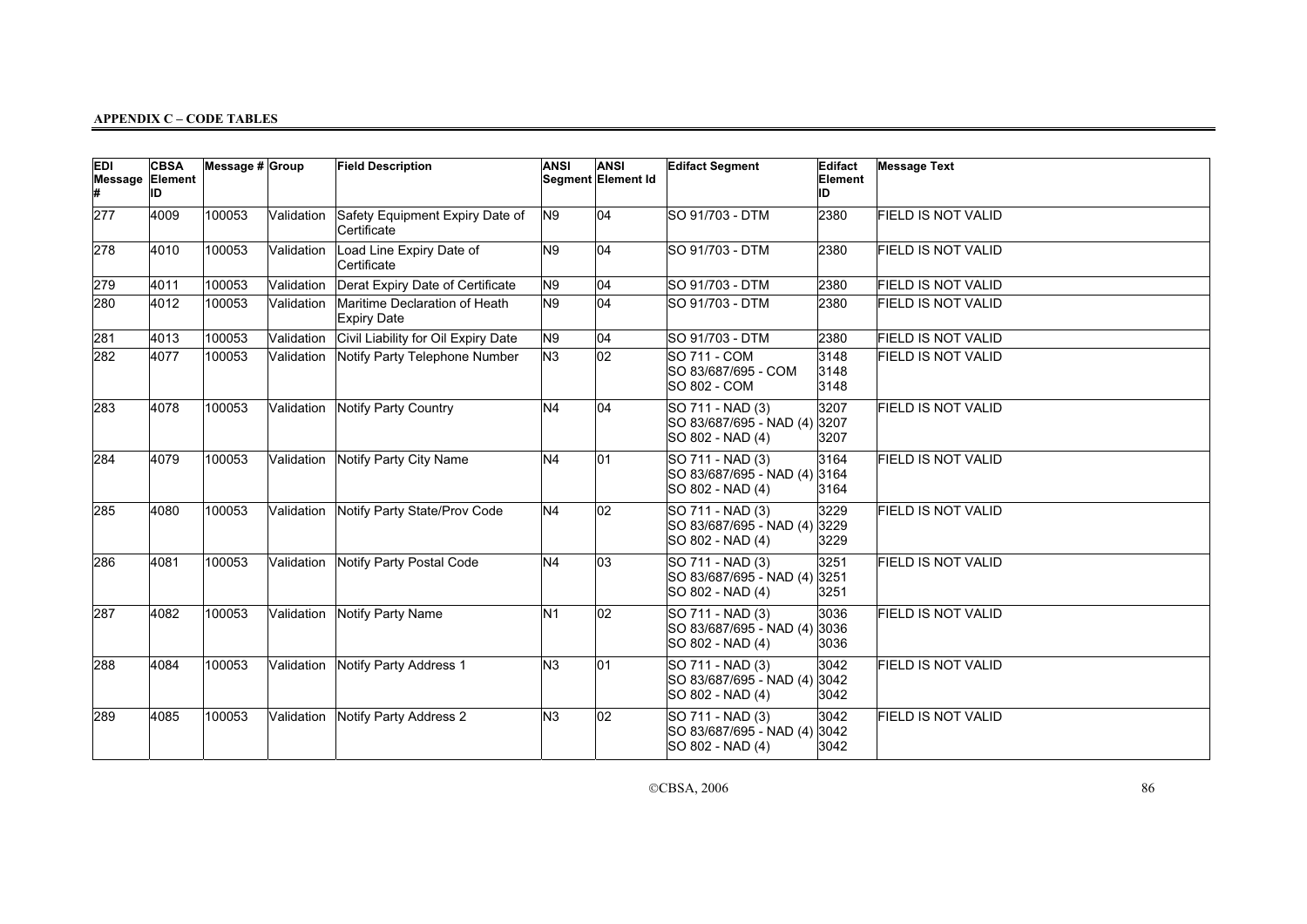**APPENDIX C – CODE TABLES**

| EDI Message # | CBSA Element ID | Message # | Group | Field Description | ANSI Segment | ANSI Element Id | Edifact Segment | Edifact Element ID | Message Text |
|---|---|---|---|---|---|---|---|---|---|
| 277 | 4009 | 100053 | Validation | Safety Equipment Expiry Date of Certificate | N9 | 04 | SO 91/703 - DTM | 2380 | FIELD IS NOT VALID |
| 278 | 4010 | 100053 | Validation | Load Line Expiry Date of Certificate | N9 | 04 | SO 91/703 - DTM | 2380 | FIELD IS NOT VALID |
| 279 | 4011 | 100053 | Validation | Derat Expiry Date of Certificate | N9 | 04 | SO 91/703 - DTM | 2380 | FIELD IS NOT VALID |
| 280 | 4012 | 100053 | Validation | Maritime Declaration of Heath Expiry Date | N9 | 04 | SO 91/703 - DTM | 2380 | FIELD IS NOT VALID |
| 281 | 4013 | 100053 | Validation | Civil Liability for Oil Expiry Date | N9 | 04 | SO 91/703 - DTM | 2380 | FIELD IS NOT VALID |
| 282 | 4077 | 100053 | Validation | Notify Party Telephone Number | N3 | 02 | SO 711 - COM<br>SO 83/687/695 - COM<br>SO 802 - COM | 3148<br>3148<br>3148 | FIELD IS NOT VALID |
| 283 | 4078 | 100053 | Validation | Notify Party Country | N4 | 04 | SO 711 - NAD (3)<br>SO 83/687/695 - NAD (4)<br>SO 802 - NAD (4) | 3207<br>3207<br>3207 | FIELD IS NOT VALID |
| 284 | 4079 | 100053 | Validation | Notify Party City Name | N4 | 01 | SO 711 - NAD (3)<br>SO 83/687/695 - NAD (4)<br>SO 802 - NAD (4) | 3164<br>3164<br>3164 | FIELD IS NOT VALID |
| 285 | 4080 | 100053 | Validation | Notify Party State/Prov Code | N4 | 02 | SO 711 - NAD (3)<br>SO 83/687/695 - NAD (4)<br>SO 802 - NAD (4) | 3229<br>3229<br>3229 | FIELD IS NOT VALID |
| 286 | 4081 | 100053 | Validation | Notify Party Postal Code | N4 | 03 | SO 711 - NAD (3)<br>SO 83/687/695 - NAD (4)<br>SO 802 - NAD (4) | 3251<br>3251<br>3251 | FIELD IS NOT VALID |
| 287 | 4082 | 100053 | Validation | Notify Party Name | N1 | 02 | SO 711 - NAD (3)<br>SO 83/687/695 - NAD (4)<br>SO 802 - NAD (4) | 3036<br>3036<br>3036 | FIELD IS NOT VALID |
| 288 | 4084 | 100053 | Validation | Notify Party Address 1 | N3 | 01 | SO 711 - NAD (3)<br>SO 83/687/695 - NAD (4)<br>SO 802 - NAD (4) | 3042<br>3042<br>3042 | FIELD IS NOT VALID |
| 289 | 4085 | 100053 | Validation | Notify Party Address 2 | N3 | 02 | SO 711 - NAD (3)<br>SO 83/687/695 - NAD (4)<br>SO 802 - NAD (4) | 3042<br>3042<br>3042 | FIELD IS NOT VALID |

©CBSA, 2006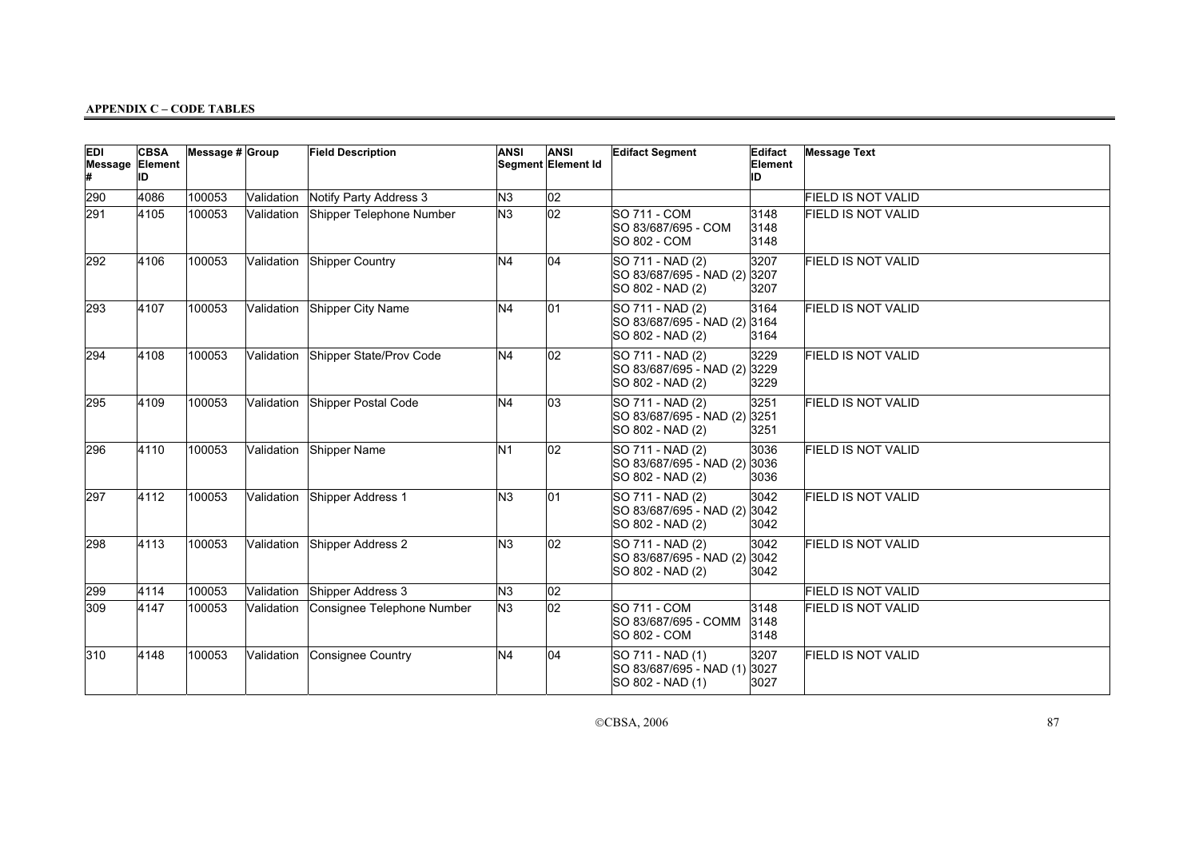**APPENDIX C – CODE TABLES**

| EDI Message # | CBSA Element ID | Message # | Group | Field Description | ANSI Segment | ANSI Element Id | Edifact Segment | Edifact Element ID | Message Text |
|---|---|---|---|---|---|---|---|---|---|
| 290 | 4086 | 100053 | Validation | Notify Party Address 3 | N3 | 02 | | | FIELD IS NOT VALID |
| 291 | 4105 | 100053 | Validation | Shipper Telephone Number | N3 | 02 | SO 711 - COM<br>SO 83/687/695 - COM<br>SO 802 - COM | 3148<br>3148<br>3148 | FIELD IS NOT VALID |
| 292 | 4106 | 100053 | Validation | Shipper Country | N4 | 04 | SO 711 - NAD (2)<br>SO 83/687/695 - NAD (2)<br>SO 802 - NAD (2) | 3207<br>3207<br>3207 | FIELD IS NOT VALID |
| 293 | 4107 | 100053 | Validation | Shipper City Name | N4 | 01 | SO 711 - NAD (2)<br>SO 83/687/695 - NAD (2)<br>SO 802 - NAD (2) | 3164<br>3164<br>3164 | FIELD IS NOT VALID |
| 294 | 4108 | 100053 | Validation | Shipper State/Prov Code | N4 | 02 | SO 711 - NAD (2)<br>SO 83/687/695 - NAD (2)<br>SO 802 - NAD (2) | 3229<br>3229<br>3229 | FIELD IS NOT VALID |
| 295 | 4109 | 100053 | Validation | Shipper Postal Code | N4 | 03 | SO 711 - NAD (2)<br>SO 83/687/695 - NAD (2)<br>SO 802 - NAD (2) | 3251<br>3251<br>3251 | FIELD IS NOT VALID |
| 296 | 4110 | 100053 | Validation | Shipper Name | N1 | 02 | SO 711 - NAD (2)<br>SO 83/687/695 - NAD (2)<br>SO 802 - NAD (2) | 3036<br>3036<br>3036 | FIELD IS NOT VALID |
| 297 | 4112 | 100053 | Validation | Shipper Address 1 | N3 | 01 | SO 711 - NAD (2)<br>SO 83/687/695 - NAD (2)<br>SO 802 - NAD (2) | 3042<br>3042<br>3042 | FIELD IS NOT VALID |
| 298 | 4113 | 100053 | Validation | Shipper Address 2 | N3 | 02 | SO 711 - NAD (2)<br>SO 83/687/695 - NAD (2)<br>SO 802 - NAD (2) | 3042<br>3042<br>3042 | FIELD IS NOT VALID |
| 299 | 4114 | 100053 | Validation | Shipper Address 3 | N3 | 02 | | | FIELD IS NOT VALID |
| 309 | 4147 | 100053 | Validation | Consignee Telephone Number | N3 | 02 | SO 711 - COM<br>SO 83/687/695 - COMM<br>SO 802 - COM | 3148<br>3148<br>3148 | FIELD IS NOT VALID |
| 310 | 4148 | 100053 | Validation | Consignee Country | N4 | 04 | SO 711 - NAD (1)<br>SO 83/687/695 - NAD (1)<br>SO 802 - NAD (1) | 3207<br>3027<br>3027 | FIELD IS NOT VALID |

©CBSA, 2006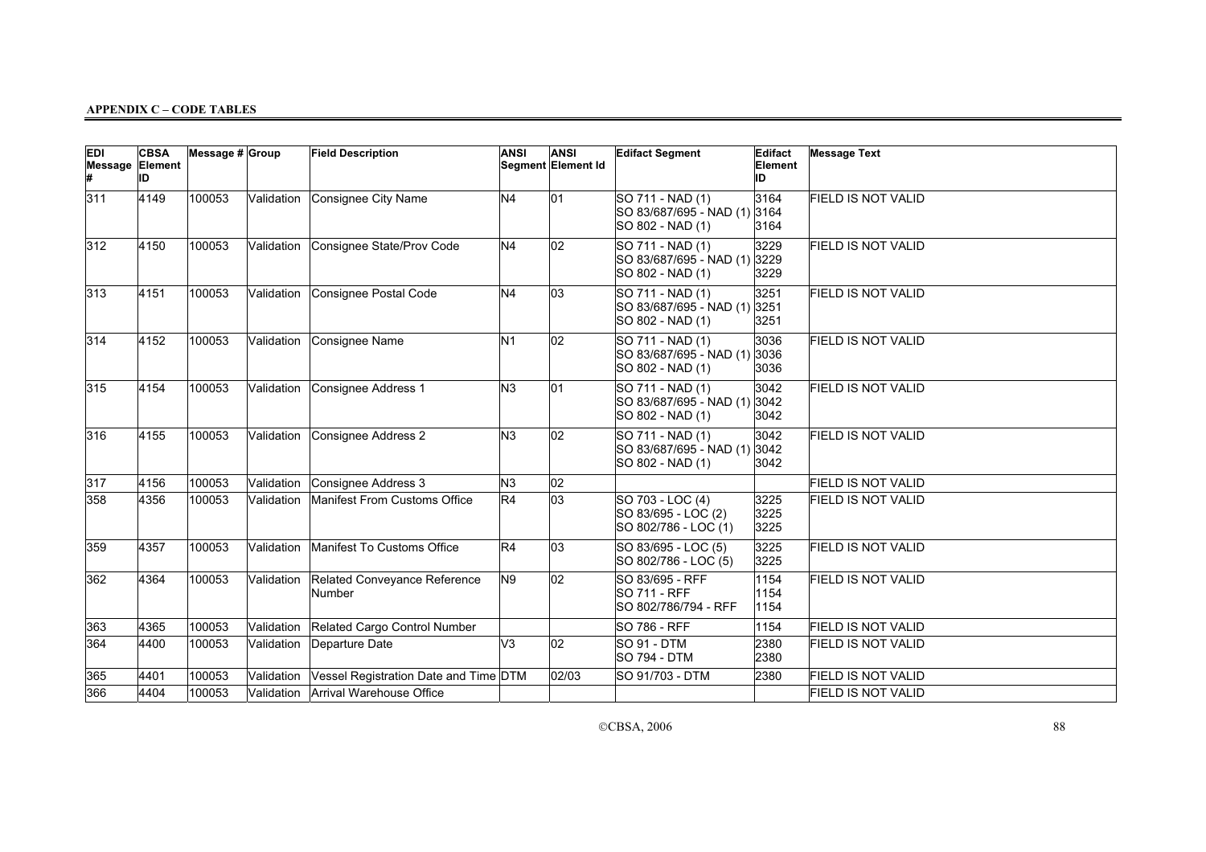**APPENDIX C – CODE TABLES**

| EDI Message # | CBSA Element ID | Message # | Group | Field Description | ANSI Segment | ANSI Element Id | Edifact Segment | Edifact Element ID | Message Text |
|---|---|---|---|---|---|---|---|---|---|
| 311 | 4149 | 100053 | Validation | Consignee City Name | N4 | 01 | SO 711 - NAD (1)<br>SO 83/687/695 - NAD (1)<br>SO 802 - NAD (1) | 3164<br>3164<br>3164 | FIELD IS NOT VALID |
| 312 | 4150 | 100053 | Validation | Consignee State/Prov Code | N4 | 02 | SO 711 - NAD (1)<br>SO 83/687/695 - NAD (1)<br>SO 802 - NAD (1) | 3229<br>3229<br>3229 | FIELD IS NOT VALID |
| 313 | 4151 | 100053 | Validation | Consignee Postal Code | N4 | 03 | SO 711 - NAD (1)<br>SO 83/687/695 - NAD (1)<br>SO 802 - NAD (1) | 3251<br>3251<br>3251 | FIELD IS NOT VALID |
| 314 | 4152 | 100053 | Validation | Consignee Name | N1 | 02 | SO 711 - NAD (1)<br>SO 83/687/695 - NAD (1)<br>SO 802 - NAD (1) | 3036<br>3036<br>3036 | FIELD IS NOT VALID |
| 315 | 4154 | 100053 | Validation | Consignee Address 1 | N3 | 01 | SO 711 - NAD (1)<br>SO 83/687/695 - NAD (1)<br>SO 802 - NAD (1) | 3042<br>3042<br>3042 | FIELD IS NOT VALID |
| 316 | 4155 | 100053 | Validation | Consignee Address 2 | N3 | 02 | SO 711 - NAD (1)<br>SO 83/687/695 - NAD (1)<br>SO 802 - NAD (1) | 3042<br>3042<br>3042 | FIELD IS NOT VALID |
| 317 | 4156 | 100053 | Validation | Consignee Address 3 | N3 | 02 | | | FIELD IS NOT VALID |
| 358 | 4356 | 100053 | Validation | Manifest From Customs Office | R4 | 03 | SO 703 - LOC (4)<br>SO 83/695 - LOC (2)<br>SO 802/786 - LOC (1) | 3225<br>3225<br>3225 | FIELD IS NOT VALID |
| 359 | 4357 | 100053 | Validation | Manifest To Customs Office | R4 | 03 | SO 83/695 - LOC (5)<br>SO 802/786 - LOC (5) | 3225<br>3225 | FIELD IS NOT VALID |
| 362 | 4364 | 100053 | Validation | Related Conveyance Reference Number | N9 | 02 | SO 83/695 - RFF<br>SO 711 - RFF<br>SO 802/786/794 - RFF | 1154<br>1154<br>1154 | FIELD IS NOT VALID |
| 363 | 4365 | 100053 | Validation | Related Cargo Control Number | | | SO 786 - RFF | 1154 | FIELD IS NOT VALID |
| 364 | 4400 | 100053 | Validation | Departure Date | V3 | 02 | SO 91 - DTM<br>SO 794 - DTM | 2380<br>2380 | FIELD IS NOT VALID |
| 365 | 4401 | 100053 | Validation | Vessel Registration Date and Time | DTM | 02/03 | SO 91/703 - DTM | 2380 | FIELD IS NOT VALID |
| 366 | 4404 | 100053 | Validation | Arrival Warehouse Office | | | | | FIELD IS NOT VALID |

©CBSA, 2006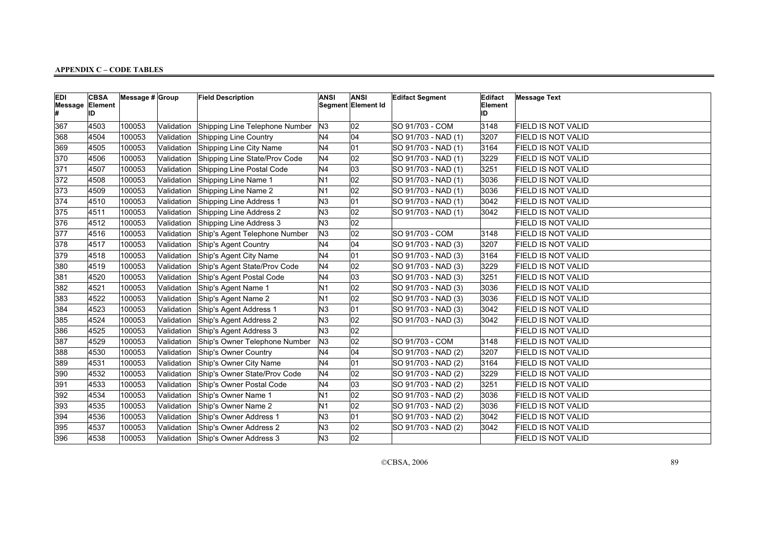**APPENDIX C – CODE TABLES**

| EDI Message # | CBSA Element ID | Message # | Group | Field Description | ANSI Segment | ANSI Element Id | Edifact Segment | Edifact Element ID | Message Text |
|---|---|---|---|---|---|---|---|---|---|
| 367 | 4503 | 100053 | Validation | Shipping Line Telephone Number | N3 | 02 | SO 91/703 - COM | 3148 | FIELD IS NOT VALID |
| 368 | 4504 | 100053 | Validation | Shipping Line Country | N4 | 04 | SO 91/703 - NAD (1) | 3207 | FIELD IS NOT VALID |
| 369 | 4505 | 100053 | Validation | Shipping Line City Name | N4 | 01 | SO 91/703 - NAD (1) | 3164 | FIELD IS NOT VALID |
| 370 | 4506 | 100053 | Validation | Shipping Line State/Prov Code | N4 | 02 | SO 91/703 - NAD (1) | 3229 | FIELD IS NOT VALID |
| 371 | 4507 | 100053 | Validation | Shipping Line Postal Code | N4 | 03 | SO 91/703 - NAD (1) | 3251 | FIELD IS NOT VALID |
| 372 | 4508 | 100053 | Validation | Shipping Line Name 1 | N1 | 02 | SO 91/703 - NAD (1) | 3036 | FIELD IS NOT VALID |
| 373 | 4509 | 100053 | Validation | Shipping Line Name 2 | N1 | 02 | SO 91/703 - NAD (1) | 3036 | FIELD IS NOT VALID |
| 374 | 4510 | 100053 | Validation | Shipping Line Address 1 | N3 | 01 | SO 91/703 - NAD (1) | 3042 | FIELD IS NOT VALID |
| 375 | 4511 | 100053 | Validation | Shipping Line Address 2 | N3 | 02 | SO 91/703 - NAD (1) | 3042 | FIELD IS NOT VALID |
| 376 | 4512 | 100053 | Validation | Shipping Line Address 3 | N3 | 02 | | | FIELD IS NOT VALID |
| 377 | 4516 | 100053 | Validation | Ship's Agent Telephone Number | N3 | 02 | SO 91/703 - COM | 3148 | FIELD IS NOT VALID |
| 378 | 4517 | 100053 | Validation | Ship's Agent Country | N4 | 04 | SO 91/703 - NAD (3) | 3207 | FIELD IS NOT VALID |
| 379 | 4518 | 100053 | Validation | Ship's Agent City Name | N4 | 01 | SO 91/703 - NAD (3) | 3164 | FIELD IS NOT VALID |
| 380 | 4519 | 100053 | Validation | Ship's Agent State/Prov Code | N4 | 02 | SO 91/703 - NAD (3) | 3229 | FIELD IS NOT VALID |
| 381 | 4520 | 100053 | Validation | Ship's Agent Postal Code | N4 | 03 | SO 91/703 - NAD (3) | 3251 | FIELD IS NOT VALID |
| 382 | 4521 | 100053 | Validation | Ship's Agent Name 1 | N1 | 02 | SO 91/703 - NAD (3) | 3036 | FIELD IS NOT VALID |
| 383 | 4522 | 100053 | Validation | Ship's Agent Name 2 | N1 | 02 | SO 91/703 - NAD (3) | 3036 | FIELD IS NOT VALID |
| 384 | 4523 | 100053 | Validation | Ship's Agent Address 1 | N3 | 01 | SO 91/703 - NAD (3) | 3042 | FIELD IS NOT VALID |
| 385 | 4524 | 100053 | Validation | Ship's Agent Address 2 | N3 | 02 | SO 91/703 - NAD (3) | 3042 | FIELD IS NOT VALID |
| 386 | 4525 | 100053 | Validation | Ship's Agent Address 3 | N3 | 02 | | | FIELD IS NOT VALID |
| 387 | 4529 | 100053 | Validation | Ship's Owner Telephone Number | N3 | 02 | SO 91/703 - COM | 3148 | FIELD IS NOT VALID |
| 388 | 4530 | 100053 | Validation | Ship's Owner Country | N4 | 04 | SO 91/703 - NAD (2) | 3207 | FIELD IS NOT VALID |
| 389 | 4531 | 100053 | Validation | Ship's Owner City Name | N4 | 01 | SO 91/703 - NAD (2) | 3164 | FIELD IS NOT VALID |
| 390 | 4532 | 100053 | Validation | Ship's Owner State/Prov Code | N4 | 02 | SO 91/703 - NAD (2) | 3229 | FIELD IS NOT VALID |
| 391 | 4533 | 100053 | Validation | Ship's Owner Postal Code | N4 | 03 | SO 91/703 - NAD (2) | 3251 | FIELD IS NOT VALID |
| 392 | 4534 | 100053 | Validation | Ship's Owner Name 1 | N1 | 02 | SO 91/703 - NAD (2) | 3036 | FIELD IS NOT VALID |
| 393 | 4535 | 100053 | Validation | Ship's Owner Name 2 | N1 | 02 | SO 91/703 - NAD (2) | 3036 | FIELD IS NOT VALID |
| 394 | 4536 | 100053 | Validation | Ship's Owner Address 1 | N3 | 01 | SO 91/703 - NAD (2) | 3042 | FIELD IS NOT VALID |
| 395 | 4537 | 100053 | Validation | Ship's Owner Address 2 | N3 | 02 | SO 91/703 - NAD (2) | 3042 | FIELD IS NOT VALID |
| 396 | 4538 | 100053 | Validation | Ship's Owner Address 3 | N3 | 02 | | | FIELD IS NOT VALID |

©CBSA, 2006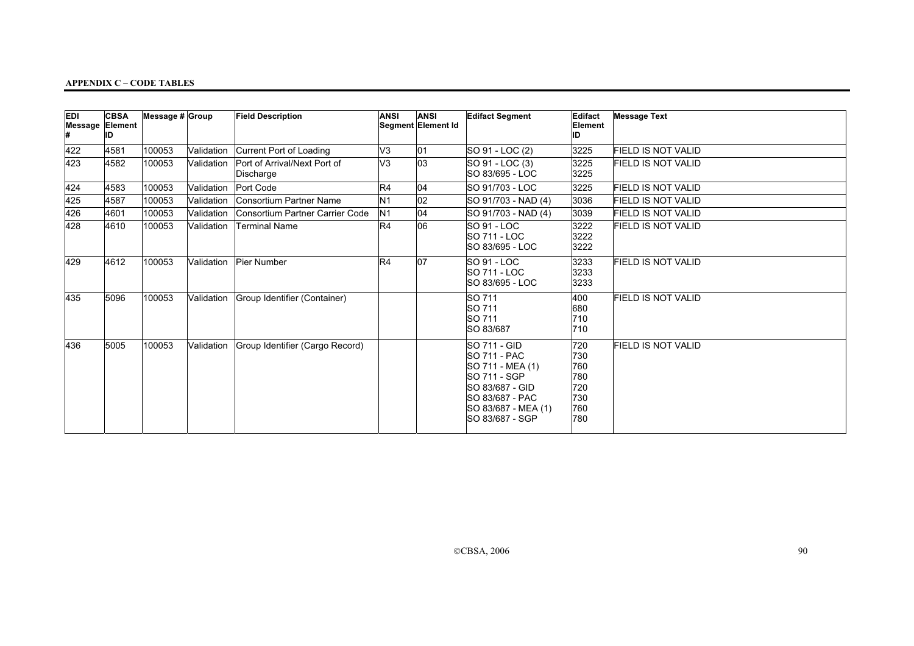**APPENDIX C – CODE TABLES**

| EDI Message # | CBSA Element ID | Message # | Group | Field Description | ANSI | ANSI Segment Element Id | Edifact Segment | Edifact Element ID | Message Text |
|---|---|---|---|---|---|---|---|---|---|
| 422 | 4581 | 100053 | Validation | Current Port of Loading | V3 | 01 | SO 91 - LOC (2) | 3225 | FIELD IS NOT VALID |
| 423 | 4582 | 100053 | Validation | Port of Arrival/Next Port of Discharge | V3 | 03 | SO 91 - LOC (3)<br>SO 83/695 - LOC | 3225<br>3225 | FIELD IS NOT VALID |
| 424 | 4583 | 100053 | Validation | Port Code | R4 | 04 | SO 91/703 - LOC | 3225 | FIELD IS NOT VALID |
| 425 | 4587 | 100053 | Validation | Consortium Partner Name | N1 | 02 | SO 91/703 - NAD (4) | 3036 | FIELD IS NOT VALID |
| 426 | 4601 | 100053 | Validation | Consortium Partner Carrier Code | N1 | 04 | SO 91/703 - NAD (4) | 3039 | FIELD IS NOT VALID |
| 428 | 4610 | 100053 | Validation | Terminal Name | R4 | 06 | SO 91 - LOC<br>SO 711 - LOC<br>SO 83/695 - LOC | 3222<br>3222<br>3222 | FIELD IS NOT VALID |
| 429 | 4612 | 100053 | Validation | Pier Number | R4 | 07 | SO 91 - LOC<br>SO 711 - LOC<br>SO 83/695 - LOC | 3233<br>3233<br>3233 | FIELD IS NOT VALID |
| 435 | 5096 | 100053 | Validation | Group Identifier (Container) | | | SO 711<br>SO 711<br>SO 711<br>SO 83/687 | 400<br>680<br>710<br>710 | FIELD IS NOT VALID |
| 436 | 5005 | 100053 | Validation | Group Identifier (Cargo Record) | | | SO 711 - GID<br>SO 711 - PAC<br>SO 711 - MEA (1)<br>SO 711 - SGP<br>SO 83/687 - GID<br>SO 83/687 - PAC<br>SO 83/687 - MEA (1)<br>SO 83/687 - SGP | 720<br>730<br>760<br>780<br>720<br>730<br>760<br>780 | FIELD IS NOT VALID |

©CBSA, 2006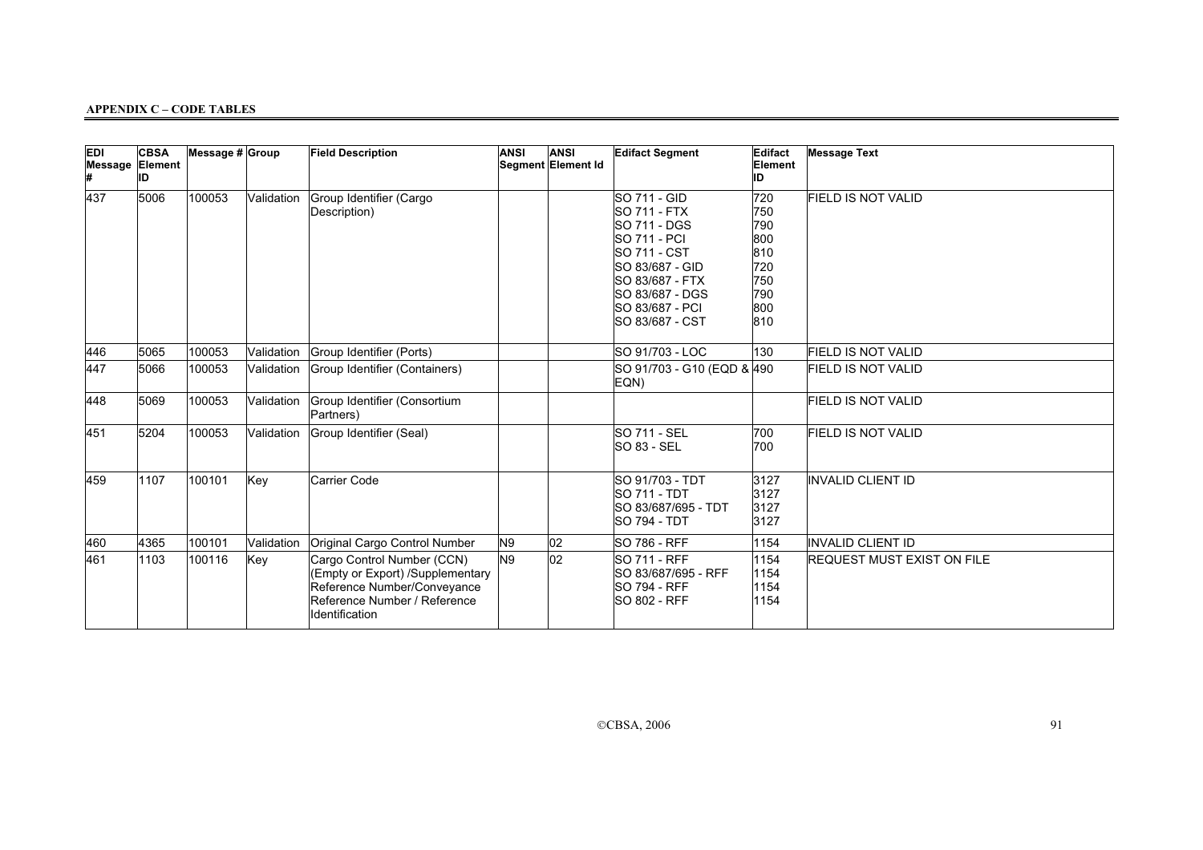**APPENDIX C – CODE TABLES**

| EDI Message # | CBSA Element ID | Message # | Group | Field Description | ANSI Segment | ANSI Element Id | Edifact Segment | Edifact Element ID | Message Text |
|---|---|---|---|---|---|---|---|---|---|
| 437 | 5006 | 100053 | Validation | Group Identifier (Cargo Description) | | | SO 711 - GID<br>SO 711 - FTX<br>SO 711 - DGS<br>SO 711 - PCI<br>SO 711 - CST<br>SO 83/687 - GID<br>SO 83/687 - FTX<br>SO 83/687 - DGS<br>SO 83/687 - PCI<br>SO 83/687 - CST | 720<br>750<br>790<br>800<br>810<br>720<br>750<br>790<br>800<br>810 | FIELD IS NOT VALID |
| 446 | 5065 | 100053 | Validation | Group Identifier (Ports) | | | SO 91/703 - LOC | 130 | FIELD IS NOT VALID |
| 447 | 5066 | 100053 | Validation | Group Identifier (Containers) | | | SO 91/703 - G10 (EQD & EQN) | 490 | FIELD IS NOT VALID |
| 448 | 5069 | 100053 | Validation | Group Identifier (Consortium Partners) | | | | | FIELD IS NOT VALID |
| 451 | 5204 | 100053 | Validation | Group Identifier (Seal) | | | SO 711 - SEL<br>SO 83 - SEL | 700<br>700 | FIELD IS NOT VALID |
| 459 | 1107 | 100101 | Key | Carrier Code | | | SO 91/703 - TDT<br>SO 711 - TDT<br>SO 83/687/695 - TDT<br>SO 794 - TDT | 3127<br>3127<br>3127<br>3127 | INVALID CLIENT ID |
| 460 | 4365 | 100101 | Validation | Original Cargo Control Number | N9 | 02 | SO 786 - RFF | 1154 | INVALID CLIENT ID |
| 461 | 1103 | 100116 | Key | Cargo Control Number (CCN) (Empty or Export) /Supplementary Reference Number/Conveyance Reference Number / Reference Identification | N9 | 02 | SO 711 - RFF<br>SO 83/687/695 - RFF<br>SO 794 - RFF<br>SO 802 - RFF | 1154<br>1154<br>1154<br>1154 | REQUEST MUST EXIST ON FILE |

©CBSA, 2006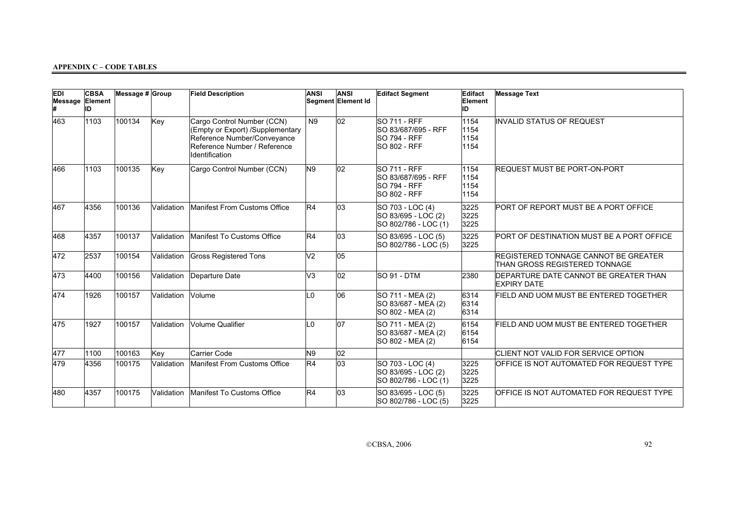**APPENDIX C – CODE TABLES**

| EDI Message # | CBSA Element ID | Message # | Group | Field Description | ANSI Segment | ANSI Element Id | Edifact Segment | Edifact Element ID | Message Text |
|---|---|---|---|---|---|---|---|---|---|
| 463 | 1103 | 100134 | Key | Cargo Control Number (CCN) (Empty or Export) /Supplementary Reference Number/Conveyance Reference Number / Reference Identification | N9 | 02 | SO 711 - RFF<br>SO 83/687/695 - RFF<br>SO 794 - RFF<br>SO 802 - RFF | 1154<br>1154<br>1154<br>1154 | INVALID STATUS OF REQUEST |
| 466 | 1103 | 100135 | Key | Cargo Control Number (CCN) | N9 | 02 | SO 711 - RFF<br>SO 83/687/695 - RFF<br>SO 794 - RFF<br>SO 802 - RFF | 1154<br>1154<br>1154<br>1154 | REQUEST MUST BE PORT-ON-PORT |
| 467 | 4356 | 100136 | Validation | Manifest From Customs Office | R4 | 03 | SO 703 - LOC (4)<br>SO 83/695 - LOC (2)<br>SO 802/786 - LOC (1) | 3225<br>3225<br>3225 | PORT OF REPORT MUST BE A PORT OFFICE |
| 468 | 4357 | 100137 | Validation | Manifest To Customs Office | R4 | 03 | SO 83/695 - LOC (5)<br>SO 802/786 - LOC (5) | 3225<br>3225 | PORT OF DESTINATION MUST BE A PORT OFFICE |
| 472 | 2537 | 100154 | Validation | Gross Registered Tons | V2 | 05 | | | REGISTERED TONNAGE CANNOT BE GREATER THAN GROSS REGISTERED TONNAGE |
| 473 | 4400 | 100156 | Validation | Departure Date | V3 | 02 | SO 91 - DTM | 2380 | DEPARTURE DATE CANNOT BE GREATER THAN EXPIRY DATE |
| 474 | 1926 | 100157 | Validation | Volume | L0 | 06 | SO 711 - MEA (2)<br>SO 83/687 - MEA (2)<br>SO 802 - MEA (2) | 6314<br>6314<br>6314 | FIELD AND UOM MUST BE ENTERED TOGETHER |
| 475 | 1927 | 100157 | Validation | Volume Qualifier | L0 | 07 | SO 711 - MEA (2)<br>SO 83/687 - MEA (2)<br>SO 802 - MEA (2) | 6154<br>6154<br>6154 | FIELD AND UOM MUST BE ENTERED TOGETHER |
| 477 | 1100 | 100163 | Key | Carrier Code | N9 | 02 | | | CLIENT NOT VALID FOR SERVICE OPTION |
| 479 | 4356 | 100175 | Validation | Manifest From Customs Office | R4 | 03 | SO 703 - LOC (4)<br>SO 83/695 - LOC (2)<br>SO 802/786 - LOC (1) | 3225<br>3225<br>3225 | OFFICE IS NOT AUTOMATED FOR REQUEST TYPE |
| 480 | 4357 | 100175 | Validation | Manifest To Customs Office | R4 | 03 | SO 83/695 - LOC (5)<br>SO 802/786 - LOC (5) | 3225<br>3225 | OFFICE IS NOT AUTOMATED FOR REQUEST TYPE |

©CBSA, 2006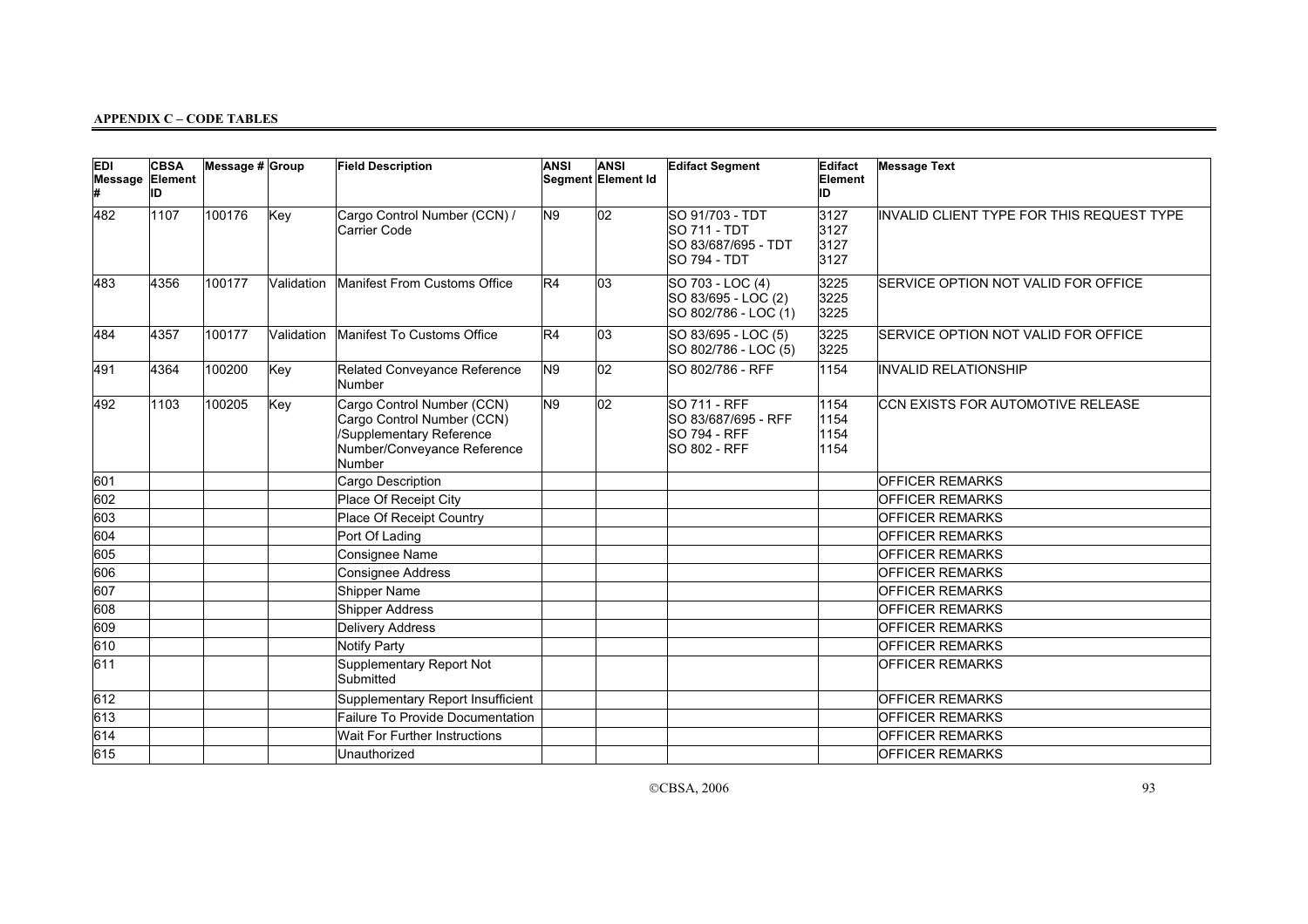**APPENDIX C – CODE TABLES**

| EDI Message # | CBSA Element ID | Message # | Group | Field Description | ANSI Segment | ANSI Element Id | Edifact Segment | Edifact Element ID | Message Text |
|---|---|---|---|---|---|---|---|---|---|
| 482 | 1107 | 100176 | Key | Cargo Control Number (CCN) / Carrier Code | N9 | 02 | SO 91/703 - TDT<br>SO 711 - TDT<br>SO 83/687/695 - TDT<br>SO 794 - TDT | 3127<br>3127<br>3127<br>3127 | INVALID CLIENT TYPE FOR THIS REQUEST TYPE |
| 483 | 4356 | 100177 | Validation | Manifest From Customs Office | R4 | 03 | SO 703 - LOC (4)<br>SO 83/695 - LOC (2)<br>SO 802/786 - LOC (1) | 3225<br>3225<br>3225 | SERVICE OPTION NOT VALID FOR OFFICE |
| 484 | 4357 | 100177 | Validation | Manifest To Customs Office | R4 | 03 | SO 83/695 - LOC (5)<br>SO 802/786 - LOC (5) | 3225<br>3225 | SERVICE OPTION NOT VALID FOR OFFICE |
| 491 | 4364 | 100200 | Key | Related Conveyance Reference Number | N9 | 02 | SO 802/786 - RFF | 1154 | INVALID RELATIONSHIP |
| 492 | 1103 | 100205 | Key | Cargo Control Number (CCN) Cargo Control Number (CCN) /Supplementary Reference Number/Conveyance Reference Number | N9 | 02 | SO 711 - RFF<br>SO 83/687/695 - RFF<br>SO 794 - RFF<br>SO 802 - RFF | 1154<br>1154<br>1154<br>1154 | CCN EXISTS FOR AUTOMOTIVE RELEASE |
| 601 | | | | Cargo Description | | | | | OFFICER REMARKS |
| 602 | | | | Place Of Receipt City | | | | | OFFICER REMARKS |
| 603 | | | | Place Of Receipt Country | | | | | OFFICER REMARKS |
| 604 | | | | Port Of Lading | | | | | OFFICER REMARKS |
| 605 | | | | Consignee Name | | | | | OFFICER REMARKS |
| 606 | | | | Consignee Address | | | | | OFFICER REMARKS |
| 607 | | | | Shipper Name | | | | | OFFICER REMARKS |
| 608 | | | | Shipper Address | | | | | OFFICER REMARKS |
| 609 | | | | Delivery Address | | | | | OFFICER REMARKS |
| 610 | | | | Notify Party | | | | | OFFICER REMARKS |
| 611 | | | | Supplementary Report Not Submitted | | | | | OFFICER REMARKS |
| 612 | | | | Supplementary Report Insufficient | | | | | OFFICER REMARKS |
| 613 | | | | Failure To Provide Documentation | | | | | OFFICER REMARKS |
| 614 | | | | Wait For Further Instructions | | | | | OFFICER REMARKS |
| 615 | | | | Unauthorized | | | | | OFFICER REMARKS |

©CBSA, 2006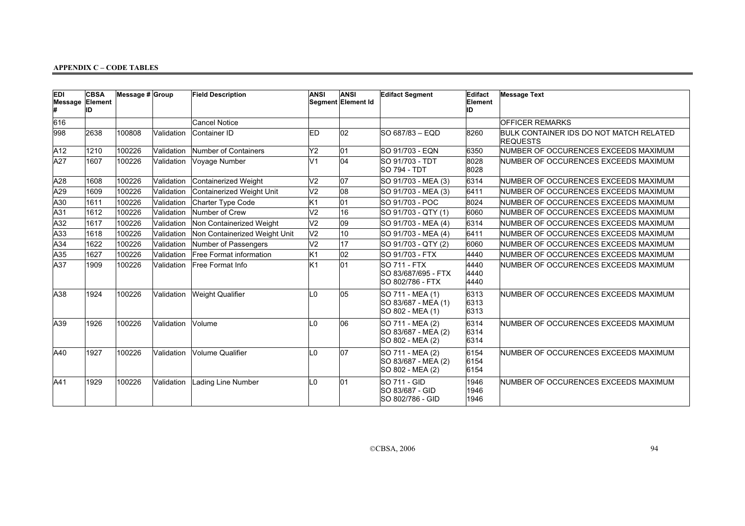**APPENDIX C – CODE TABLES**

| EDI Message # | CBSA Element ID | Message # | Group | Field Description | ANSI Segment | ANSI Element Id | Edifact Segment | Edifact Element ID | Message Text |
|---|---|---|---|---|---|---|---|---|---|
| 616 | | | | Cancel Notice | | | | | OFFICER REMARKS |
| 998 | 2638 | 100808 | Validation | Container ID | ED | 02 | SO 687/83 – EQD | 8260 | BULK CONTAINER IDS DO NOT MATCH RELATED REQUESTS |
| A12 | 1210 | 100226 | Validation | Number of Containers | Y2 | 01 | SO 91/703 - EQN | 6350 | NUMBER OF OCCURENCES EXCEEDS MAXIMUM |
| A27 | 1607 | 100226 | Validation | Voyage Number | V1 | 04 | SO 91/703 - TDT<br>SO 794 - TDT | 8028<br>8028 | NUMBER OF OCCURENCES EXCEEDS MAXIMUM |
| A28 | 1608 | 100226 | Validation | Containerized Weight | V2 | 07 | SO 91/703 - MEA (3) | 6314 | NUMBER OF OCCURENCES EXCEEDS MAXIMUM |
| A29 | 1609 | 100226 | Validation | Containerized Weight Unit | V2 | 08 | SO 91/703 - MEA (3) | 6411 | NUMBER OF OCCURENCES EXCEEDS MAXIMUM |
| A30 | 1611 | 100226 | Validation | Charter Type Code | K1 | 01 | SO 91/703 - POC | 8024 | NUMBER OF OCCURENCES EXCEEDS MAXIMUM |
| A31 | 1612 | 100226 | Validation | Number of Crew | V2 | 16 | SO 91/703 - QTY (1) | 6060 | NUMBER OF OCCURENCES EXCEEDS MAXIMUM |
| A32 | 1617 | 100226 | Validation | Non Containerized Weight | V2 | 09 | SO 91/703 - MEA (4) | 6314 | NUMBER OF OCCURENCES EXCEEDS MAXIMUM |
| A33 | 1618 | 100226 | Validation | Non Containerized Weight Unit | V2 | 10 | SO 91/703 - MEA (4) | 6411 | NUMBER OF OCCURENCES EXCEEDS MAXIMUM |
| A34 | 1622 | 100226 | Validation | Number of Passengers | V2 | 17 | SO 91/703 - QTY (2) | 6060 | NUMBER OF OCCURENCES EXCEEDS MAXIMUM |
| A35 | 1627 | 100226 | Validation | Free Format information | K1 | 02 | SO 91/703 - FTX | 4440 | NUMBER OF OCCURENCES EXCEEDS MAXIMUM |
| A37 | 1909 | 100226 | Validation | Free Format Info | K1 | 01 | SO 711 - FTX<br>SO 83/687/695 - FTX<br>SO 802/786 - FTX | 4440<br>4440<br>4440 | NUMBER OF OCCURENCES EXCEEDS MAXIMUM |
| A38 | 1924 | 100226 | Validation | Weight Qualifier | L0 | 05 | SO 711 - MEA (1)<br>SO 83/687 - MEA (1)<br>SO 802 - MEA (1) | 6313<br>6313<br>6313 | NUMBER OF OCCURENCES EXCEEDS MAXIMUM |
| A39 | 1926 | 100226 | Validation | Volume | L0 | 06 | SO 711 - MEA (2)<br>SO 83/687 - MEA (2)<br>SO 802 - MEA (2) | 6314<br>6314<br>6314 | NUMBER OF OCCURENCES EXCEEDS MAXIMUM |
| A40 | 1927 | 100226 | Validation | Volume Qualifier | L0 | 07 | SO 711 - MEA (2)<br>SO 83/687 - MEA (2)<br>SO 802 - MEA (2) | 6154<br>6154<br>6154 | NUMBER OF OCCURENCES EXCEEDS MAXIMUM |
| A41 | 1929 | 100226 | Validation | Lading Line Number | L0 | 01 | SO 711 - GID<br>SO 83/687 - GID<br>SO 802/786 - GID | 1946<br>1946<br>1946 | NUMBER OF OCCURENCES EXCEEDS MAXIMUM |

©CBSA, 2006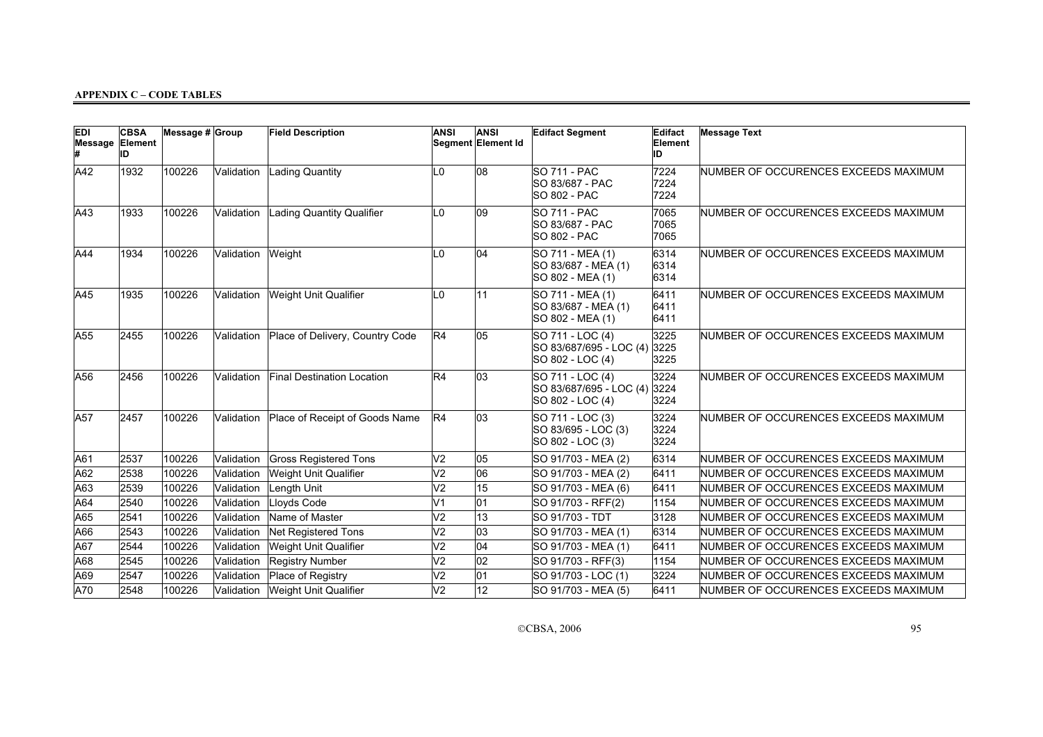**APPENDIX C – CODE TABLES**

| EDI Message # | CBSA Element ID | Message # | Group | Field Description | ANSI Segment | ANSI Element Id | Edifact Segment | Edifact Element ID | Message Text |
|---|---|---|---|---|---|---|---|---|---|
| A42 | 1932 | 100226 | Validation | Lading Quantity | L0 | 08 | SO 711 - PAC<br>SO 83/687 - PAC<br>SO 802 - PAC | 7224<br>7224<br>7224 | NUMBER OF OCCURENCES EXCEEDS MAXIMUM |
| A43 | 1933 | 100226 | Validation | Lading Quantity Qualifier | L0 | 09 | SO 711 - PAC<br>SO 83/687 - PAC<br>SO 802 - PAC | 7065<br>7065<br>7065 | NUMBER OF OCCURENCES EXCEEDS MAXIMUM |
| A44 | 1934 | 100226 | Validation | Weight | L0 | 04 | SO 711 - MEA (1)<br>SO 83/687 - MEA (1)<br>SO 802 - MEA (1) | 6314<br>6314<br>6314 | NUMBER OF OCCURENCES EXCEEDS MAXIMUM |
| A45 | 1935 | 100226 | Validation | Weight Unit Qualifier | L0 | 11 | SO 711 - MEA (1)<br>SO 83/687 - MEA (1)<br>SO 802 - MEA (1) | 6411<br>6411<br>6411 | NUMBER OF OCCURENCES EXCEEDS MAXIMUM |
| A55 | 2455 | 100226 | Validation | Place of Delivery, Country Code | R4 | 05 | SO 711 - LOC (4)<br>SO 83/687/695 - LOC (4)<br>SO 802 - LOC (4) | 3225<br>3225<br>3225 | NUMBER OF OCCURENCES EXCEEDS MAXIMUM |
| A56 | 2456 | 100226 | Validation | Final Destination Location | R4 | 03 | SO 711 - LOC (4)<br>SO 83/687/695 - LOC (4)<br>SO 802 - LOC (4) | 3224<br>3224<br>3224 | NUMBER OF OCCURENCES EXCEEDS MAXIMUM |
| A57 | 2457 | 100226 | Validation | Place of Receipt of Goods Name | R4 | 03 | SO 711 - LOC (3)<br>SO 83/695 - LOC (3)<br>SO 802 - LOC (3) | 3224<br>3224<br>3224 | NUMBER OF OCCURENCES EXCEEDS MAXIMUM |
| A61 | 2537 | 100226 | Validation | Gross Registered Tons | V2 | 05 | SO 91/703 - MEA (2) | 6314 | NUMBER OF OCCURENCES EXCEEDS MAXIMUM |
| A62 | 2538 | 100226 | Validation | Weight Unit Qualifier | V2 | 06 | SO 91/703 - MEA (2) | 6411 | NUMBER OF OCCURENCES EXCEEDS MAXIMUM |
| A63 | 2539 | 100226 | Validation | Length Unit | V2 | 15 | SO 91/703 - MEA (6) | 6411 | NUMBER OF OCCURENCES EXCEEDS MAXIMUM |
| A64 | 2540 | 100226 | Validation | Lloyds Code | V1 | 01 | SO 91/703 - RFF(2) | 1154 | NUMBER OF OCCURENCES EXCEEDS MAXIMUM |
| A65 | 2541 | 100226 | Validation | Name of Master | V2 | 13 | SO 91/703 - TDT | 3128 | NUMBER OF OCCURENCES EXCEEDS MAXIMUM |
| A66 | 2543 | 100226 | Validation | Net Registered Tons | V2 | 03 | SO 91/703 - MEA (1) | 6314 | NUMBER OF OCCURENCES EXCEEDS MAXIMUM |
| A67 | 2544 | 100226 | Validation | Weight Unit Qualifier | V2 | 04 | SO 91/703 - MEA (1) | 6411 | NUMBER OF OCCURENCES EXCEEDS MAXIMUM |
| A68 | 2545 | 100226 | Validation | Registry Number | V2 | 02 | SO 91/703 - RFF(3) | 1154 | NUMBER OF OCCURENCES EXCEEDS MAXIMUM |
| A69 | 2547 | 100226 | Validation | Place of Registry | V2 | 01 | SO 91/703 - LOC (1) | 3224 | NUMBER OF OCCURENCES EXCEEDS MAXIMUM |
| A70 | 2548 | 100226 | Validation | Weight Unit Qualifier | V2 | 12 | SO 91/703 - MEA (5) | 6411 | NUMBER OF OCCURENCES EXCEEDS MAXIMUM |

©CBSA, 2006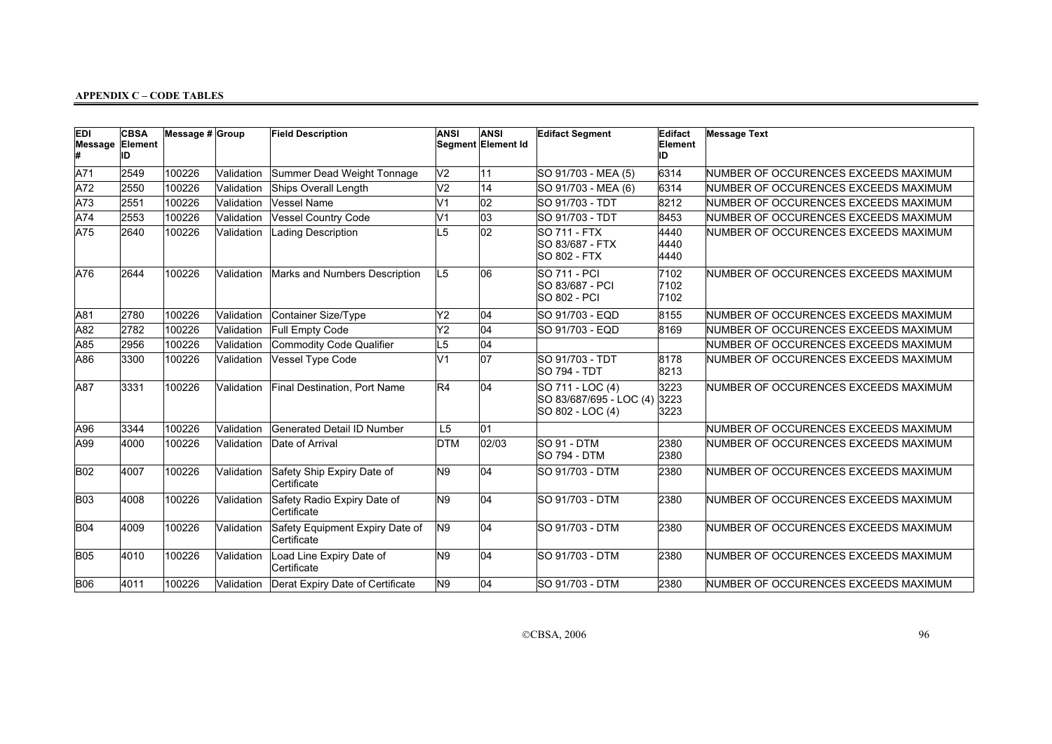**APPENDIX C – CODE TABLES**

| EDI Message # | CBSA Element ID | Message # | Group | Field Description | ANSI Segment | ANSI Element Id | Edifact Segment | Edifact Element ID | Message Text |
|---|---|---|---|---|---|---|---|---|---|
| A71 | 2549 | 100226 | Validation | Summer Dead Weight Tonnage | V2 | 11 | SO 91/703 - MEA (5) | 6314 | NUMBER OF OCCURENCES EXCEEDS MAXIMUM |
| A72 | 2550 | 100226 | Validation | Ships Overall Length | V2 | 14 | SO 91/703 - MEA (6) | 6314 | NUMBER OF OCCURENCES EXCEEDS MAXIMUM |
| A73 | 2551 | 100226 | Validation | Vessel Name | V1 | 02 | SO 91/703 - TDT | 8212 | NUMBER OF OCCURENCES EXCEEDS MAXIMUM |
| A74 | 2553 | 100226 | Validation | Vessel Country Code | V1 | 03 | SO 91/703 - TDT | 8453 | NUMBER OF OCCURENCES EXCEEDS MAXIMUM |
| A75 | 2640 | 100226 | Validation | Lading Description | L5 | 02 | SO 711 - FTX<br>SO 83/687 - FTX<br>SO 802 - FTX | 4440<br>4440<br>4440 | NUMBER OF OCCURENCES EXCEEDS MAXIMUM |
| A76 | 2644 | 100226 | Validation | Marks and Numbers Description | L5 | 06 | SO 711 - PCI<br>SO 83/687 - PCI<br>SO 802 - PCI | 7102<br>7102<br>7102 | NUMBER OF OCCURENCES EXCEEDS MAXIMUM |
| A81 | 2780 | 100226 | Validation | Container Size/Type | Y2 | 04 | SO 91/703 - EQD | 8155 | NUMBER OF OCCURENCES EXCEEDS MAXIMUM |
| A82 | 2782 | 100226 | Validation | Full Empty Code | Y2 | 04 | SO 91/703 - EQD | 8169 | NUMBER OF OCCURENCES EXCEEDS MAXIMUM |
| A85 | 2956 | 100226 | Validation | Commodity Code Qualifier | L5 | 04 | | | NUMBER OF OCCURENCES EXCEEDS MAXIMUM |
| A86 | 3300 | 100226 | Validation | Vessel Type Code | V1 | 07 | SO 91/703 - TDT<br>SO 794 - TDT | 8178<br>8213 | NUMBER OF OCCURENCES EXCEEDS MAXIMUM |
| A87 | 3331 | 100226 | Validation | Final Destination, Port Name | R4 | 04 | SO 711 - LOC (4)<br>SO 83/687/695 - LOC (4)<br>SO 802 - LOC (4) | 3223<br>3223<br>3223 | NUMBER OF OCCURENCES EXCEEDS MAXIMUM |
| A96 | 3344 | 100226 | Validation | Generated Detail ID Number | L5 | 01 | | | NUMBER OF OCCURENCES EXCEEDS MAXIMUM |
| A99 | 4000 | 100226 | Validation | Date of Arrival | DTM | 02/03 | SO 91 - DTM<br>SO 794 - DTM | 2380<br>2380 | NUMBER OF OCCURENCES EXCEEDS MAXIMUM |
| B02 | 4007 | 100226 | Validation | Safety Ship Expiry Date of Certificate | N9 | 04 | SO 91/703 - DTM | 2380 | NUMBER OF OCCURENCES EXCEEDS MAXIMUM |
| B03 | 4008 | 100226 | Validation | Safety Radio Expiry Date of Certificate | N9 | 04 | SO 91/703 - DTM | 2380 | NUMBER OF OCCURENCES EXCEEDS MAXIMUM |
| B04 | 4009 | 100226 | Validation | Safety Equipment Expiry Date of Certificate | N9 | 04 | SO 91/703 - DTM | 2380 | NUMBER OF OCCURENCES EXCEEDS MAXIMUM |
| B05 | 4010 | 100226 | Validation | Load Line Expiry Date of Certificate | N9 | 04 | SO 91/703 - DTM | 2380 | NUMBER OF OCCURENCES EXCEEDS MAXIMUM |
| B06 | 4011 | 100226 | Validation | Derat Expiry Date of Certificate | N9 | 04 | SO 91/703 - DTM | 2380 | NUMBER OF OCCURENCES EXCEEDS MAXIMUM |

©CBSA, 2006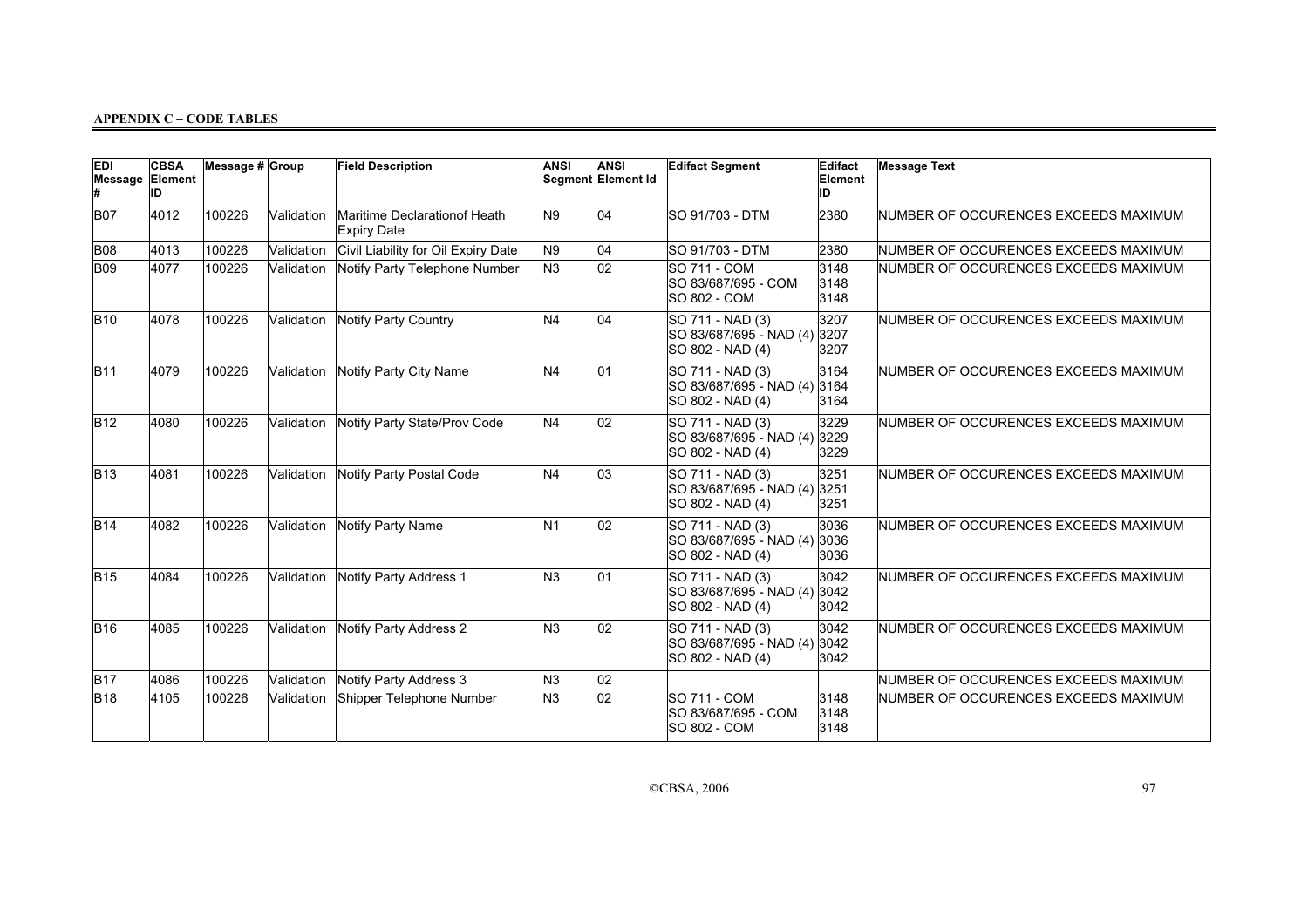**APPENDIX C – CODE TABLES**

| EDI Message # | CBSA Element ID | Message # | Group | Field Description | ANSI Segment | ANSI Element Id | Edifact Segment | Edifact Element ID | Message Text |
|---|---|---|---|---|---|---|---|---|---|
| B07 | 4012 | 100226 | Validation | Maritime Declarationof Heath Expiry Date | N9 | 04 | SO 91/703 - DTM | 2380 | NUMBER OF OCCURENCES EXCEEDS MAXIMUM |
| B08 | 4013 | 100226 | Validation | Civil Liability for Oil Expiry Date | N9 | 04 | SO 91/703 - DTM | 2380 | NUMBER OF OCCURENCES EXCEEDS MAXIMUM |
| B09 | 4077 | 100226 | Validation | Notify Party Telephone Number | N3 | 02 | SO 711 - COM<br>SO 83/687/695 - COM<br>SO 802 - COM | 3148<br>3148<br>3148 | NUMBER OF OCCURENCES EXCEEDS MAXIMUM |
| B10 | 4078 | 100226 | Validation | Notify Party Country | N4 | 04 | SO 711 - NAD (3)<br>SO 83/687/695 - NAD (4)<br>SO 802 - NAD (4) | 3207<br>3207<br>3207 | NUMBER OF OCCURENCES EXCEEDS MAXIMUM |
| B11 | 4079 | 100226 | Validation | Notify Party City Name | N4 | 01 | SO 711 - NAD (3)<br>SO 83/687/695 - NAD (4)<br>SO 802 - NAD (4) | 3164<br>3164<br>3164 | NUMBER OF OCCURENCES EXCEEDS MAXIMUM |
| B12 | 4080 | 100226 | Validation | Notify Party State/Prov Code | N4 | 02 | SO 711 - NAD (3)<br>SO 83/687/695 - NAD (4)<br>SO 802 - NAD (4) | 3229<br>3229<br>3229 | NUMBER OF OCCURENCES EXCEEDS MAXIMUM |
| B13 | 4081 | 100226 | Validation | Notify Party Postal Code | N4 | 03 | SO 711 - NAD (3)<br>SO 83/687/695 - NAD (4)<br>SO 802 - NAD (4) | 3251<br>3251<br>3251 | NUMBER OF OCCURENCES EXCEEDS MAXIMUM |
| B14 | 4082 | 100226 | Validation | Notify Party Name | N1 | 02 | SO 711 - NAD (3)<br>SO 83/687/695 - NAD (4)<br>SO 802 - NAD (4) | 3036<br>3036<br>3036 | NUMBER OF OCCURENCES EXCEEDS MAXIMUM |
| B15 | 4084 | 100226 | Validation | Notify Party Address 1 | N3 | 01 | SO 711 - NAD (3)<br>SO 83/687/695 - NAD (4)<br>SO 802 - NAD (4) | 3042<br>3042<br>3042 | NUMBER OF OCCURENCES EXCEEDS MAXIMUM |
| B16 | 4085 | 100226 | Validation | Notify Party Address 2 | N3 | 02 | SO 711 - NAD (3)<br>SO 83/687/695 - NAD (4)<br>SO 802 - NAD (4) | 3042<br>3042<br>3042 | NUMBER OF OCCURENCES EXCEEDS MAXIMUM |
| B17 | 4086 | 100226 | Validation | Notify Party Address 3 | N3 | 02 | | | NUMBER OF OCCURENCES EXCEEDS MAXIMUM |
| B18 | 4105 | 100226 | Validation | Shipper Telephone Number | N3 | 02 | SO 711 - COM<br>SO 83/687/695 - COM<br>SO 802 - COM | 3148<br>3148<br>3148 | NUMBER OF OCCURENCES EXCEEDS MAXIMUM |

©CBSA, 2006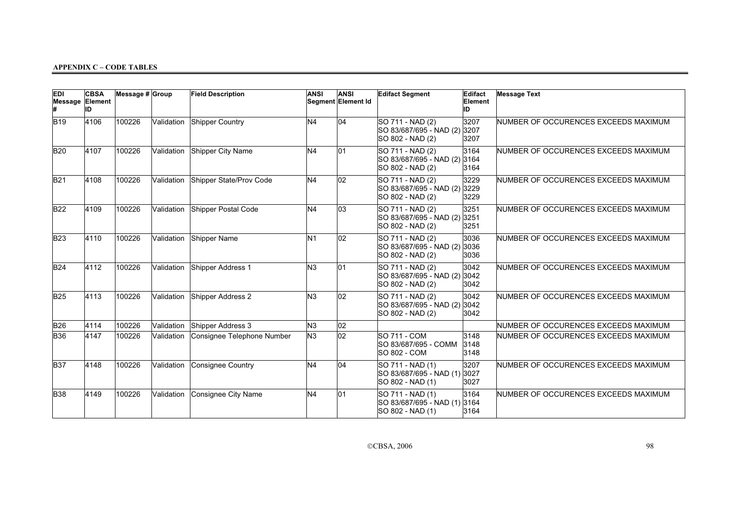**APPENDIX C – CODE TABLES**

| EDI Message # | CBSA Element ID | Message # | Group | Field Description | ANSI Segment | ANSI Element Id | Edifact Segment | Edifact Element ID | Message Text |
|---|---|---|---|---|---|---|---|---|---|
| B19 | 4106 | 100226 | Validation | Shipper Country | N4 | 04 | SO 711 - NAD (2)<br>SO 83/687/695 - NAD (2)<br>SO 802 - NAD (2) | 3207<br>3207<br>3207 | NUMBER OF OCCURENCES EXCEEDS MAXIMUM |
| B20 | 4107 | 100226 | Validation | Shipper City Name | N4 | 01 | SO 711 - NAD (2)<br>SO 83/687/695 - NAD (2)<br>SO 802 - NAD (2) | 3164<br>3164<br>3164 | NUMBER OF OCCURENCES EXCEEDS MAXIMUM |
| B21 | 4108 | 100226 | Validation | Shipper State/Prov Code | N4 | 02 | SO 711 - NAD (2)<br>SO 83/687/695 - NAD (2)<br>SO 802 - NAD (2) | 3229<br>3229<br>3229 | NUMBER OF OCCURENCES EXCEEDS MAXIMUM |
| B22 | 4109 | 100226 | Validation | Shipper Postal Code | N4 | 03 | SO 711 - NAD (2)<br>SO 83/687/695 - NAD (2)<br>SO 802 - NAD (2) | 3251<br>3251<br>3251 | NUMBER OF OCCURENCES EXCEEDS MAXIMUM |
| B23 | 4110 | 100226 | Validation | Shipper Name | N1 | 02 | SO 711 - NAD (2)<br>SO 83/687/695 - NAD (2)<br>SO 802 - NAD (2) | 3036<br>3036<br>3036 | NUMBER OF OCCURENCES EXCEEDS MAXIMUM |
| B24 | 4112 | 100226 | Validation | Shipper Address 1 | N3 | 01 | SO 711 - NAD (2)<br>SO 83/687/695 - NAD (2)<br>SO 802 - NAD (2) | 3042<br>3042<br>3042 | NUMBER OF OCCURENCES EXCEEDS MAXIMUM |
| B25 | 4113 | 100226 | Validation | Shipper Address 2 | N3 | 02 | SO 711 - NAD (2)<br>SO 83/687/695 - NAD (2)<br>SO 802 - NAD (2) | 3042<br>3042<br>3042 | NUMBER OF OCCURENCES EXCEEDS MAXIMUM |
| B26 | 4114 | 100226 | Validation | Shipper Address 3 | N3 | 02 | | | NUMBER OF OCCURENCES EXCEEDS MAXIMUM |
| B36 | 4147 | 100226 | Validation | Consignee Telephone Number | N3 | 02 | SO 711 - COM<br>SO 83/687/695 - COMM<br>SO 802 - COM | 3148<br>3148<br>3148 | NUMBER OF OCCURENCES EXCEEDS MAXIMUM |
| B37 | 4148 | 100226 | Validation | Consignee Country | N4 | 04 | SO 711 - NAD (1)<br>SO 83/687/695 - NAD (1)<br>SO 802 - NAD (1) | 3207<br>3027<br>3027 | NUMBER OF OCCURENCES EXCEEDS MAXIMUM |
| B38 | 4149 | 100226 | Validation | Consignee City Name | N4 | 01 | SO 711 - NAD (1)<br>SO 83/687/695 - NAD (1)<br>SO 802 - NAD (1) | 3164<br>3164<br>3164 | NUMBER OF OCCURENCES EXCEEDS MAXIMUM |

©CBSA, 2006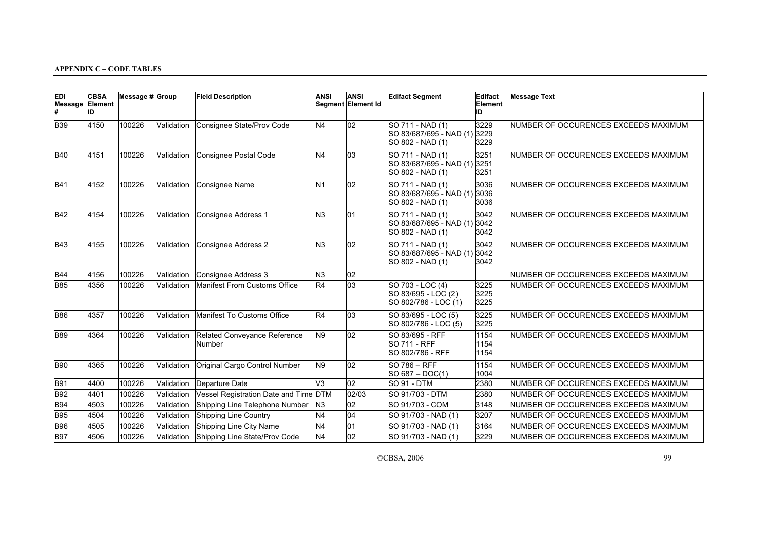**APPENDIX C – CODE TABLES**

| EDI Message # | CBSA Element ID | Message # | Group | Field Description | ANSI Segment | ANSI Element Id | Edifact Segment | Edifact Element ID | Message Text |
|---|---|---|---|---|---|---|---|---|---|
| B39 | 4150 | 100226 | Validation | Consignee State/Prov Code | N4 | 02 | SO 711 - NAD (1)<br>SO 83/687/695 - NAD (1)<br>SO 802 - NAD (1) | 3229<br>3229<br>3229 | NUMBER OF OCCURENCES EXCEEDS MAXIMUM |
| B40 | 4151 | 100226 | Validation | Consignee Postal Code | N4 | 03 | SO 711 - NAD (1)<br>SO 83/687/695 - NAD (1)<br>SO 802 - NAD (1) | 3251<br>3251<br>3251 | NUMBER OF OCCURENCES EXCEEDS MAXIMUM |
| B41 | 4152 | 100226 | Validation | Consignee Name | N1 | 02 | SO 711 - NAD (1)<br>SO 83/687/695 - NAD (1)<br>SO 802 - NAD (1) | 3036<br>3036<br>3036 | NUMBER OF OCCURENCES EXCEEDS MAXIMUM |
| B42 | 4154 | 100226 | Validation | Consignee Address 1 | N3 | 01 | SO 711 - NAD (1)<br>SO 83/687/695 - NAD (1)<br>SO 802 - NAD (1) | 3042<br>3042<br>3042 | NUMBER OF OCCURENCES EXCEEDS MAXIMUM |
| B43 | 4155 | 100226 | Validation | Consignee Address 2 | N3 | 02 | SO 711 - NAD (1)<br>SO 83/687/695 - NAD (1)<br>SO 802 - NAD (1) | 3042<br>3042<br>3042 | NUMBER OF OCCURENCES EXCEEDS MAXIMUM |
| B44 | 4156 | 100226 | Validation | Consignee Address 3 | N3 | 02 | | | NUMBER OF OCCURENCES EXCEEDS MAXIMUM |
| B85 | 4356 | 100226 | Validation | Manifest From Customs Office | R4 | 03 | SO 703 - LOC (4)<br>SO 83/695 - LOC (2)<br>SO 802/786 - LOC (1) | 3225<br>3225<br>3225 | NUMBER OF OCCURENCES EXCEEDS MAXIMUM |
| B86 | 4357 | 100226 | Validation | Manifest To Customs Office | R4 | 03 | SO 83/695 - LOC (5)<br>SO 802/786 - LOC (5) | 3225<br>3225 | NUMBER OF OCCURENCES EXCEEDS MAXIMUM |
| B89 | 4364 | 100226 | Validation | Related Conveyance Reference Number | N9 | 02 | SO 83/695 - RFF<br>SO 711 - RFF<br>SO 802/786 - RFF | 1154<br>1154<br>1154 | NUMBER OF OCCURENCES EXCEEDS MAXIMUM |
| B90 | 4365 | 100226 | Validation | Original Cargo Control Number | N9 | 02 | SO 786 – RFF<br>SO 687 – DOC(1) | 1154<br>1004 | NUMBER OF OCCURENCES EXCEEDS MAXIMUM |
| B91 | 4400 | 100226 | Validation | Departure Date | V3 | 02 | SO 91 - DTM | 2380 | NUMBER OF OCCURENCES EXCEEDS MAXIMUM |
| B92 | 4401 | 100226 | Validation | Vessel Registration Date and Time | DTM | 02/03 | SO 91/703 - DTM | 2380 | NUMBER OF OCCURENCES EXCEEDS MAXIMUM |
| B94 | 4503 | 100226 | Validation | Shipping Line Telephone Number | N3 | 02 | SO 91/703 - COM | 3148 | NUMBER OF OCCURENCES EXCEEDS MAXIMUM |
| B95 | 4504 | 100226 | Validation | Shipping Line Country | N4 | 04 | SO 91/703 - NAD (1) | 3207 | NUMBER OF OCCURENCES EXCEEDS MAXIMUM |
| B96 | 4505 | 100226 | Validation | Shipping Line City Name | N4 | 01 | SO 91/703 - NAD (1) | 3164 | NUMBER OF OCCURENCES EXCEEDS MAXIMUM |
| B97 | 4506 | 100226 | Validation | Shipping Line State/Prov Code | N4 | 02 | SO 91/703 - NAD (1) | 3229 | NUMBER OF OCCURENCES EXCEEDS MAXIMUM |

©CBSA, 2006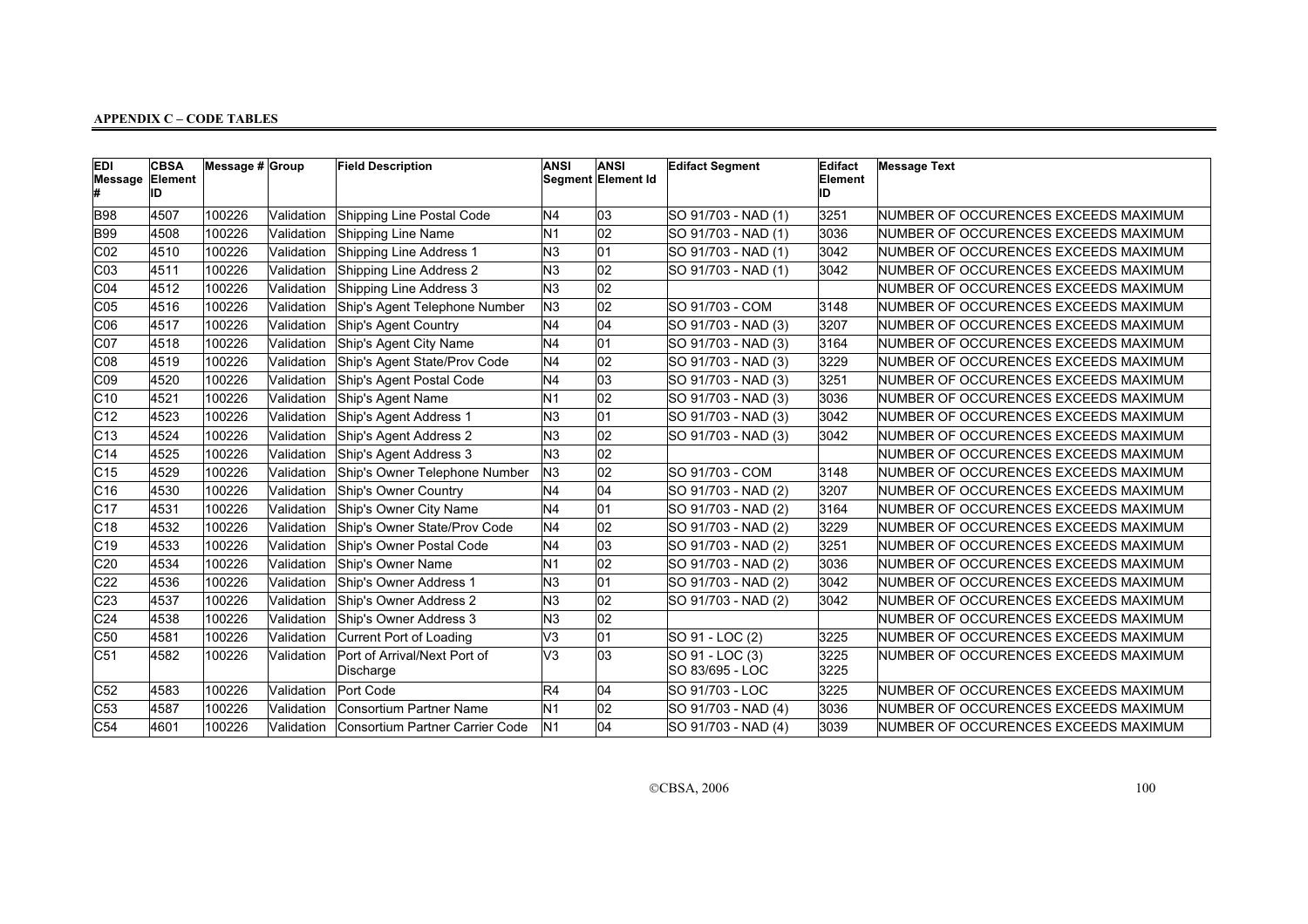**APPENDIX C – CODE TABLES**

| EDI Message # | CBSA Element ID | Message # | Group | Field Description | ANSI Segment | ANSI Element Id | Edifact Segment | Edifact Element ID | Message Text |
|---|---|---|---|---|---|---|---|---|---|
| B98 | 4507 | 100226 | Validation | Shipping Line Postal Code | N4 | 03 | SO 91/703 - NAD (1) | 3251 | NUMBER OF OCCURENCES EXCEEDS MAXIMUM |
| B99 | 4508 | 100226 | Validation | Shipping Line Name | N1 | 02 | SO 91/703 - NAD (1) | 3036 | NUMBER OF OCCURENCES EXCEEDS MAXIMUM |
| C02 | 4510 | 100226 | Validation | Shipping Line Address 1 | N3 | 01 | SO 91/703 - NAD (1) | 3042 | NUMBER OF OCCURENCES EXCEEDS MAXIMUM |
| C03 | 4511 | 100226 | Validation | Shipping Line Address 2 | N3 | 02 | SO 91/703 - NAD (1) | 3042 | NUMBER OF OCCURENCES EXCEEDS MAXIMUM |
| C04 | 4512 | 100226 | Validation | Shipping Line Address 3 | N3 | 02 | | | NUMBER OF OCCURENCES EXCEEDS MAXIMUM |
| C05 | 4516 | 100226 | Validation | Ship's Agent Telephone Number | N3 | 02 | SO 91/703 - COM | 3148 | NUMBER OF OCCURENCES EXCEEDS MAXIMUM |
| C06 | 4517 | 100226 | Validation | Ship's Agent Country | N4 | 04 | SO 91/703 - NAD (3) | 3207 | NUMBER OF OCCURENCES EXCEEDS MAXIMUM |
| C07 | 4518 | 100226 | Validation | Ship's Agent City Name | N4 | 01 | SO 91/703 - NAD (3) | 3164 | NUMBER OF OCCURENCES EXCEEDS MAXIMUM |
| C08 | 4519 | 100226 | Validation | Ship's Agent State/Prov Code | N4 | 02 | SO 91/703 - NAD (3) | 3229 | NUMBER OF OCCURENCES EXCEEDS MAXIMUM |
| C09 | 4520 | 100226 | Validation | Ship's Agent Postal Code | N4 | 03 | SO 91/703 - NAD (3) | 3251 | NUMBER OF OCCURENCES EXCEEDS MAXIMUM |
| C10 | 4521 | 100226 | Validation | Ship's Agent Name | N1 | 02 | SO 91/703 - NAD (3) | 3036 | NUMBER OF OCCURENCES EXCEEDS MAXIMUM |
| C12 | 4523 | 100226 | Validation | Ship's Agent Address 1 | N3 | 01 | SO 91/703 - NAD (3) | 3042 | NUMBER OF OCCURENCES EXCEEDS MAXIMUM |
| C13 | 4524 | 100226 | Validation | Ship's Agent Address 2 | N3 | 02 | SO 91/703 - NAD (3) | 3042 | NUMBER OF OCCURENCES EXCEEDS MAXIMUM |
| C14 | 4525 | 100226 | Validation | Ship's Agent Address 3 | N3 | 02 | | | NUMBER OF OCCURENCES EXCEEDS MAXIMUM |
| C15 | 4529 | 100226 | Validation | Ship's Owner Telephone Number | N3 | 02 | SO 91/703 - COM | 3148 | NUMBER OF OCCURENCES EXCEEDS MAXIMUM |
| C16 | 4530 | 100226 | Validation | Ship's Owner Country | N4 | 04 | SO 91/703 - NAD (2) | 3207 | NUMBER OF OCCURENCES EXCEEDS MAXIMUM |
| C17 | 4531 | 100226 | Validation | Ship's Owner City Name | N4 | 01 | SO 91/703 - NAD (2) | 3164 | NUMBER OF OCCURENCES EXCEEDS MAXIMUM |
| C18 | 4532 | 100226 | Validation | Ship's Owner State/Prov Code | N4 | 02 | SO 91/703 - NAD (2) | 3229 | NUMBER OF OCCURENCES EXCEEDS MAXIMUM |
| C19 | 4533 | 100226 | Validation | Ship's Owner Postal Code | N4 | 03 | SO 91/703 - NAD (2) | 3251 | NUMBER OF OCCURENCES EXCEEDS MAXIMUM |
| C20 | 4534 | 100226 | Validation | Ship's Owner Name | N1 | 02 | SO 91/703 - NAD (2) | 3036 | NUMBER OF OCCURENCES EXCEEDS MAXIMUM |
| C22 | 4536 | 100226 | Validation | Ship's Owner Address 1 | N3 | 01 | SO 91/703 - NAD (2) | 3042 | NUMBER OF OCCURENCES EXCEEDS MAXIMUM |
| C23 | 4537 | 100226 | Validation | Ship's Owner Address 2 | N3 | 02 | SO 91/703 - NAD (2) | 3042 | NUMBER OF OCCURENCES EXCEEDS MAXIMUM |
| C24 | 4538 | 100226 | Validation | Ship's Owner Address 3 | N3 | 02 | | | NUMBER OF OCCURENCES EXCEEDS MAXIMUM |
| C50 | 4581 | 100226 | Validation | Current Port of Loading | V3 | 01 | SO 91 - LOC (2) | 3225 | NUMBER OF OCCURENCES EXCEEDS MAXIMUM |
| C51 | 4582 | 100226 | Validation | Port of Arrival/Next Port of Discharge | V3 | 03 | SO 91 - LOC (3)<br>SO 83/695 - LOC | 3225<br>3225 | NUMBER OF OCCURENCES EXCEEDS MAXIMUM |
| C52 | 4583 | 100226 | Validation | Port Code | R4 | 04 | SO 91/703 - LOC | 3225 | NUMBER OF OCCURENCES EXCEEDS MAXIMUM |
| C53 | 4587 | 100226 | Validation | Consortium Partner Name | N1 | 02 | SO 91/703 - NAD (4) | 3036 | NUMBER OF OCCURENCES EXCEEDS MAXIMUM |
| C54 | 4601 | 100226 | Validation | Consortium Partner Carrier Code | N1 | 04 | SO 91/703 - NAD (4) | 3039 | NUMBER OF OCCURENCES EXCEEDS MAXIMUM |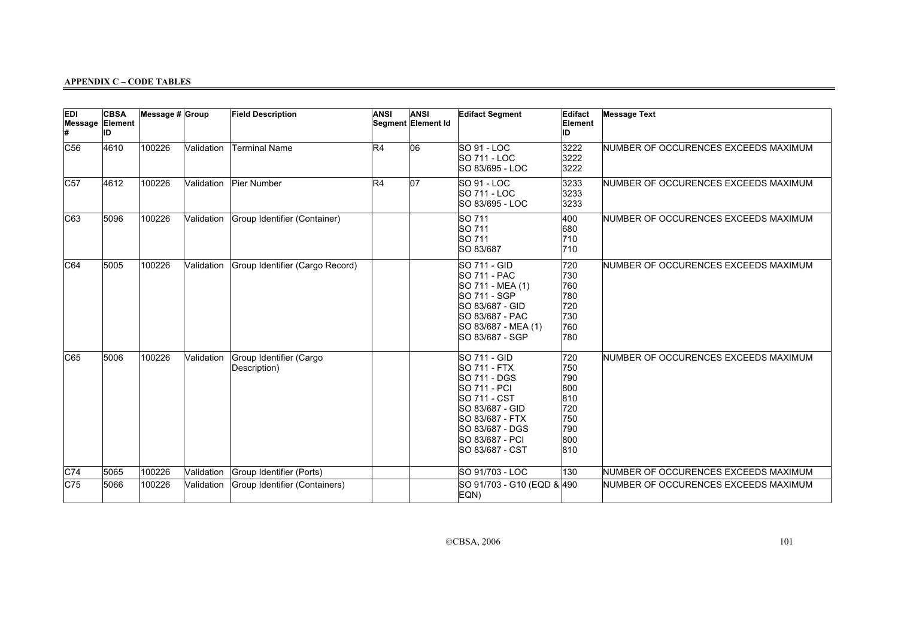**APPENDIX C – CODE TABLES**

| EDI Message # | CBSA Element ID | Message # | Group | Field Description | ANSI Segment | ANSI Element Id | Edifact Segment | Edifact Element ID | Message Text |
|---|---|---|---|---|---|---|---|---|---|
| C56 | 4610 | 100226 | Validation | Terminal Name | R4 | 06 | SO 91 - LOC<br>SO 711 - LOC<br>SO 83/695 - LOC | 3222<br>3222<br>3222 | NUMBER OF OCCURENCES EXCEEDS MAXIMUM |
| C57 | 4612 | 100226 | Validation | Pier Number | R4 | 07 | SO 91 - LOC<br>SO 711 - LOC<br>SO 83/695 - LOC | 3233<br>3233<br>3233 | NUMBER OF OCCURENCES EXCEEDS MAXIMUM |
| C63 | 5096 | 100226 | Validation | Group Identifier (Container) | | | SO 711<br>SO 711<br>SO 711<br>SO 83/687 | 400<br>680<br>710<br>710 | NUMBER OF OCCURENCES EXCEEDS MAXIMUM |
| C64 | 5005 | 100226 | Validation | Group Identifier (Cargo Record) | | | SO 711 - GID<br>SO 711 - PAC<br>SO 711 - MEA (1)<br>SO 711 - SGP<br>SO 83/687 - GID<br>SO 83/687 - PAC<br>SO 83/687 - MEA (1)<br>SO 83/687 - SGP | 720<br>730<br>760<br>780<br>720<br>730<br>760<br>780 | NUMBER OF OCCURENCES EXCEEDS MAXIMUM |
| C65 | 5006 | 100226 | Validation | Group Identifier (Cargo Description) | | | SO 711 - GID<br>SO 711 - FTX<br>SO 711 - DGS<br>SO 711 - PCI<br>SO 711 - CST<br>SO 83/687 - GID<br>SO 83/687 - FTX<br>SO 83/687 - DGS<br>SO 83/687 - PCI<br>SO 83/687 - CST | 720<br>750<br>790<br>800<br>810<br>720<br>750<br>790<br>800<br>810 | NUMBER OF OCCURENCES EXCEEDS MAXIMUM |
| C74 | 5065 | 100226 | Validation | Group Identifier (Ports) | | | SO 91/703 - LOC | 130 | NUMBER OF OCCURENCES EXCEEDS MAXIMUM |
| C75 | 5066 | 100226 | Validation | Group Identifier (Containers) | | | SO 91/703 - G10 (EQD & EQN) | 490 | NUMBER OF OCCURENCES EXCEEDS MAXIMUM |

©CBSA, 2006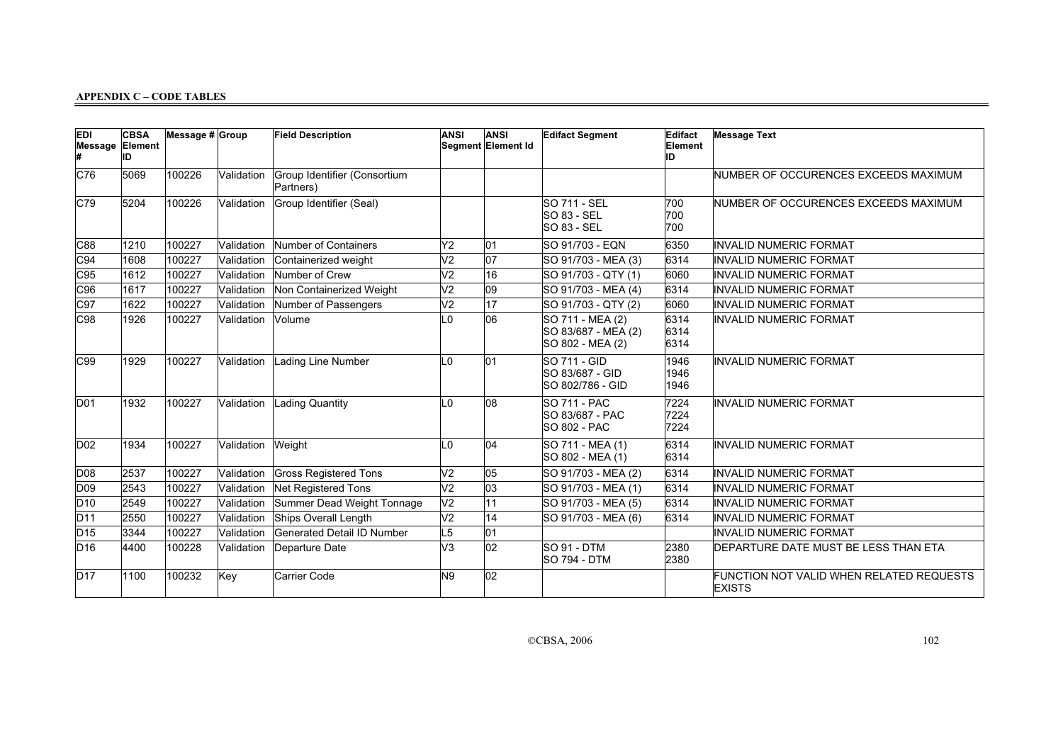**APPENDIX C – CODE TABLES**

| EDI Message # | CBSA Element ID | Message # | Group | Field Description | ANSI Segment | ANSI Element Id | Edifact Segment | Edifact Element ID | Message Text |
|---|---|---|---|---|---|---|---|---|---|
| C76 | 5069 | 100226 | Validation | Group Identifier (Consortium Partners) | | | | | NUMBER OF OCCURENCES EXCEEDS MAXIMUM |
| C79 | 5204 | 100226 | Validation | Group Identifier (Seal) | | | SO 711 - SEL<br>SO 83 - SEL<br>SO 83 - SEL | 700<br>700<br>700 | NUMBER OF OCCURENCES EXCEEDS MAXIMUM |
| C88 | 1210 | 100227 | Validation | Number of Containers | Y2 | 01 | SO 91/703 - EQN | 6350 | INVALID NUMERIC FORMAT |
| C94 | 1608 | 100227 | Validation | Containerized weight | V2 | 07 | SO 91/703 - MEA (3) | 6314 | INVALID NUMERIC FORMAT |
| C95 | 1612 | 100227 | Validation | Number of Crew | V2 | 16 | SO 91/703 - QTY (1) | 6060 | INVALID NUMERIC FORMAT |
| C96 | 1617 | 100227 | Validation | Non Containerized Weight | V2 | 09 | SO 91/703 - MEA (4) | 6314 | INVALID NUMERIC FORMAT |
| C97 | 1622 | 100227 | Validation | Number of Passengers | V2 | 17 | SO 91/703 - QTY (2) | 6060 | INVALID NUMERIC FORMAT |
| C98 | 1926 | 100227 | Validation | Volume | L0 | 06 | SO 711 - MEA (2)<br>SO 83/687 - MEA (2)<br>SO 802 - MEA (2) | 6314<br>6314<br>6314 | INVALID NUMERIC FORMAT |
| C99 | 1929 | 100227 | Validation | Lading Line Number | L0 | 01 | SO 711 - GID<br>SO 83/687 - GID<br>SO 802/786 - GID | 1946<br>1946<br>1946 | INVALID NUMERIC FORMAT |
| D01 | 1932 | 100227 | Validation | Lading Quantity | L0 | 08 | SO 711 - PAC<br>SO 83/687 - PAC<br>SO 802 - PAC | 7224<br>7224<br>7224 | INVALID NUMERIC FORMAT |
| D02 | 1934 | 100227 | Validation | Weight | L0 | 04 | SO 711 - MEA (1)<br>SO 802 - MEA (1) | 6314<br>6314 | INVALID NUMERIC FORMAT |
| D08 | 2537 | 100227 | Validation | Gross Registered Tons | V2 | 05 | SO 91/703 - MEA (2) | 6314 | INVALID NUMERIC FORMAT |
| D09 | 2543 | 100227 | Validation | Net Registered Tons | V2 | 03 | SO 91/703 - MEA (1) | 6314 | INVALID NUMERIC FORMAT |
| D10 | 2549 | 100227 | Validation | Summer Dead Weight Tonnage | V2 | 11 | SO 91/703 - MEA (5) | 6314 | INVALID NUMERIC FORMAT |
| D11 | 2550 | 100227 | Validation | Ships Overall Length | V2 | 14 | SO 91/703 - MEA (6) | 6314 | INVALID NUMERIC FORMAT |
| D15 | 3344 | 100227 | Validation | Generated Detail ID Number | L5 | 01 | | | INVALID NUMERIC FORMAT |
| D16 | 4400 | 100228 | Validation | Departure Date | V3 | 02 | SO 91 - DTM<br>SO 794 - DTM | 2380<br>2380 | DEPARTURE DATE MUST BE LESS THAN ETA |
| D17 | 1100 | 100232 | Key | Carrier Code | N9 | 02 | | | FUNCTION NOT VALID WHEN RELATED REQUESTS EXISTS |

©CBSA, 2006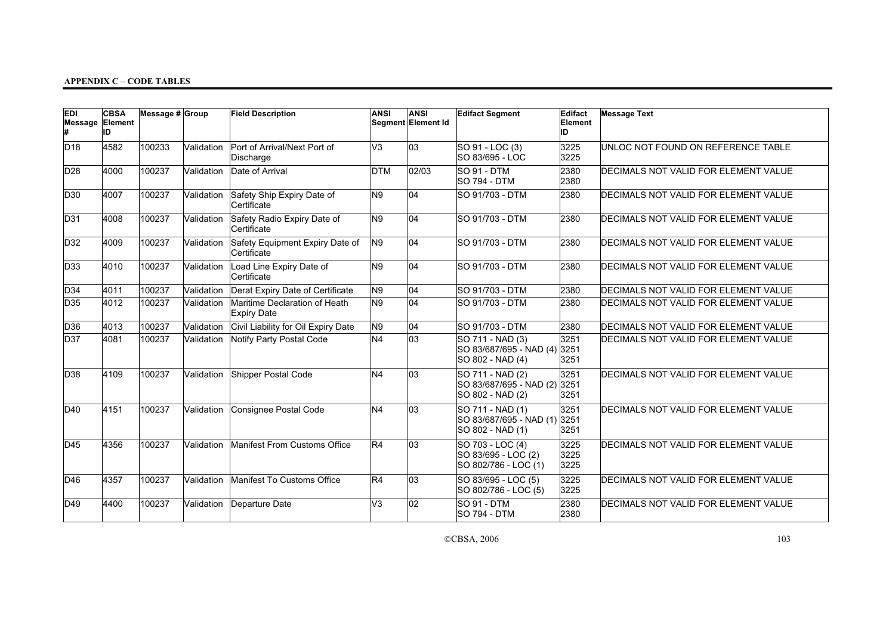**APPENDIX C – CODE TABLES**

| EDI Message # | CBSA Element ID | Message # | Group | Field Description | ANSI | ANSI Segment Element Id | Edifact Segment | Edifact Element ID | Message Text |
|---|---|---|---|---|---|---|---|---|---|
| D18 | 4582 | 100233 | Validation | Port of Arrival/Next Port of Discharge | V3 | 03 | SO 91 - LOC (3)<br>SO 83/695 - LOC | 3225<br>3225 | UNLOC NOT FOUND ON REFERENCE TABLE |
| D28 | 4000 | 100237 | Validation | Date of Arrival | DTM | 02/03 | SO 91 - DTM<br>SO 794 - DTM | 2380<br>2380 | DECIMALS NOT VALID FOR ELEMENT VALUE |
| D30 | 4007 | 100237 | Validation | Safety Ship Expiry Date of Certificate | N9 | 04 | SO 91/703 - DTM | 2380 | DECIMALS NOT VALID FOR ELEMENT VALUE |
| D31 | 4008 | 100237 | Validation | Safety Radio Expiry Date of Certificate | N9 | 04 | SO 91/703 - DTM | 2380 | DECIMALS NOT VALID FOR ELEMENT VALUE |
| D32 | 4009 | 100237 | Validation | Safety Equipment Expiry Date of Certificate | N9 | 04 | SO 91/703 - DTM | 2380 | DECIMALS NOT VALID FOR ELEMENT VALUE |
| D33 | 4010 | 100237 | Validation | Load Line Expiry Date of Certificate | N9 | 04 | SO 91/703 - DTM | 2380 | DECIMALS NOT VALID FOR ELEMENT VALUE |
| D34 | 4011 | 100237 | Validation | Derat Expiry Date of Certificate | N9 | 04 | SO 91/703 - DTM | 2380 | DECIMALS NOT VALID FOR ELEMENT VALUE |
| D35 | 4012 | 100237 | Validation | Maritime Declaration of Heath Expiry Date | N9 | 04 | SO 91/703 - DTM | 2380 | DECIMALS NOT VALID FOR ELEMENT VALUE |
| D36 | 4013 | 100237 | Validation | Civil Liability for Oil Expiry Date | N9 | 04 | SO 91/703 - DTM | 2380 | DECIMALS NOT VALID FOR ELEMENT VALUE |
| D37 | 4081 | 100237 | Validation | Notify Party Postal Code | N4 | 03 | SO 711 - NAD (3)<br>SO 83/687/695 - NAD (4)<br>SO 802 - NAD (4) | 3251<br>3251<br>3251 | DECIMALS NOT VALID FOR ELEMENT VALUE |
| D38 | 4109 | 100237 | Validation | Shipper Postal Code | N4 | 03 | SO 711 - NAD (2)<br>SO 83/687/695 - NAD (2)<br>SO 802 - NAD (2) | 3251<br>3251<br>3251 | DECIMALS NOT VALID FOR ELEMENT VALUE |
| D40 | 4151 | 100237 | Validation | Consignee Postal Code | N4 | 03 | SO 711 - NAD (1)<br>SO 83/687/695 - NAD (1)<br>SO 802 - NAD (1) | 3251<br>3251<br>3251 | DECIMALS NOT VALID FOR ELEMENT VALUE |
| D45 | 4356 | 100237 | Validation | Manifest From Customs Office | R4 | 03 | SO 703 - LOC (4)<br>SO 83/695 - LOC (2)<br>SO 802/786 - LOC (1) | 3225<br>3225<br>3225 | DECIMALS NOT VALID FOR ELEMENT VALUE |
| D46 | 4357 | 100237 | Validation | Manifest To Customs Office | R4 | 03 | SO 83/695 - LOC (5)<br>SO 802/786 - LOC (5) | 3225<br>3225 | DECIMALS NOT VALID FOR ELEMENT VALUE |
| D49 | 4400 | 100237 | Validation | Departure Date | V3 | 02 | SO 91 - DTM<br>SO 794 - DTM | 2380<br>2380 | DECIMALS NOT VALID FOR ELEMENT VALUE |

©CBSA, 2006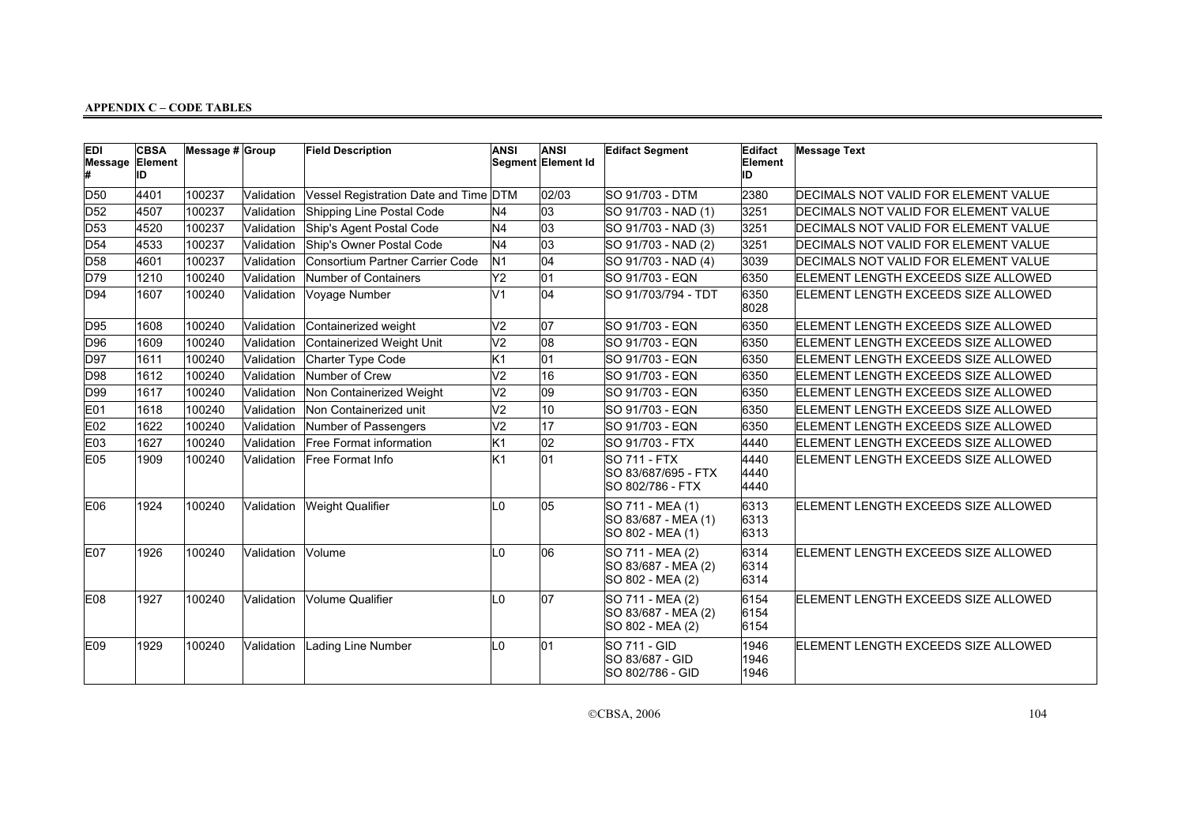**APPENDIX C – CODE TABLES**

| EDI Message # | CBSA Element ID | Message # | Group | Field Description | ANSI Segment | ANSI Element Id | Edifact Segment | Edifact Element ID | Message Text |
|---|---|---|---|---|---|---|---|---|---|
| D50 | 4401 | 100237 | Validation | Vessel Registration Date and Time | DTM | 02/03 | SO 91/703 - DTM | 2380 | DECIMALS NOT VALID FOR ELEMENT VALUE |
| D52 | 4507 | 100237 | Validation | Shipping Line Postal Code | N4 | 03 | SO 91/703 - NAD (1) | 3251 | DECIMALS NOT VALID FOR ELEMENT VALUE |
| D53 | 4520 | 100237 | Validation | Ship's Agent Postal Code | N4 | 03 | SO 91/703 - NAD (3) | 3251 | DECIMALS NOT VALID FOR ELEMENT VALUE |
| D54 | 4533 | 100237 | Validation | Ship's Owner Postal Code | N4 | 03 | SO 91/703 - NAD (2) | 3251 | DECIMALS NOT VALID FOR ELEMENT VALUE |
| D58 | 4601 | 100237 | Validation | Consortium Partner Carrier Code | N1 | 04 | SO 91/703 - NAD (4) | 3039 | DECIMALS NOT VALID FOR ELEMENT VALUE |
| D79 | 1210 | 100240 | Validation | Number of Containers | Y2 | 01 | SO 91/703 - EQN | 6350 | ELEMENT LENGTH EXCEEDS SIZE ALLOWED |
| D94 | 1607 | 100240 | Validation | Voyage Number | V1 | 04 | SO 91/703/794 - TDT | 6350<br>8028 | ELEMENT LENGTH EXCEEDS SIZE ALLOWED |
| D95 | 1608 | 100240 | Validation | Containerized weight | V2 | 07 | SO 91/703 - EQN | 6350 | ELEMENT LENGTH EXCEEDS SIZE ALLOWED |
| D96 | 1609 | 100240 | Validation | Containerized Weight Unit | V2 | 08 | SO 91/703 - EQN | 6350 | ELEMENT LENGTH EXCEEDS SIZE ALLOWED |
| D97 | 1611 | 100240 | Validation | Charter Type Code | K1 | 01 | SO 91/703 - EQN | 6350 | ELEMENT LENGTH EXCEEDS SIZE ALLOWED |
| D98 | 1612 | 100240 | Validation | Number of Crew | V2 | 16 | SO 91/703 - EQN | 6350 | ELEMENT LENGTH EXCEEDS SIZE ALLOWED |
| D99 | 1617 | 100240 | Validation | Non Containerized Weight | V2 | 09 | SO 91/703 - EQN | 6350 | ELEMENT LENGTH EXCEEDS SIZE ALLOWED |
| E01 | 1618 | 100240 | Validation | Non Containerized unit | V2 | 10 | SO 91/703 - EQN | 6350 | ELEMENT LENGTH EXCEEDS SIZE ALLOWED |
| E02 | 1622 | 100240 | Validation | Number of Passengers | V2 | 17 | SO 91/703 - EQN | 6350 | ELEMENT LENGTH EXCEEDS SIZE ALLOWED |
| E03 | 1627 | 100240 | Validation | Free Format information | K1 | 02 | SO 91/703 - FTX | 4440 | ELEMENT LENGTH EXCEEDS SIZE ALLOWED |
| E05 | 1909 | 100240 | Validation | Free Format Info | K1 | 01 | SO 711 - FTX<br>SO 83/687/695 - FTX<br>SO 802/786 - FTX | 4440<br>4440<br>4440 | ELEMENT LENGTH EXCEEDS SIZE ALLOWED |
| E06 | 1924 | 100240 | Validation | Weight Qualifier | L0 | 05 | SO 711 - MEA (1)<br>SO 83/687 - MEA (1)<br>SO 802 - MEA (1) | 6313<br>6313<br>6313 | ELEMENT LENGTH EXCEEDS SIZE ALLOWED |
| E07 | 1926 | 100240 | Validation | Volume | L0 | 06 | SO 711 - MEA (2)<br>SO 83/687 - MEA (2)<br>SO 802 - MEA (2) | 6314<br>6314<br>6314 | ELEMENT LENGTH EXCEEDS SIZE ALLOWED |
| E08 | 1927 | 100240 | Validation | Volume Qualifier | L0 | 07 | SO 711 - MEA (2)<br>SO 83/687 - MEA (2)<br>SO 802 - MEA (2) | 6154<br>6154<br>6154 | ELEMENT LENGTH EXCEEDS SIZE ALLOWED |
| E09 | 1929 | 100240 | Validation | Lading Line Number | L0 | 01 | SO 711 - GID<br>SO 83/687 - GID<br>SO 802/786 - GID | 1946<br>1946<br>1946 | ELEMENT LENGTH EXCEEDS SIZE ALLOWED |

©CBSA, 2006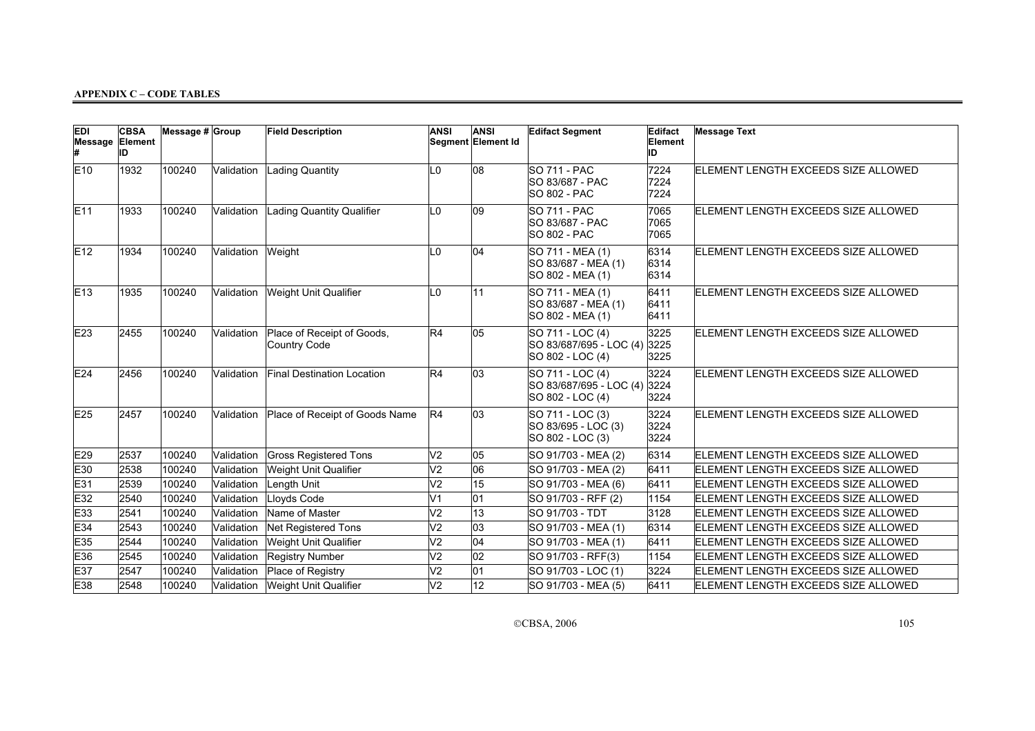## APPENDIX C – CODE TABLES

| EDI Message # | CBSA Element ID | Message # | Group | Field Description | ANSI Segment | ANSI Element Id | Edifact Segment | Edifact Element ID | Message Text |
|---|---|---|---|---|---|---|---|---|---|
| E10 | 1932 | 100240 | Validation | Lading Quantity | L0 | 08 | SO 711 - PAC<br>SO 83/687 - PAC<br>SO 802 - PAC | 7224<br>7224<br>7224 | ELEMENT LENGTH EXCEEDS SIZE ALLOWED |
| E11 | 1933 | 100240 | Validation | Lading Quantity Qualifier | L0 | 09 | SO 711 - PAC<br>SO 83/687 - PAC<br>SO 802 - PAC | 7065<br>7065<br>7065 | ELEMENT LENGTH EXCEEDS SIZE ALLOWED |
| E12 | 1934 | 100240 | Validation | Weight | L0 | 04 | SO 711 - MEA (1)<br>SO 83/687 - MEA (1)<br>SO 802 - MEA (1) | 6314<br>6314<br>6314 | ELEMENT LENGTH EXCEEDS SIZE ALLOWED |
| E13 | 1935 | 100240 | Validation | Weight Unit Qualifier | L0 | 11 | SO 711 - MEA (1)<br>SO 83/687 - MEA (1)<br>SO 802 - MEA (1) | 6411<br>6411<br>6411 | ELEMENT LENGTH EXCEEDS SIZE ALLOWED |
| E23 | 2455 | 100240 | Validation | Place of Receipt of Goods, Country Code | R4 | 05 | SO 711 - LOC (4)<br>SO 83/687/695 - LOC (4)<br>SO 802 - LOC (4) | 3225<br>3225<br>3225 | ELEMENT LENGTH EXCEEDS SIZE ALLOWED |
| E24 | 2456 | 100240 | Validation | Final Destination Location | R4 | 03 | SO 711 - LOC (4)<br>SO 83/687/695 - LOC (4)<br>SO 802 - LOC (4) | 3224<br>3224<br>3224 | ELEMENT LENGTH EXCEEDS SIZE ALLOWED |
| E25 | 2457 | 100240 | Validation | Place of Receipt of Goods Name | R4 | 03 | SO 711 - LOC (3)<br>SO 83/695 - LOC (3)<br>SO 802 - LOC (3) | 3224<br>3224<br>3224 | ELEMENT LENGTH EXCEEDS SIZE ALLOWED |
| E29 | 2537 | 100240 | Validation | Gross Registered Tons | V2 | 05 | SO 91/703 - MEA (2) | 6314 | ELEMENT LENGTH EXCEEDS SIZE ALLOWED |
| E30 | 2538 | 100240 | Validation | Weight Unit Qualifier | V2 | 06 | SO 91/703 - MEA (2) | 6411 | ELEMENT LENGTH EXCEEDS SIZE ALLOWED |
| E31 | 2539 | 100240 | Validation | Length Unit | V2 | 15 | SO 91/703 - MEA (6) | 6411 | ELEMENT LENGTH EXCEEDS SIZE ALLOWED |
| E32 | 2540 | 100240 | Validation | Lloyds Code | V1 | 01 | SO 91/703 - RFF (2) | 1154 | ELEMENT LENGTH EXCEEDS SIZE ALLOWED |
| E33 | 2541 | 100240 | Validation | Name of Master | V2 | 13 | SO 91/703 - TDT | 3128 | ELEMENT LENGTH EXCEEDS SIZE ALLOWED |
| E34 | 2543 | 100240 | Validation | Net Registered Tons | V2 | 03 | SO 91/703 - MEA (1) | 6314 | ELEMENT LENGTH EXCEEDS SIZE ALLOWED |
| E35 | 2544 | 100240 | Validation | Weight Unit Qualifier | V2 | 04 | SO 91/703 - MEA (1) | 6411 | ELEMENT LENGTH EXCEEDS SIZE ALLOWED |
| E36 | 2545 | 100240 | Validation | Registry Number | V2 | 02 | SO 91/703 - RFF(3) | 1154 | ELEMENT LENGTH EXCEEDS SIZE ALLOWED |
| E37 | 2547 | 100240 | Validation | Place of Registry | V2 | 01 | SO 91/703 - LOC (1) | 3224 | ELEMENT LENGTH EXCEEDS SIZE ALLOWED |
| E38 | 2548 | 100240 | Validation | Weight Unit Qualifier | V2 | 12 | SO 91/703 - MEA (5) | 6411 | ELEMENT LENGTH EXCEEDS SIZE ALLOWED |

©CBSA, 2006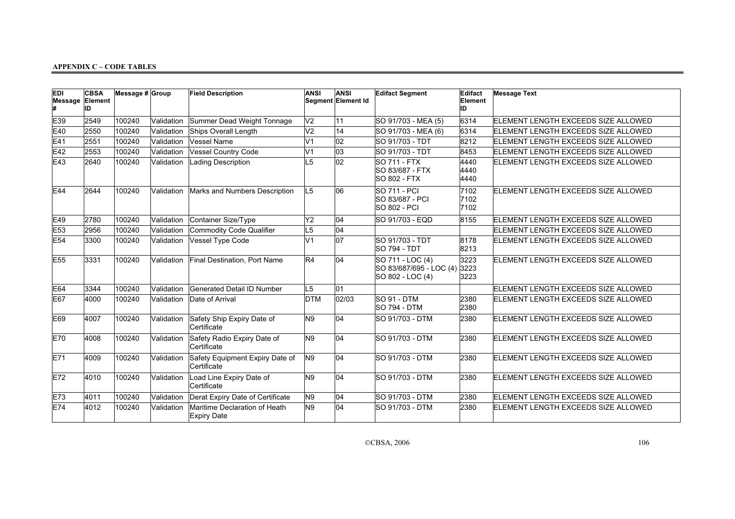**APPENDIX C – CODE TABLES**

| EDI Message # | CBSA Element ID | Message # | Group | Field Description | ANSI Segment | ANSI Element Id | Edifact Segment | Edifact Element ID | Message Text |
|---|---|---|---|---|---|---|---|---|---|
| E39 | 2549 | 100240 | Validation | Summer Dead Weight Tonnage | V2 | 11 | SO 91/703 - MEA (5) | 6314 | ELEMENT LENGTH EXCEEDS SIZE ALLOWED |
| E40 | 2550 | 100240 | Validation | Ships Overall Length | V2 | 14 | SO 91/703 - MEA (6) | 6314 | ELEMENT LENGTH EXCEEDS SIZE ALLOWED |
| E41 | 2551 | 100240 | Validation | Vessel Name | V1 | 02 | SO 91/703 - TDT | 8212 | ELEMENT LENGTH EXCEEDS SIZE ALLOWED |
| E42 | 2553 | 100240 | Validation | Vessel Country Code | V1 | 03 | SO 91/703 - TDT | 8453 | ELEMENT LENGTH EXCEEDS SIZE ALLOWED |
| E43 | 2640 | 100240 | Validation | Lading Description | L5 | 02 | SO 711 - FTX<br>SO 83/687 - FTX<br>SO 802 - FTX | 4440<br>4440<br>4440 | ELEMENT LENGTH EXCEEDS SIZE ALLOWED |
| E44 | 2644 | 100240 | Validation | Marks and Numbers Description | L5 | 06 | SO 711 - PCI<br>SO 83/687 - PCI<br>SO 802 - PCI | 7102<br>7102<br>7102 | ELEMENT LENGTH EXCEEDS SIZE ALLOWED |
| E49 | 2780 | 100240 | Validation | Container Size/Type | Y2 | 04 | SO 91/703 - EQD | 8155 | ELEMENT LENGTH EXCEEDS SIZE ALLOWED |
| E53 | 2956 | 100240 | Validation | Commodity Code Qualifier | L5 | 04 | | | ELEMENT LENGTH EXCEEDS SIZE ALLOWED |
| E54 | 3300 | 100240 | Validation | Vessel Type Code | V1 | 07 | SO 91/703 - TDT<br>SO 794 - TDT | 8178<br>8213 | ELEMENT LENGTH EXCEEDS SIZE ALLOWED |
| E55 | 3331 | 100240 | Validation | Final Destination, Port Name | R4 | 04 | SO 711 - LOC (4)<br>SO 83/687/695 - LOC (4)<br>SO 802 - LOC (4) | 3223<br>3223<br>3223 | ELEMENT LENGTH EXCEEDS SIZE ALLOWED |
| E64 | 3344 | 100240 | Validation | Generated Detail ID Number | L5 | 01 | | | ELEMENT LENGTH EXCEEDS SIZE ALLOWED |
| E67 | 4000 | 100240 | Validation | Date of Arrival | DTM | 02/03 | SO 91 - DTM<br>SO 794 - DTM | 2380<br>2380 | ELEMENT LENGTH EXCEEDS SIZE ALLOWED |
| E69 | 4007 | 100240 | Validation | Safety Ship Expiry Date of Certificate | N9 | 04 | SO 91/703 - DTM | 2380 | ELEMENT LENGTH EXCEEDS SIZE ALLOWED |
| E70 | 4008 | 100240 | Validation | Safety Radio Expiry Date of Certificate | N9 | 04 | SO 91/703 - DTM | 2380 | ELEMENT LENGTH EXCEEDS SIZE ALLOWED |
| E71 | 4009 | 100240 | Validation | Safety Equipment Expiry Date of Certificate | N9 | 04 | SO 91/703 - DTM | 2380 | ELEMENT LENGTH EXCEEDS SIZE ALLOWED |
| E72 | 4010 | 100240 | Validation | Load Line Expiry Date of Certificate | N9 | 04 | SO 91/703 - DTM | 2380 | ELEMENT LENGTH EXCEEDS SIZE ALLOWED |
| E73 | 4011 | 100240 | Validation | Derat Expiry Date of Certificate | N9 | 04 | SO 91/703 - DTM | 2380 | ELEMENT LENGTH EXCEEDS SIZE ALLOWED |
| E74 | 4012 | 100240 | Validation | Maritime Declaration of Heath Expiry Date | N9 | 04 | SO 91/703 - DTM | 2380 | ELEMENT LENGTH EXCEEDS SIZE ALLOWED |

©CBSA, 2006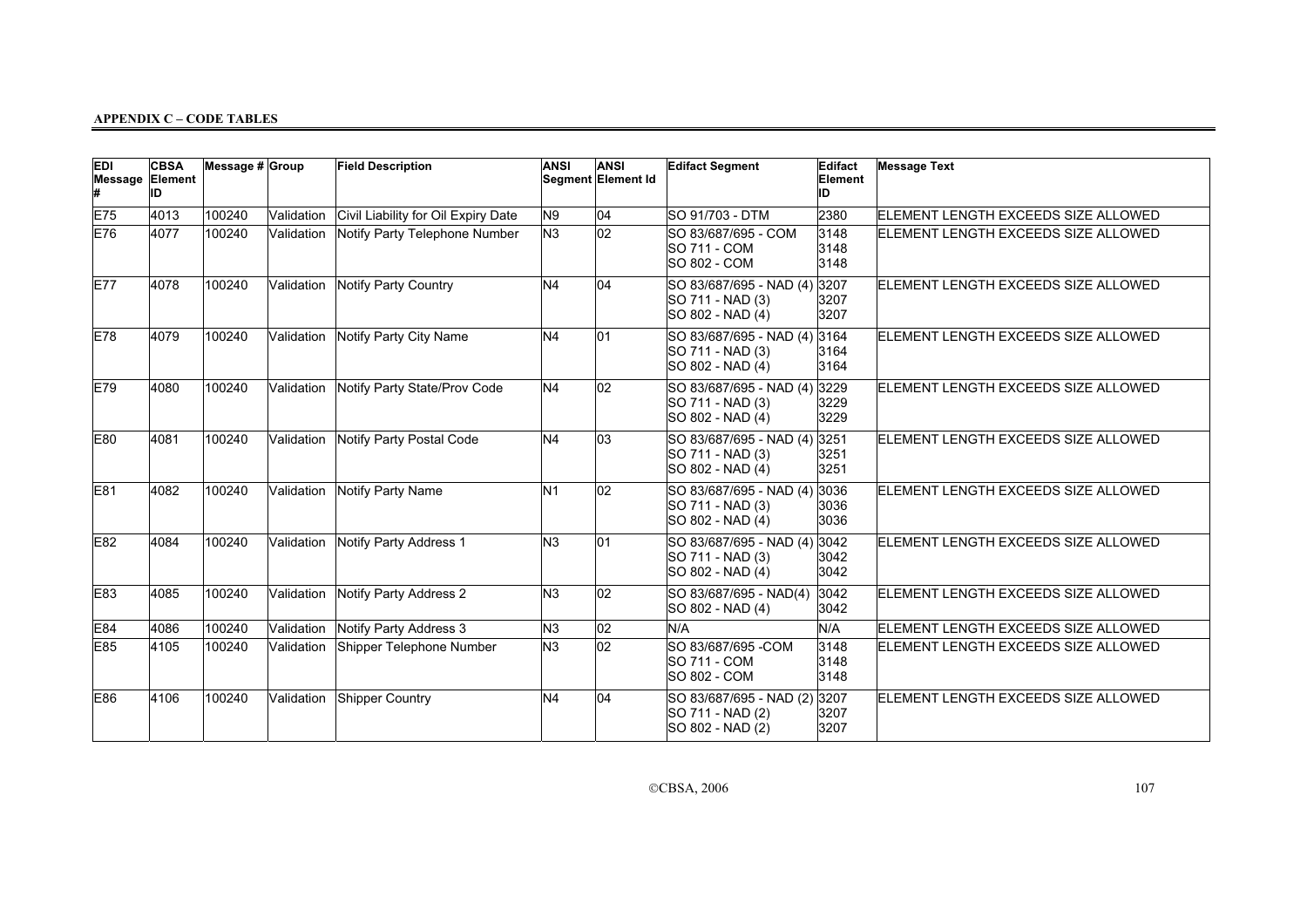**APPENDIX C – CODE TABLES**

| EDI Message # | CBSA Element ID | Message # | Group | Field Description | ANSI Segment | ANSI Element Id | Edifact Segment | Edifact Element ID | Message Text |
|---|---|---|---|---|---|---|---|---|---|
| E75 | 4013 | 100240 | Validation | Civil Liability for Oil Expiry Date | N9 | 04 | SO 91/703 - DTM | 2380 | ELEMENT LENGTH EXCEEDS SIZE ALLOWED |
| E76 | 4077 | 100240 | Validation | Notify Party Telephone Number | N3 | 02 | SO 83/687/695 - COM<br>SO 711 - COM<br>SO 802 - COM | 3148<br>3148<br>3148 | ELEMENT LENGTH EXCEEDS SIZE ALLOWED |
| E77 | 4078 | 100240 | Validation | Notify Party Country | N4 | 04 | SO 83/687/695 - NAD (4)<br>SO 711 - NAD (3)<br>SO 802 - NAD (4) | 3207<br>3207<br>3207 | ELEMENT LENGTH EXCEEDS SIZE ALLOWED |
| E78 | 4079 | 100240 | Validation | Notify Party City Name | N4 | 01 | SO 83/687/695 - NAD (4)<br>SO 711 - NAD (3)<br>SO 802 - NAD (4) | 3164<br>3164<br>3164 | ELEMENT LENGTH EXCEEDS SIZE ALLOWED |
| E79 | 4080 | 100240 | Validation | Notify Party State/Prov Code | N4 | 02 | SO 83/687/695 - NAD (4)<br>SO 711 - NAD (3)<br>SO 802 - NAD (4) | 3229<br>3229<br>3229 | ELEMENT LENGTH EXCEEDS SIZE ALLOWED |
| E80 | 4081 | 100240 | Validation | Notify Party Postal Code | N4 | 03 | SO 83/687/695 - NAD (4)<br>SO 711 - NAD (3)<br>SO 802 - NAD (4) | 3251<br>3251<br>3251 | ELEMENT LENGTH EXCEEDS SIZE ALLOWED |
| E81 | 4082 | 100240 | Validation | Notify Party Name | N1 | 02 | SO 83/687/695 - NAD (4)<br>SO 711 - NAD (3)<br>SO 802 - NAD (4) | 3036<br>3036<br>3036 | ELEMENT LENGTH EXCEEDS SIZE ALLOWED |
| E82 | 4084 | 100240 | Validation | Notify Party Address 1 | N3 | 01 | SO 83/687/695 - NAD (4)<br>SO 711 - NAD (3)<br>SO 802 - NAD (4) | 3042<br>3042<br>3042 | ELEMENT LENGTH EXCEEDS SIZE ALLOWED |
| E83 | 4085 | 100240 | Validation | Notify Party Address 2 | N3 | 02 | SO 83/687/695 - NAD(4)<br>SO 802 - NAD (4) | 3042<br>3042 | ELEMENT LENGTH EXCEEDS SIZE ALLOWED |
| E84 | 4086 | 100240 | Validation | Notify Party Address 3 | N3 | 02 | N/A | N/A | ELEMENT LENGTH EXCEEDS SIZE ALLOWED |
| E85 | 4105 | 100240 | Validation | Shipper Telephone Number | N3 | 02 | SO 83/687/695 -COM<br>SO 711 - COM<br>SO 802 - COM | 3148<br>3148<br>3148 | ELEMENT LENGTH EXCEEDS SIZE ALLOWED |
| E86 | 4106 | 100240 | Validation | Shipper Country | N4 | 04 | SO 83/687/695 - NAD (2)<br>SO 711 - NAD (2)<br>SO 802 - NAD (2) | 3207<br>3207<br>3207 | ELEMENT LENGTH EXCEEDS SIZE ALLOWED |

©CBSA, 2006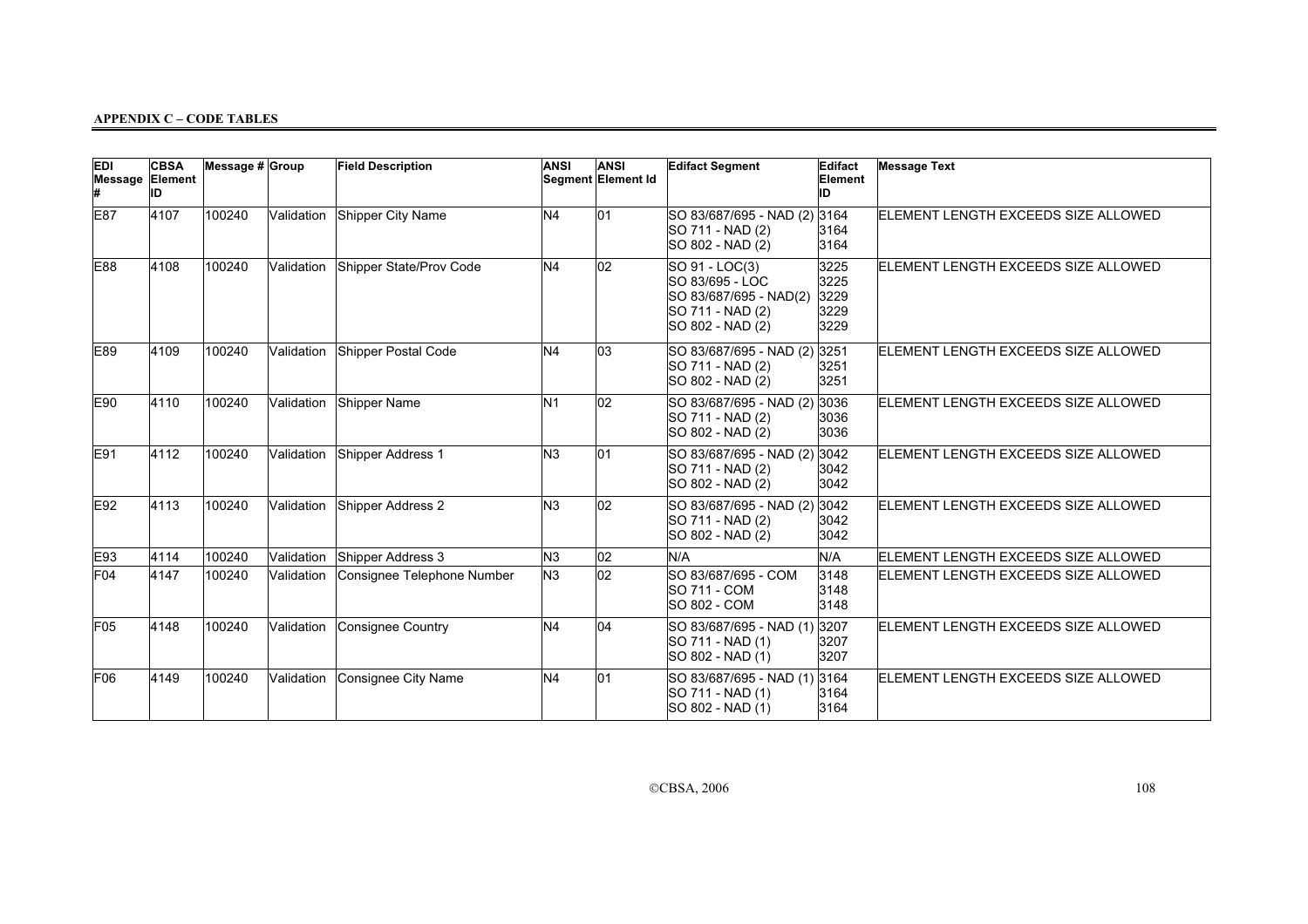**APPENDIX C – CODE TABLES**

| EDI Message # | CBSA Element ID | Message # | Group | Field Description | ANSI Segment | ANSI Element Id | Edifact Segment | Edifact Element ID | Message Text |
|---|---|---|---|---|---|---|---|---|---|
| E87 | 4107 | 100240 | Validation | Shipper City Name | N4 | 01 | SO 83/687/695 - NAD (2)<br>SO 711 - NAD (2)<br>SO 802 - NAD (2) | 3164<br>3164<br>3164 | ELEMENT LENGTH EXCEEDS SIZE ALLOWED |
| E88 | 4108 | 100240 | Validation | Shipper State/Prov Code | N4 | 02 | SO 91 - LOC(3)<br>SO 83/695 - LOC<br>SO 83/687/695 - NAD(2)<br>SO 711 - NAD (2)<br>SO 802 - NAD (2) | 3225<br>3225<br>3229<br>3229<br>3229 | ELEMENT LENGTH EXCEEDS SIZE ALLOWED |
| E89 | 4109 | 100240 | Validation | Shipper Postal Code | N4 | 03 | SO 83/687/695 - NAD (2)<br>SO 711 - NAD (2)<br>SO 802 - NAD (2) | 3251<br>3251<br>3251 | ELEMENT LENGTH EXCEEDS SIZE ALLOWED |
| E90 | 4110 | 100240 | Validation | Shipper Name | N1 | 02 | SO 83/687/695 - NAD (2)<br>SO 711 - NAD (2)<br>SO 802 - NAD (2) | 3036<br>3036<br>3036 | ELEMENT LENGTH EXCEEDS SIZE ALLOWED |
| E91 | 4112 | 100240 | Validation | Shipper Address 1 | N3 | 01 | SO 83/687/695 - NAD (2)<br>SO 711 - NAD (2)<br>SO 802 - NAD (2) | 3042<br>3042<br>3042 | ELEMENT LENGTH EXCEEDS SIZE ALLOWED |
| E92 | 4113 | 100240 | Validation | Shipper Address 2 | N3 | 02 | SO 83/687/695 - NAD (2)<br>SO 711 - NAD (2)<br>SO 802 - NAD (2) | 3042<br>3042<br>3042 | ELEMENT LENGTH EXCEEDS SIZE ALLOWED |
| E93 | 4114 | 100240 | Validation | Shipper Address 3 | N3 | 02 | N/A | N/A | ELEMENT LENGTH EXCEEDS SIZE ALLOWED |
| F04 | 4147 | 100240 | Validation | Consignee Telephone Number | N3 | 02 | SO 83/687/695 - COM<br>SO 711 - COM<br>SO 802 - COM | 3148<br>3148<br>3148 | ELEMENT LENGTH EXCEEDS SIZE ALLOWED |
| F05 | 4148 | 100240 | Validation | Consignee Country | N4 | 04 | SO 83/687/695 - NAD (1)<br>SO 711 - NAD (1)<br>SO 802 - NAD (1) | 3207<br>3207<br>3207 | ELEMENT LENGTH EXCEEDS SIZE ALLOWED |
| F06 | 4149 | 100240 | Validation | Consignee City Name | N4 | 01 | SO 83/687/695 - NAD (1)<br>SO 711 - NAD (1)<br>SO 802 - NAD (1) | 3164<br>3164<br>3164 | ELEMENT LENGTH EXCEEDS SIZE ALLOWED |

©CBSA, 2006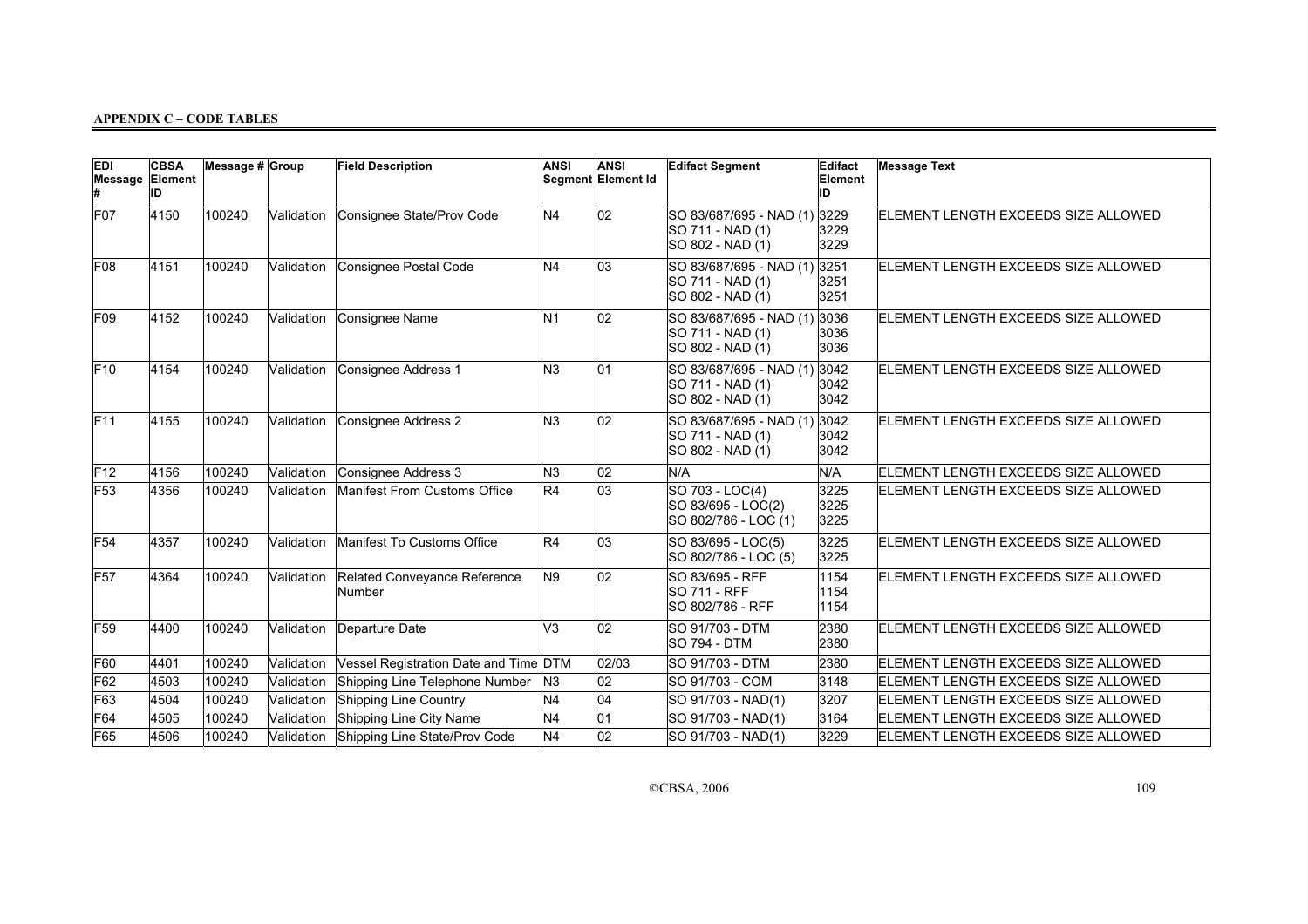**APPENDIX C – CODE TABLES**

| EDI Message # | CBSA Element ID | Message # | Group | Field Description | ANSI Segment | ANSI Element Id | Edifact Segment | Edifact Element ID | Message Text |
|---|---|---|---|---|---|---|---|---|---|
| F07 | 4150 | 100240 | Validation | Consignee State/Prov Code | N4 | 02 | SO 83/687/695 - NAD (1)<br>SO 711 - NAD (1)<br>SO 802 - NAD (1) | 3229<br>3229<br>3229 | ELEMENT LENGTH EXCEEDS SIZE ALLOWED |
| F08 | 4151 | 100240 | Validation | Consignee Postal Code | N4 | 03 | SO 83/687/695 - NAD (1)<br>SO 711 - NAD (1)<br>SO 802 - NAD (1) | 3251<br>3251<br>3251 | ELEMENT LENGTH EXCEEDS SIZE ALLOWED |
| F09 | 4152 | 100240 | Validation | Consignee Name | N1 | 02 | SO 83/687/695 - NAD (1)<br>SO 711 - NAD (1)<br>SO 802 - NAD (1) | 3036<br>3036<br>3036 | ELEMENT LENGTH EXCEEDS SIZE ALLOWED |
| F10 | 4154 | 100240 | Validation | Consignee Address 1 | N3 | 01 | SO 83/687/695 - NAD (1)<br>SO 711 - NAD (1)<br>SO 802 - NAD (1) | 3042<br>3042<br>3042 | ELEMENT LENGTH EXCEEDS SIZE ALLOWED |
| F11 | 4155 | 100240 | Validation | Consignee Address 2 | N3 | 02 | SO 83/687/695 - NAD (1)<br>SO 711 - NAD (1)<br>SO 802 - NAD (1) | 3042<br>3042<br>3042 | ELEMENT LENGTH EXCEEDS SIZE ALLOWED |
| F12 | 4156 | 100240 | Validation | Consignee Address 3 | N3 | 02 | N/A | N/A | ELEMENT LENGTH EXCEEDS SIZE ALLOWED |
| F53 | 4356 | 100240 | Validation | Manifest From Customs Office | R4 | 03 | SO 703 - LOC(4)<br>SO 83/695 - LOC(2)<br>SO 802/786 - LOC (1) | 3225<br>3225<br>3225 | ELEMENT LENGTH EXCEEDS SIZE ALLOWED |
| F54 | 4357 | 100240 | Validation | Manifest To Customs Office | R4 | 03 | SO 83/695 - LOC(5)<br>SO 802/786 - LOC (5) | 3225<br>3225 | ELEMENT LENGTH EXCEEDS SIZE ALLOWED |
| F57 | 4364 | 100240 | Validation | Related Conveyance Reference Number | N9 | 02 | SO 83/695 - RFF<br>SO 711 - RFF<br>SO 802/786 - RFF | 1154<br>1154<br>1154 | ELEMENT LENGTH EXCEEDS SIZE ALLOWED |
| F59 | 4400 | 100240 | Validation | Departure Date | V3 | 02 | SO 91/703 - DTM<br>SO 794 - DTM | 2380<br>2380 | ELEMENT LENGTH EXCEEDS SIZE ALLOWED |
| F60 | 4401 | 100240 | Validation | Vessel Registration Date and Time | DTM | 02/03 | SO 91/703 - DTM | 2380 | ELEMENT LENGTH EXCEEDS SIZE ALLOWED |
| F62 | 4503 | 100240 | Validation | Shipping Line Telephone Number | N3 | 02 | SO 91/703 - COM | 3148 | ELEMENT LENGTH EXCEEDS SIZE ALLOWED |
| F63 | 4504 | 100240 | Validation | Shipping Line Country | N4 | 04 | SO 91/703 - NAD(1) | 3207 | ELEMENT LENGTH EXCEEDS SIZE ALLOWED |
| F64 | 4505 | 100240 | Validation | Shipping Line City Name | N4 | 01 | SO 91/703 - NAD(1) | 3164 | ELEMENT LENGTH EXCEEDS SIZE ALLOWED |
| F65 | 4506 | 100240 | Validation | Shipping Line State/Prov Code | N4 | 02 | SO 91/703 - NAD(1) | 3229 | ELEMENT LENGTH EXCEEDS SIZE ALLOWED |

©CBSA, 2006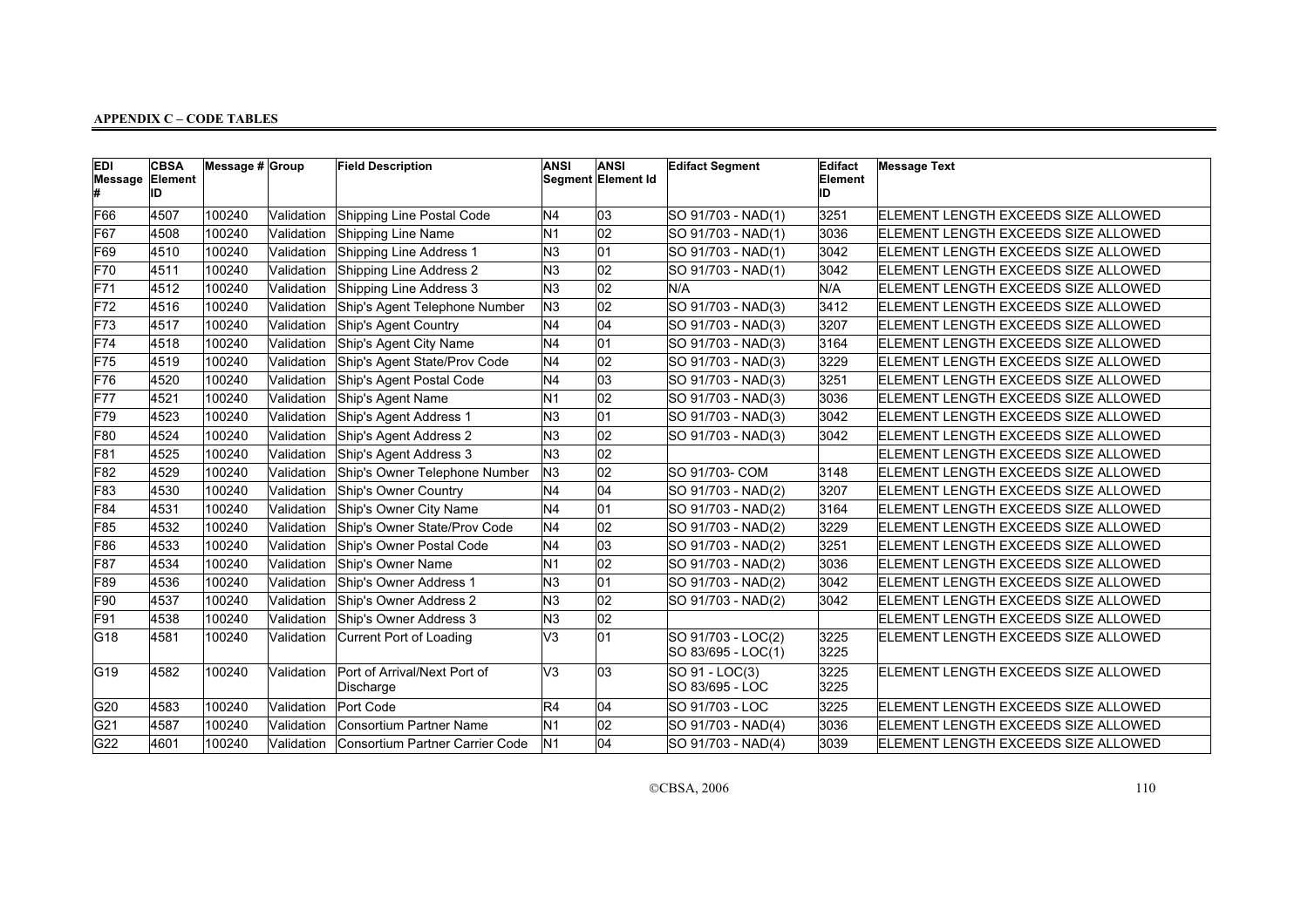**APPENDIX C – CODE TABLES**

| EDI Message # | CBSA Element ID | Message # | Group | Field Description | ANSI Segment | ANSI Element Id | Edifact Segment | Edifact Element ID | Message Text |
|---|---|---|---|---|---|---|---|---|---|
| F66 | 4507 | 100240 | Validation | Shipping Line Postal Code | N4 | 03 | SO 91/703 - NAD(1) | 3251 | ELEMENT LENGTH EXCEEDS SIZE ALLOWED |
| F67 | 4508 | 100240 | Validation | Shipping Line Name | N1 | 02 | SO 91/703 - NAD(1) | 3036 | ELEMENT LENGTH EXCEEDS SIZE ALLOWED |
| F69 | 4510 | 100240 | Validation | Shipping Line Address 1 | N3 | 01 | SO 91/703 - NAD(1) | 3042 | ELEMENT LENGTH EXCEEDS SIZE ALLOWED |
| F70 | 4511 | 100240 | Validation | Shipping Line Address 2 | N3 | 02 | SO 91/703 - NAD(1) | 3042 | ELEMENT LENGTH EXCEEDS SIZE ALLOWED |
| F71 | 4512 | 100240 | Validation | Shipping Line Address 3 | N3 | 02 | N/A | N/A | ELEMENT LENGTH EXCEEDS SIZE ALLOWED |
| F72 | 4516 | 100240 | Validation | Ship's Agent Telephone Number | N3 | 02 | SO 91/703 - NAD(3) | 3412 | ELEMENT LENGTH EXCEEDS SIZE ALLOWED |
| F73 | 4517 | 100240 | Validation | Ship's Agent Country | N4 | 04 | SO 91/703 - NAD(3) | 3207 | ELEMENT LENGTH EXCEEDS SIZE ALLOWED |
| F74 | 4518 | 100240 | Validation | Ship's Agent City Name | N4 | 01 | SO 91/703 - NAD(3) | 3164 | ELEMENT LENGTH EXCEEDS SIZE ALLOWED |
| F75 | 4519 | 100240 | Validation | Ship's Agent State/Prov Code | N4 | 02 | SO 91/703 - NAD(3) | 3229 | ELEMENT LENGTH EXCEEDS SIZE ALLOWED |
| F76 | 4520 | 100240 | Validation | Ship's Agent Postal Code | N4 | 03 | SO 91/703 - NAD(3) | 3251 | ELEMENT LENGTH EXCEEDS SIZE ALLOWED |
| F77 | 4521 | 100240 | Validation | Ship's Agent Name | N1 | 02 | SO 91/703 - NAD(3) | 3036 | ELEMENT LENGTH EXCEEDS SIZE ALLOWED |
| F79 | 4523 | 100240 | Validation | Ship's Agent Address 1 | N3 | 01 | SO 91/703 - NAD(3) | 3042 | ELEMENT LENGTH EXCEEDS SIZE ALLOWED |
| F80 | 4524 | 100240 | Validation | Ship's Agent Address 2 | N3 | 02 | SO 91/703 - NAD(3) | 3042 | ELEMENT LENGTH EXCEEDS SIZE ALLOWED |
| F81 | 4525 | 100240 | Validation | Ship's Agent Address 3 | N3 | 02 | | | ELEMENT LENGTH EXCEEDS SIZE ALLOWED |
| F82 | 4529 | 100240 | Validation | Ship's Owner Telephone Number | N3 | 02 | SO 91/703- COM | 3148 | ELEMENT LENGTH EXCEEDS SIZE ALLOWED |
| F83 | 4530 | 100240 | Validation | Ship's Owner Country | N4 | 04 | SO 91/703 - NAD(2) | 3207 | ELEMENT LENGTH EXCEEDS SIZE ALLOWED |
| F84 | 4531 | 100240 | Validation | Ship's Owner City Name | N4 | 01 | SO 91/703 - NAD(2) | 3164 | ELEMENT LENGTH EXCEEDS SIZE ALLOWED |
| F85 | 4532 | 100240 | Validation | Ship's Owner State/Prov Code | N4 | 02 | SO 91/703 - NAD(2) | 3229 | ELEMENT LENGTH EXCEEDS SIZE ALLOWED |
| F86 | 4533 | 100240 | Validation | Ship's Owner Postal Code | N4 | 03 | SO 91/703 - NAD(2) | 3251 | ELEMENT LENGTH EXCEEDS SIZE ALLOWED |
| F87 | 4534 | 100240 | Validation | Ship's Owner Name | N1 | 02 | SO 91/703 - NAD(2) | 3036 | ELEMENT LENGTH EXCEEDS SIZE ALLOWED |
| F89 | 4536 | 100240 | Validation | Ship's Owner Address 1 | N3 | 01 | SO 91/703 - NAD(2) | 3042 | ELEMENT LENGTH EXCEEDS SIZE ALLOWED |
| F90 | 4537 | 100240 | Validation | Ship's Owner Address 2 | N3 | 02 | SO 91/703 - NAD(2) | 3042 | ELEMENT LENGTH EXCEEDS SIZE ALLOWED |
| F91 | 4538 | 100240 | Validation | Ship's Owner Address 3 | N3 | 02 | | | ELEMENT LENGTH EXCEEDS SIZE ALLOWED |
| G18 | 4581 | 100240 | Validation | Current Port of Loading | V3 | 01 | SO 91/703 - LOC(2)<br>SO 83/695 - LOC(1) | 3225<br>3225 | ELEMENT LENGTH EXCEEDS SIZE ALLOWED |
| G19 | 4582 | 100240 | Validation | Port of Arrival/Next Port of Discharge | V3 | 03 | SO 91 - LOC(3)<br>SO 83/695 - LOC | 3225<br>3225 | ELEMENT LENGTH EXCEEDS SIZE ALLOWED |
| G20 | 4583 | 100240 | Validation | Port Code | R4 | 04 | SO 91/703 - LOC | 3225 | ELEMENT LENGTH EXCEEDS SIZE ALLOWED |
| G21 | 4587 | 100240 | Validation | Consortium Partner Name | N1 | 02 | SO 91/703 - NAD(4) | 3036 | ELEMENT LENGTH EXCEEDS SIZE ALLOWED |
| G22 | 4601 | 100240 | Validation | Consortium Partner Carrier Code | N1 | 04 | SO 91/703 - NAD(4) | 3039 | ELEMENT LENGTH EXCEEDS SIZE ALLOWED |

©CBSA, 2006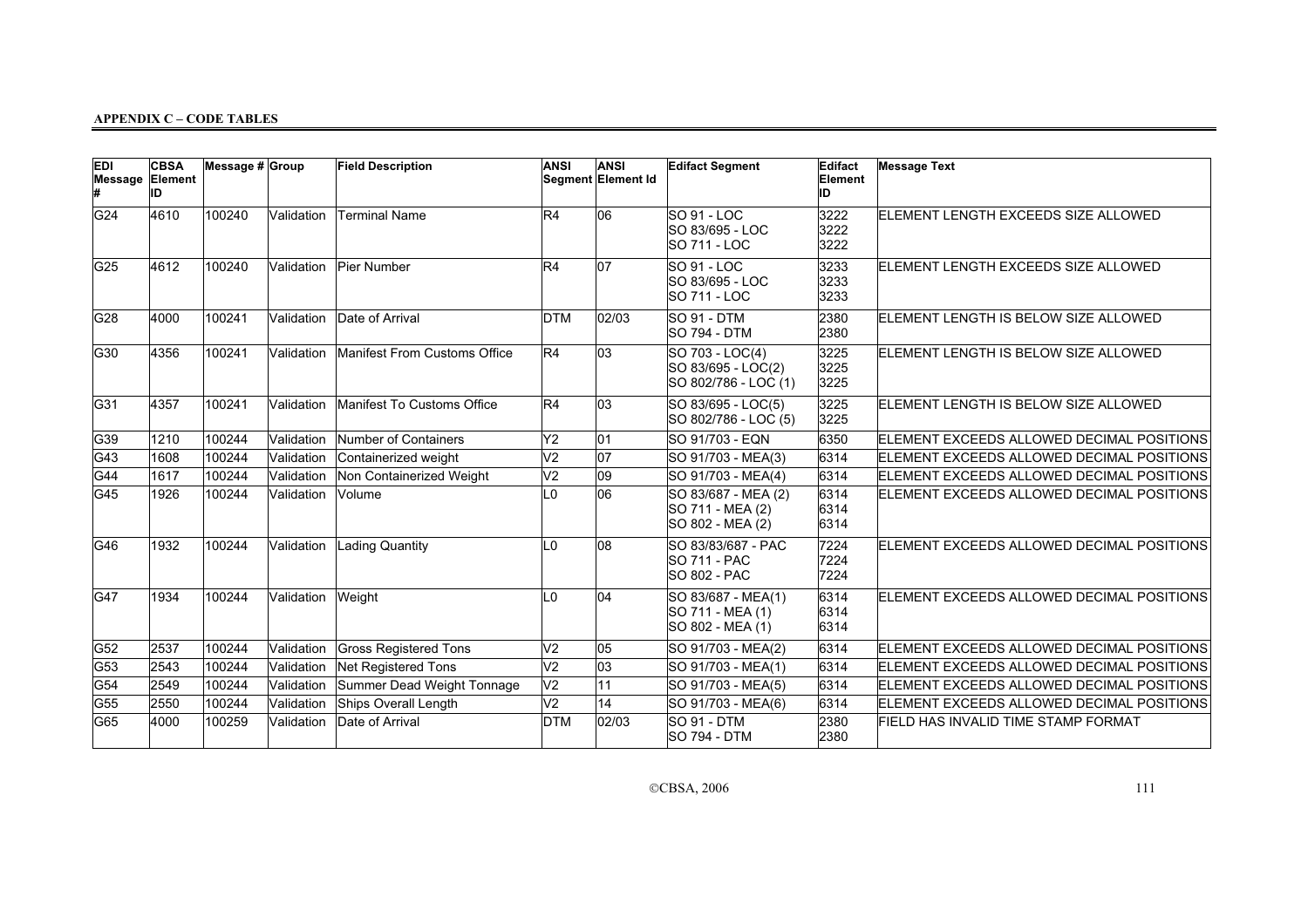**APPENDIX C – CODE TABLES**

| EDI Message # | CBSA Element ID | Message # | Group | Field Description | ANSI Segment | ANSI Element Id | Edifact Segment | Edifact Element ID | Message Text |
|---|---|---|---|---|---|---|---|---|---|
| G24 | 4610 | 100240 | Validation | Terminal Name | R4 | 06 | SO 91 - LOC<br>SO 83/695 - LOC<br>SO 711 - LOC | 3222<br>3222<br>3222 | ELEMENT LENGTH EXCEEDS SIZE ALLOWED |
| G25 | 4612 | 100240 | Validation | Pier Number | R4 | 07 | SO 91 - LOC<br>SO 83/695 - LOC<br>SO 711 - LOC | 3233<br>3233<br>3233 | ELEMENT LENGTH EXCEEDS SIZE ALLOWED |
| G28 | 4000 | 100241 | Validation | Date of Arrival | DTM | 02/03 | SO 91 - DTM<br>SO 794 - DTM | 2380<br>2380 | ELEMENT LENGTH IS BELOW SIZE ALLOWED |
| G30 | 4356 | 100241 | Validation | Manifest From Customs Office | R4 | 03 | SO 703 - LOC(4)<br>SO 83/695 - LOC(2)<br>SO 802/786 - LOC (1) | 3225<br>3225<br>3225 | ELEMENT LENGTH IS BELOW SIZE ALLOWED |
| G31 | 4357 | 100241 | Validation | Manifest To Customs Office | R4 | 03 | SO 83/695 - LOC(5)<br>SO 802/786 - LOC (5) | 3225<br>3225 | ELEMENT LENGTH IS BELOW SIZE ALLOWED |
| G39 | 1210 | 100244 | Validation | Number of Containers | Y2 | 01 | SO 91/703 - EQN | 6350 | ELEMENT EXCEEDS ALLOWED DECIMAL POSITIONS |
| G43 | 1608 | 100244 | Validation | Containerized weight | V2 | 07 | SO 91/703 - MEA(3) | 6314 | ELEMENT EXCEEDS ALLOWED DECIMAL POSITIONS |
| G44 | 1617 | 100244 | Validation | Non Containerized Weight | V2 | 09 | SO 91/703 - MEA(4) | 6314 | ELEMENT EXCEEDS ALLOWED DECIMAL POSITIONS |
| G45 | 1926 | 100244 | Validation | Volume | L0 | 06 | SO 83/687 - MEA (2)<br>SO 711 - MEA (2)<br>SO 802 - MEA (2) | 6314<br>6314<br>6314 | ELEMENT EXCEEDS ALLOWED DECIMAL POSITIONS |
| G46 | 1932 | 100244 | Validation | Lading Quantity | L0 | 08 | SO 83/83/687 - PAC<br>SO 711 - PAC<br>SO 802 - PAC | 7224<br>7224<br>7224 | ELEMENT EXCEEDS ALLOWED DECIMAL POSITIONS |
| G47 | 1934 | 100244 | Validation | Weight | L0 | 04 | SO 83/687 - MEA(1)<br>SO 711 - MEA (1)<br>SO 802 - MEA (1) | 6314<br>6314<br>6314 | ELEMENT EXCEEDS ALLOWED DECIMAL POSITIONS |
| G52 | 2537 | 100244 | Validation | Gross Registered Tons | V2 | 05 | SO 91/703 - MEA(2) | 6314 | ELEMENT EXCEEDS ALLOWED DECIMAL POSITIONS |
| G53 | 2543 | 100244 | Validation | Net Registered Tons | V2 | 03 | SO 91/703 - MEA(1) | 6314 | ELEMENT EXCEEDS ALLOWED DECIMAL POSITIONS |
| G54 | 2549 | 100244 | Validation | Summer Dead Weight Tonnage | V2 | 11 | SO 91/703 - MEA(5) | 6314 | ELEMENT EXCEEDS ALLOWED DECIMAL POSITIONS |
| G55 | 2550 | 100244 | Validation | Ships Overall Length | V2 | 14 | SO 91/703 - MEA(6) | 6314 | ELEMENT EXCEEDS ALLOWED DECIMAL POSITIONS |
| G65 | 4000 | 100259 | Validation | Date of Arrival | DTM | 02/03 | SO 91 - DTM<br>SO 794 - DTM | 2380<br>2380 | FIELD HAS INVALID TIME STAMP FORMAT |

©CBSA, 2006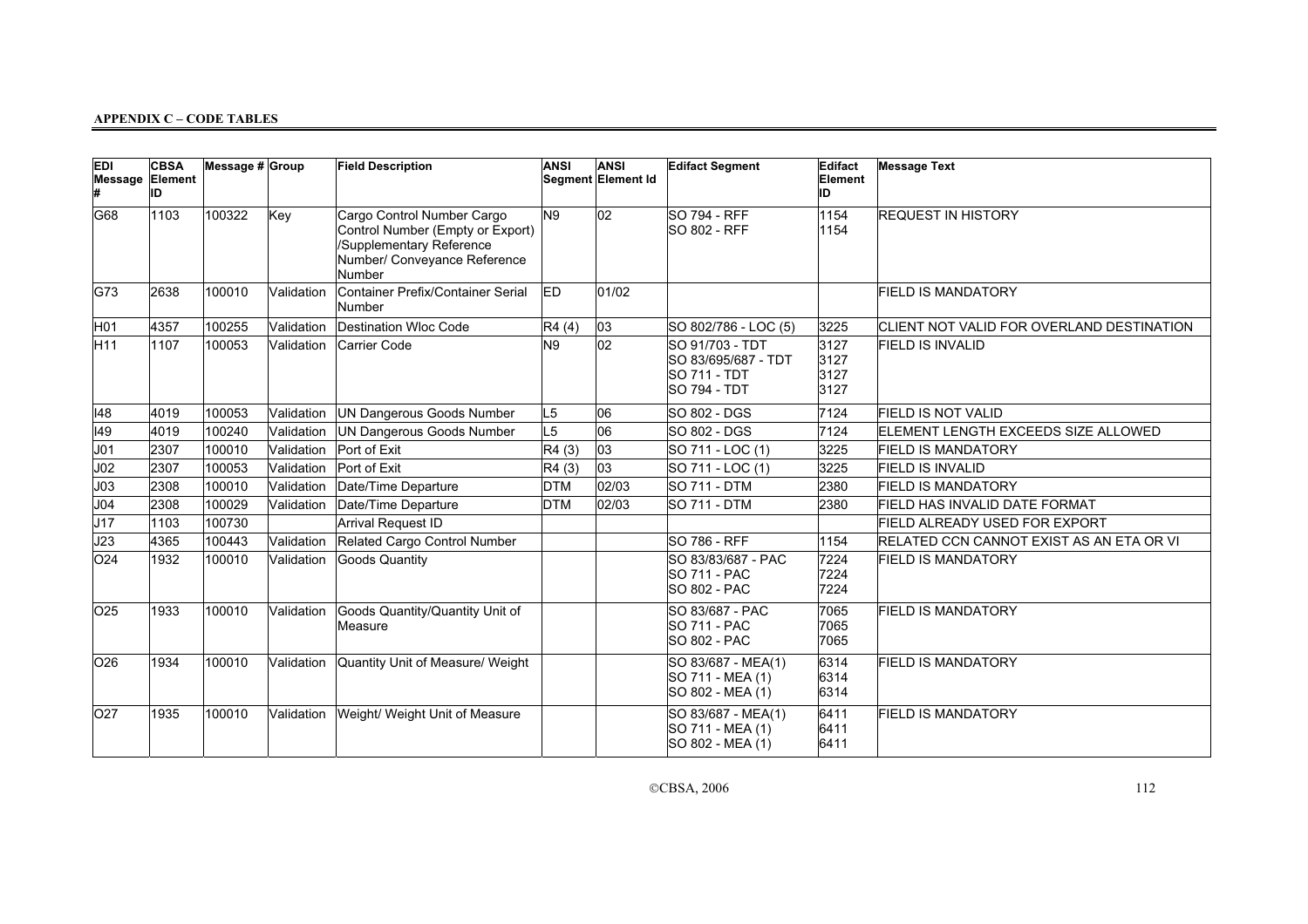**APPENDIX C – CODE TABLES**

| EDI Message # | CBSA Element ID | Message # | Group | Field Description | ANSI Segment | ANSI Element Id | Edifact Segment | Edifact Element ID | Message Text |
|---|---|---|---|---|---|---|---|---|---|
| G68 | 1103 | 100322 | Key | Cargo Control Number Cargo Control Number (Empty or Export) /Supplementary Reference Number/ Conveyance Reference Number | N9 | 02 | SO 794 - RFF<br>SO 802 - RFF | 1154<br>1154 | REQUEST IN HISTORY |
| G73 | 2638 | 100010 | Validation | Container Prefix/Container Serial Number | ED | 01/02 | | | FIELD IS MANDATORY |
| H01 | 4357 | 100255 | Validation | Destination Wloc Code | R4 (4) | 03 | SO 802/786 - LOC (5) | 3225 | CLIENT NOT VALID FOR OVERLAND DESTINATION |
| H11 | 1107 | 100053 | Validation | Carrier Code | N9 | 02 | SO 91/703 - TDT<br>SO 83/695/687 - TDT<br>SO 711 - TDT<br>SO 794 - TDT | 3127<br>3127<br>3127<br>3127 | FIELD IS INVALID |
| I48 | 4019 | 100053 | Validation | UN Dangerous Goods Number | L5 | 06 | SO 802 - DGS | 7124 | FIELD IS NOT VALID |
| I49 | 4019 | 100240 | Validation | UN Dangerous Goods Number | L5 | 06 | SO 802 - DGS | 7124 | ELEMENT LENGTH EXCEEDS SIZE ALLOWED |
| J01 | 2307 | 100010 | Validation | Port of Exit | R4 (3) | 03 | SO 711 - LOC (1) | 3225 | FIELD IS MANDATORY |
| J02 | 2307 | 100053 | Validation | Port of Exit | R4 (3) | 03 | SO 711 - LOC (1) | 3225 | FIELD IS INVALID |
| J03 | 2308 | 100010 | Validation | Date/Time Departure | DTM | 02/03 | SO 711 - DTM | 2380 | FIELD IS MANDATORY |
| J04 | 2308 | 100029 | Validation | Date/Time Departure | DTM | 02/03 | SO 711 - DTM | 2380 | FIELD HAS INVALID DATE FORMAT |
| J17 | 1103 | 100730 | | Arrival Request ID | | | | | FIELD ALREADY USED FOR EXPORT |
| J23 | 4365 | 100443 | Validation | Related Cargo Control Number | | | SO 786 - RFF | 1154 | RELATED CCN CANNOT EXIST AS AN ETA OR VI |
| O24 | 1932 | 100010 | Validation | Goods Quantity | | | SO 83/83/687 - PAC<br>SO 711 - PAC<br>SO 802 - PAC | 7224<br>7224<br>7224 | FIELD IS MANDATORY |
| O25 | 1933 | 100010 | Validation | Goods Quantity/Quantity Unit of Measure | | | SO 83/687 - PAC<br>SO 711 - PAC<br>SO 802 - PAC | 7065<br>7065<br>7065 | FIELD IS MANDATORY |
| O26 | 1934 | 100010 | Validation | Quantity Unit of Measure/ Weight | | | SO 83/687 - MEA(1)<br>SO 711 - MEA (1)<br>SO 802 - MEA (1) | 6314<br>6314<br>6314 | FIELD IS MANDATORY |
| O27 | 1935 | 100010 | Validation | Weight/ Weight Unit of Measure | | | SO 83/687 - MEA(1)<br>SO 711 - MEA (1)<br>SO 802 - MEA (1) | 6411<br>6411<br>6411 | FIELD IS MANDATORY |

©CBSA, 2006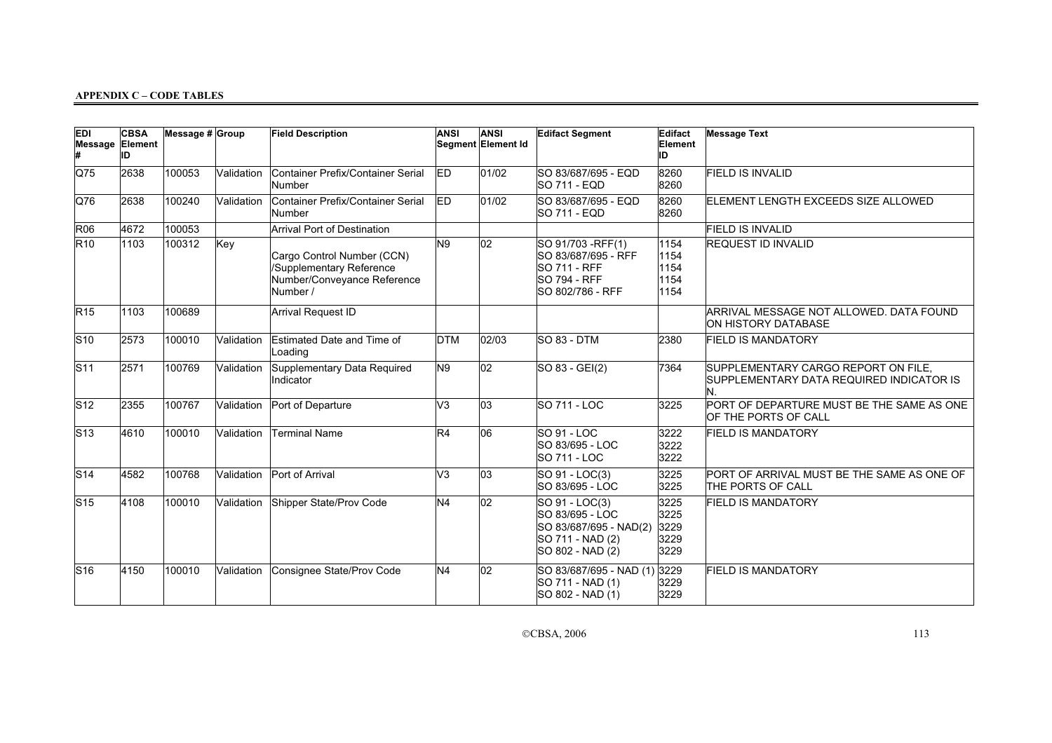**APPENDIX C – CODE TABLES**

| EDI Message # | CBSA Element ID | Message # | Group | Field Description | ANSI Segment | ANSI Element Id | Edifact Segment | Edifact Element ID | Message Text |
|---|---|---|---|---|---|---|---|---|---|
| Q75 | 2638 | 100053 | Validation | Container Prefix/Container Serial Number | ED | 01/02 | SO 83/687/695 - EQD<br>SO 711 - EQD | 8260<br>8260 | FIELD IS INVALID |
| Q76 | 2638 | 100240 | Validation | Container Prefix/Container Serial Number | ED | 01/02 | SO 83/687/695 - EQD<br>SO 711 - EQD | 8260<br>8260 | ELEMENT LENGTH EXCEEDS SIZE ALLOWED |
| R06 | 4672 | 100053 | | Arrival Port of Destination | | | | | FIELD IS INVALID |
| R10 | 1103 | 100312 | Key | Cargo Control Number (CCN) /Supplementary Reference Number/Conveyance Reference Number / | N9 | 02 | SO 91/703 -RFF(1)<br>SO 83/687/695 - RFF<br>SO 711 - RFF<br>SO 794 - RFF<br>SO 802/786 - RFF | 1154<br>1154<br>1154<br>1154<br>1154 | REQUEST ID INVALID |
| R15 | 1103 | 100689 | | Arrival Request ID | | | | | ARRIVAL MESSAGE NOT ALLOWED. DATA FOUND ON HISTORY DATABASE |
| S10 | 2573 | 100010 | Validation | Estimated Date and Time of Loading | DTM | 02/03 | SO 83 - DTM | 2380 | FIELD IS MANDATORY |
| S11 | 2571 | 100769 | Validation | Supplementary Data Required Indicator | N9 | 02 | SO 83 - GEI(2) | 7364 | SUPPLEMENTARY CARGO REPORT ON FILE, SUPPLEMENTARY DATA REQUIRED INDICATOR IS N. |
| S12 | 2355 | 100767 | Validation | Port of Departure | V3 | 03 | SO 711 - LOC | 3225 | PORT OF DEPARTURE MUST BE THE SAME AS ONE OF THE PORTS OF CALL |
| S13 | 4610 | 100010 | Validation | Terminal Name | R4 | 06 | SO 91 - LOC<br>SO 83/695 - LOC<br>SO 711 - LOC | 3222<br>3222<br>3222 | FIELD IS MANDATORY |
| S14 | 4582 | 100768 | Validation | Port of Arrival | V3 | 03 | SO 91 - LOC(3)<br>SO 83/695 - LOC | 3225<br>3225 | PORT OF ARRIVAL MUST BE THE SAME AS ONE OF THE PORTS OF CALL |
| S15 | 4108 | 100010 | Validation | Shipper State/Prov Code | N4 | 02 | SO 91 - LOC(3)<br>SO 83/695 - LOC<br>SO 83/687/695 - NAD(2)<br>SO 711 - NAD (2)<br>SO 802 - NAD (2) | 3225<br>3225<br>3229<br>3229<br>3229 | FIELD IS MANDATORY |
| S16 | 4150 | 100010 | Validation | Consignee State/Prov Code | N4 | 02 | SO 83/687/695 - NAD (1)<br>SO 711 - NAD (1)<br>SO 802 - NAD (1) | 3229<br>3229<br>3229 | FIELD IS MANDATORY |

©CBSA, 2006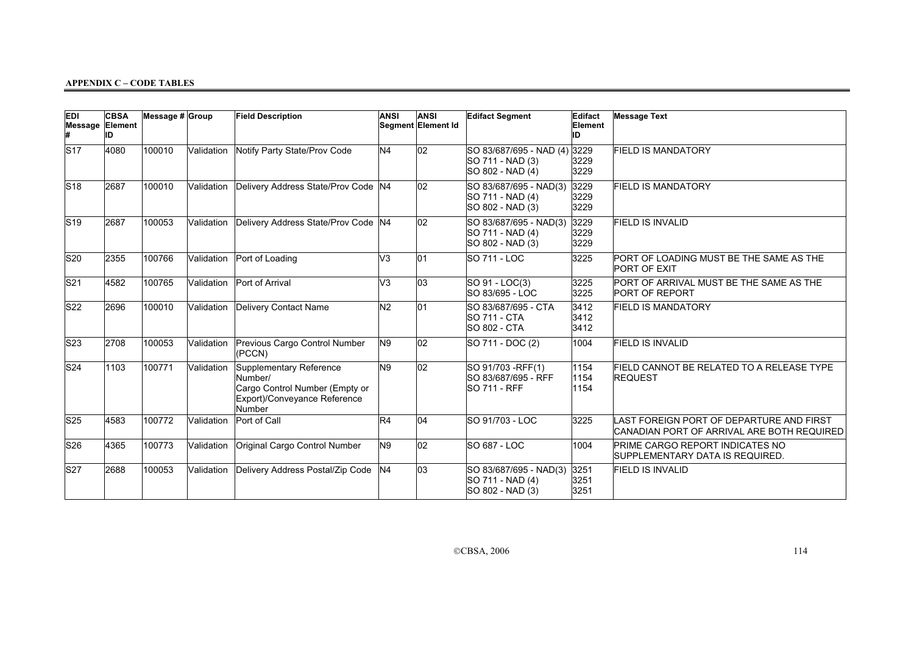**APPENDIX C – CODE TABLES**

| EDI Message # | CBSA Element ID | Message # | Group | Field Description | ANSI Segment | ANSI Element Id | Edifact Segment | Edifact Element ID | Message Text |
|---|---|---|---|---|---|---|---|---|---|
| S17 | 4080 | 100010 | Validation | Notify Party State/Prov Code | N4 | 02 | SO 83/687/695 - NAD (4)<br>SO 711 - NAD (3)<br>SO 802 - NAD (4) | 3229<br>3229<br>3229 | FIELD IS MANDATORY |
| S18 | 2687 | 100010 | Validation | Delivery Address State/Prov Code | N4 | 02 | SO 83/687/695 - NAD(3)<br>SO 711 - NAD (4)<br>SO 802 - NAD (3) | 3229<br>3229<br>3229 | FIELD IS MANDATORY |
| S19 | 2687 | 100053 | Validation | Delivery Address State/Prov Code | N4 | 02 | SO 83/687/695 - NAD(3)<br>SO 711 - NAD (4)<br>SO 802 - NAD (3) | 3229<br>3229<br>3229 | FIELD IS INVALID |
| S20 | 2355 | 100766 | Validation | Port of Loading | V3 | 01 | SO 711 - LOC | 3225 | PORT OF LOADING MUST BE THE SAME AS THE PORT OF EXIT |
| S21 | 4582 | 100765 | Validation | Port of Arrival | V3 | 03 | SO 91 - LOC(3)<br>SO 83/695 - LOC | 3225<br>3225 | PORT OF ARRIVAL MUST BE THE SAME AS THE PORT OF REPORT |
| S22 | 2696 | 100010 | Validation | Delivery Contact Name | N2 | 01 | SO 83/687/695 - CTA<br>SO 711 - CTA<br>SO 802 - CTA | 3412<br>3412<br>3412 | FIELD IS MANDATORY |
| S23 | 2708 | 100053 | Validation | Previous Cargo Control Number (PCCN) | N9 | 02 | SO 711 - DOC (2) | 1004 | FIELD IS INVALID |
| S24 | 1103 | 100771 | Validation | Supplementary Reference Number/ Cargo Control Number (Empty or Export)/Conveyance Reference Number | N9 | 02 | SO 91/703 -RFF(1)<br>SO 83/687/695 - RFF<br>SO 711 - RFF | 1154<br>1154<br>1154 | FIELD CANNOT BE RELATED TO A RELEASE TYPE REQUEST |
| S25 | 4583 | 100772 | Validation | Port of Call | R4 | 04 | SO 91/703 - LOC | 3225 | LAST FOREIGN PORT OF DEPARTURE AND FIRST CANADIAN PORT OF ARRIVAL ARE BOTH REQUIRED |
| S26 | 4365 | 100773 | Validation | Original Cargo Control Number | N9 | 02 | SO 687 - LOC | 1004 | PRIME CARGO REPORT INDICATES NO SUPPLEMENTARY DATA IS REQUIRED. |
| S27 | 2688 | 100053 | Validation | Delivery Address Postal/Zip Code | N4 | 03 | SO 83/687/695 - NAD(3)<br>SO 711 - NAD (4)<br>SO 802 - NAD (3) | 3251<br>3251<br>3251 | FIELD IS INVALID |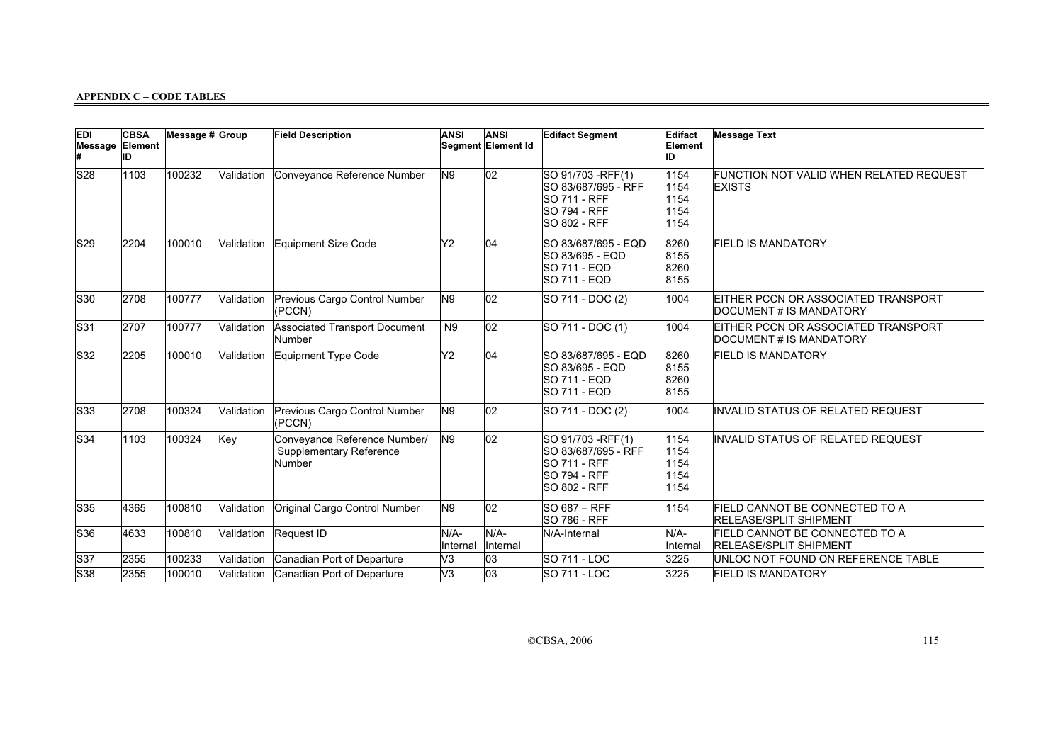**APPENDIX C – CODE TABLES**

| EDI Message # | CBSA Element ID | Message # | Group | Field Description | ANSI Segment | ANSI Element Id | Edifact Segment | Edifact Element ID | Message Text |
|---|---|---|---|---|---|---|---|---|---|
| S28 | 1103 | 100232 | Validation | Conveyance Reference Number | N9 | 02 | SO 91/703 -RFF(1)<br>SO 83/687/695 - RFF<br>SO 711 - RFF<br>SO 794 - RFF<br>SO 802 - RFF | 1154<br>1154<br>1154<br>1154<br>1154 | FUNCTION NOT VALID WHEN RELATED REQUEST EXISTS |
| S29 | 2204 | 100010 | Validation | Equipment Size Code | Y2 | 04 | SO 83/687/695 - EQD<br>SO 83/695 - EQD<br>SO 711 - EQD<br>SO 711 - EQD | 8260<br>8155<br>8260<br>8155 | FIELD IS MANDATORY |
| S30 | 2708 | 100777 | Validation | Previous Cargo Control Number (PCCN) | N9 | 02 | SO 711 - DOC (2) | 1004 | EITHER PCCN OR ASSOCIATED TRANSPORT DOCUMENT # IS MANDATORY |
| S31 | 2707 | 100777 | Validation | Associated Transport Document Number | N9 | 02 | SO 711 - DOC (1) | 1004 | EITHER PCCN OR ASSOCIATED TRANSPORT DOCUMENT # IS MANDATORY |
| S32 | 2205 | 100010 | Validation | Equipment Type Code | Y2 | 04 | SO 83/687/695 - EQD<br>SO 83/695 - EQD<br>SO 711 - EQD<br>SO 711 - EQD | 8260<br>8155<br>8260<br>8155 | FIELD IS MANDATORY |
| S33 | 2708 | 100324 | Validation | Previous Cargo Control Number (PCCN) | N9 | 02 | SO 711 - DOC (2) | 1004 | INVALID STATUS OF RELATED REQUEST |
| S34 | 1103 | 100324 | Key | Conveyance Reference Number/ Supplementary Reference Number | N9 | 02 | SO 91/703 -RFF(1)<br>SO 83/687/695 - RFF<br>SO 711 - RFF<br>SO 794 - RFF<br>SO 802 - RFF | 1154<br>1154<br>1154<br>1154<br>1154 | INVALID STATUS OF RELATED REQUEST |
| S35 | 4365 | 100810 | Validation | Original Cargo Control Number | N9 | 02 | SO 687 – RFF<br>SO 786 - RFF | 1154 | FIELD CANNOT BE CONNECTED TO A RELEASE/SPLIT SHIPMENT |
| S36 | 4633 | 100810 | Validation | Request ID | N/A-Internal | N/A-Internal | N/A-Internal | N/A-Internal | FIELD CANNOT BE CONNECTED TO A RELEASE/SPLIT SHIPMENT |
| S37 | 2355 | 100233 | Validation | Canadian Port of Departure | V3 | 03 | SO 711 - LOC | 3225 | UNLOC NOT FOUND ON REFERENCE TABLE |
| S38 | 2355 | 100010 | Validation | Canadian Port of Departure | V3 | 03 | SO 711 - LOC | 3225 | FIELD IS MANDATORY |

©CBSA, 2006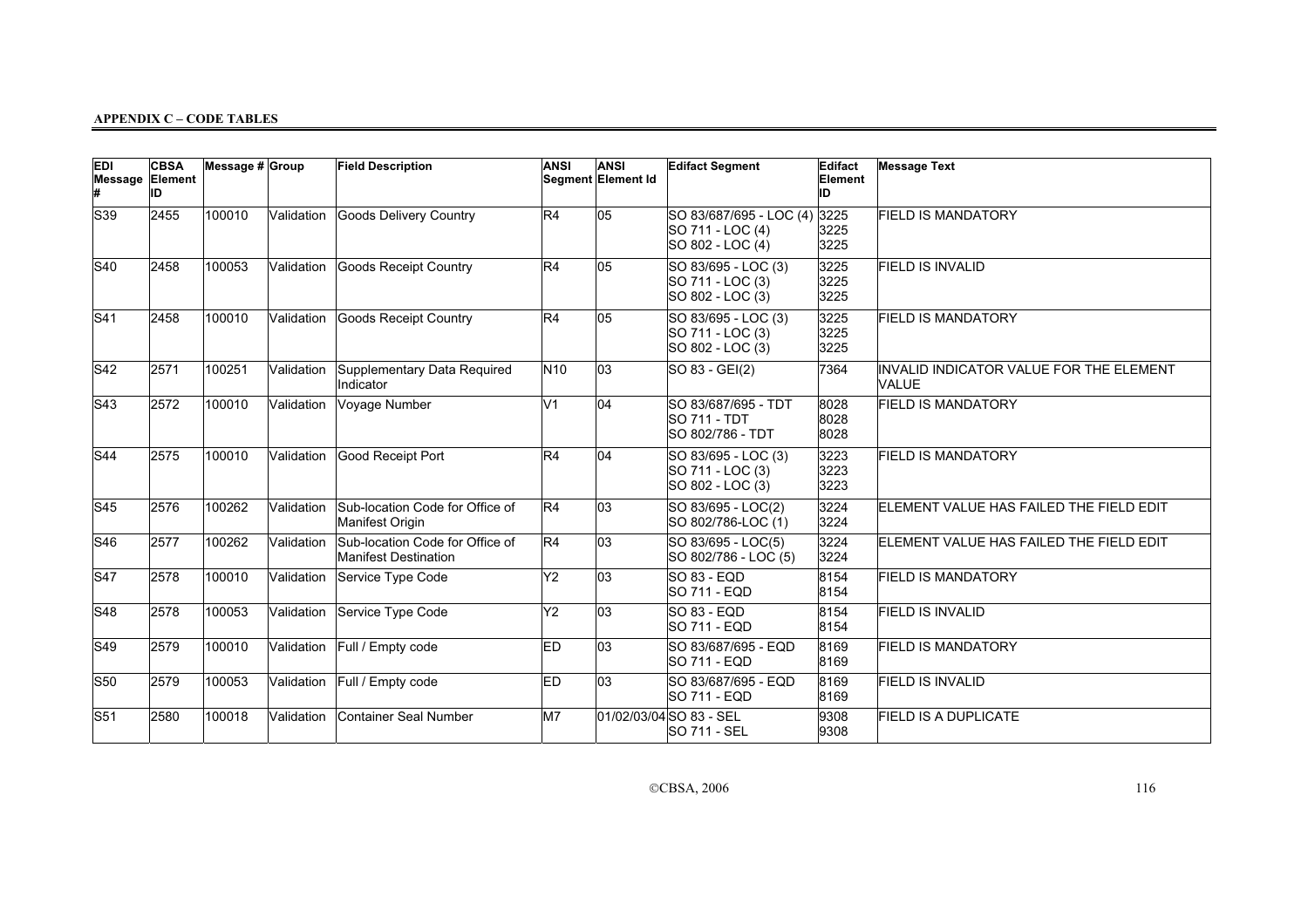**APPENDIX C – CODE TABLES**

| EDI Message # | CBSA Element ID | Message # | Group | Field Description | ANSI Segment | ANSI Element Id | Edifact Segment | Edifact Element ID | Message Text |
|---|---|---|---|---|---|---|---|---|---|
| S39 | 2455 | 100010 | Validation | Goods Delivery Country | R4 | 05 | SO 83/687/695 - LOC (4)<br>SO 711 - LOC (4)<br>SO 802 - LOC (4) | 3225<br>3225<br>3225 | FIELD IS MANDATORY |
| S40 | 2458 | 100053 | Validation | Goods Receipt Country | R4 | 05 | SO 83/695 - LOC (3)<br>SO 711 - LOC (3)<br>SO 802 - LOC (3) | 3225<br>3225<br>3225 | FIELD IS INVALID |
| S41 | 2458 | 100010 | Validation | Goods Receipt Country | R4 | 05 | SO 83/695 - LOC (3)<br>SO 711 - LOC (3)<br>SO 802 - LOC (3) | 3225<br>3225<br>3225 | FIELD IS MANDATORY |
| S42 | 2571 | 100251 | Validation | Supplementary Data Required Indicator | N10 | 03 | SO 83 - GEI(2) | 7364 | INVALID INDICATOR VALUE FOR THE ELEMENT VALUE |
| S43 | 2572 | 100010 | Validation | Voyage Number | V1 | 04 | SO 83/687/695 - TDT<br>SO 711 - TDT<br>SO 802/786 - TDT | 8028<br>8028<br>8028 | FIELD IS MANDATORY |
| S44 | 2575 | 100010 | Validation | Good Receipt Port | R4 | 04 | SO 83/695 - LOC (3)<br>SO 711 - LOC (3)<br>SO 802 - LOC (3) | 3223<br>3223<br>3223 | FIELD IS MANDATORY |
| S45 | 2576 | 100262 | Validation | Sub-location Code for Office of Manifest Origin | R4 | 03 | SO 83/695 - LOC(2)<br>SO 802/786-LOC (1) | 3224<br>3224 | ELEMENT VALUE HAS FAILED THE FIELD EDIT |
| S46 | 2577 | 100262 | Validation | Sub-location Code for Office of Manifest Destination | R4 | 03 | SO 83/695 - LOC(5)<br>SO 802/786 - LOC (5) | 3224<br>3224 | ELEMENT VALUE HAS FAILED THE FIELD EDIT |
| S47 | 2578 | 100010 | Validation | Service Type Code | Y2 | 03 | SO 83 - EQD<br>SO 711 - EQD | 8154<br>8154 | FIELD IS MANDATORY |
| S48 | 2578 | 100053 | Validation | Service Type Code | Y2 | 03 | SO 83 - EQD<br>SO 711 - EQD | 8154<br>8154 | FIELD IS INVALID |
| S49 | 2579 | 100010 | Validation | Full / Empty code | ED | 03 | SO 83/687/695 - EQD<br>SO 711 - EQD | 8169<br>8169 | FIELD IS MANDATORY |
| S50 | 2579 | 100053 | Validation | Full / Empty code | ED | 03 | SO 83/687/695 - EQD<br>SO 711 - EQD | 8169<br>8169 | FIELD IS INVALID |
| S51 | 2580 | 100018 | Validation | Container Seal Number | M7 | 01/02/03/04 | SO 83 - SEL<br>SO 711 - SEL | 9308<br>9308 | FIELD IS A DUPLICATE |

©CBSA, 2006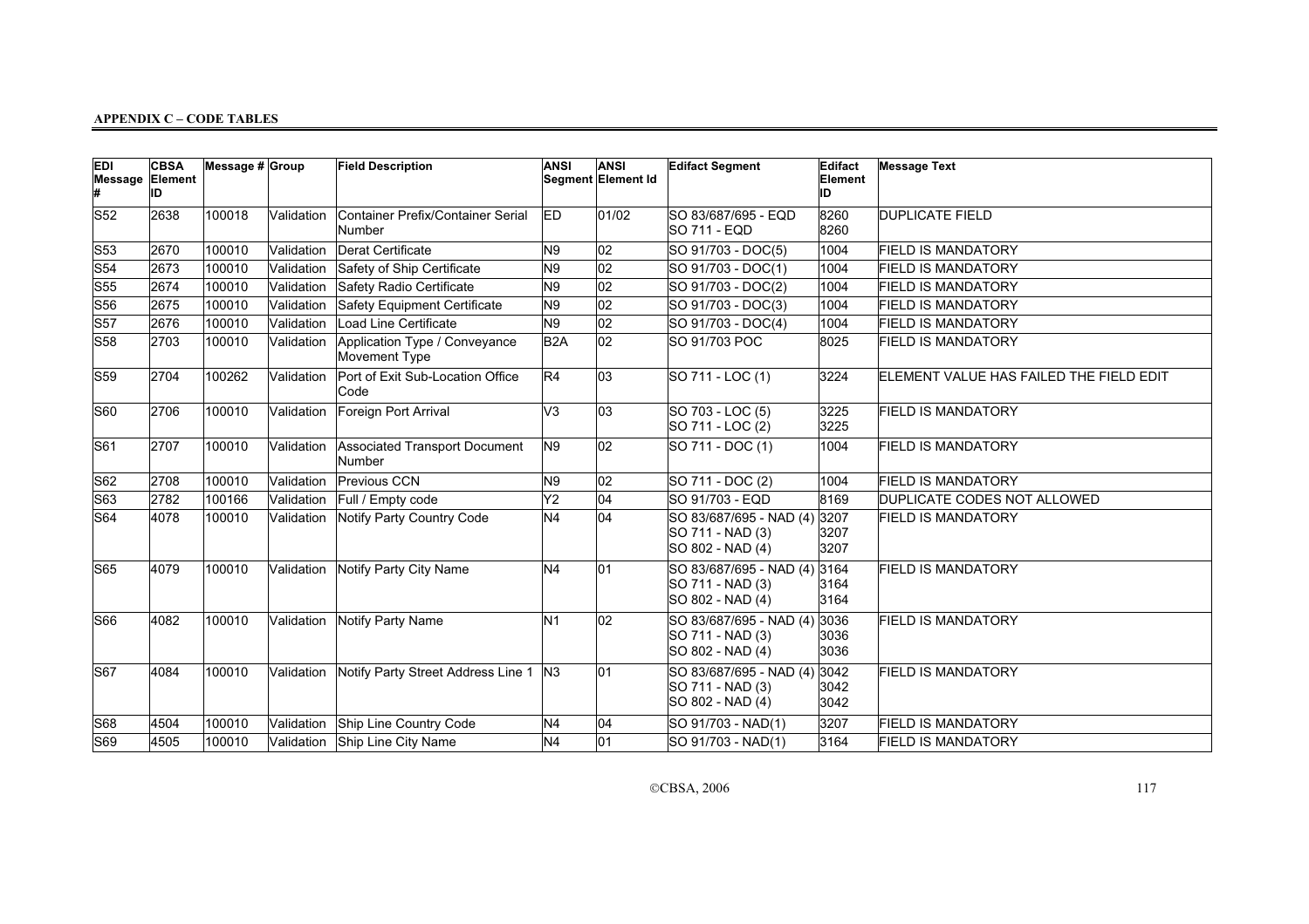**APPENDIX C – CODE TABLES**

| EDI Message # | CBSA Element ID | Message # | Group | Field Description | ANSI Segment | ANSI Element Id | Edifact Segment | Edifact Element ID | Message Text |
|---|---|---|---|---|---|---|---|---|---|
| S52 | 2638 | 100018 | Validation | Container Prefix/Container Serial Number | ED | 01/02 | SO 83/687/695 - EQD<br>SO 711 - EQD | 8260<br>8260 | DUPLICATE FIELD |
| S53 | 2670 | 100010 | Validation | Derat Certificate | N9 | 02 | SO 91/703 - DOC(5) | 1004 | FIELD IS MANDATORY |
| S54 | 2673 | 100010 | Validation | Safety of Ship Certificate | N9 | 02 | SO 91/703 - DOC(1) | 1004 | FIELD IS MANDATORY |
| S55 | 2674 | 100010 | Validation | Safety Radio Certificate | N9 | 02 | SO 91/703 - DOC(2) | 1004 | FIELD IS MANDATORY |
| S56 | 2675 | 100010 | Validation | Safety Equipment Certificate | N9 | 02 | SO 91/703 - DOC(3) | 1004 | FIELD IS MANDATORY |
| S57 | 2676 | 100010 | Validation | Load Line Certificate | N9 | 02 | SO 91/703 - DOC(4) | 1004 | FIELD IS MANDATORY |
| S58 | 2703 | 100010 | Validation | Application Type / Conveyance Movement Type | B2A | 02 | SO 91/703 POC | 8025 | FIELD IS MANDATORY |
| S59 | 2704 | 100262 | Validation | Port of Exit Sub-Location Office Code | R4 | 03 | SO 711 - LOC (1) | 3224 | ELEMENT VALUE HAS FAILED THE FIELD EDIT |
| S60 | 2706 | 100010 | Validation | Foreign Port Arrival | V3 | 03 | SO 703 - LOC (5)<br>SO 711 - LOC (2) | 3225<br>3225 | FIELD IS MANDATORY |
| S61 | 2707 | 100010 | Validation | Associated Transport Document Number | N9 | 02 | SO 711 - DOC (1) | 1004 | FIELD IS MANDATORY |
| S62 | 2708 | 100010 | Validation | Previous CCN | N9 | 02 | SO 711 - DOC (2) | 1004 | FIELD IS MANDATORY |
| S63 | 2782 | 100166 | Validation | Full / Empty code | Y2 | 04 | SO 91/703 - EQD | 8169 | DUPLICATE CODES NOT ALLOWED |
| S64 | 4078 | 100010 | Validation | Notify Party Country Code | N4 | 04 | SO 83/687/695 - NAD (4)<br>SO 711 - NAD (3)<br>SO 802 - NAD (4) | 3207<br>3207<br>3207 | FIELD IS MANDATORY |
| S65 | 4079 | 100010 | Validation | Notify Party City Name | N4 | 01 | SO 83/687/695 - NAD (4)<br>SO 711 - NAD (3)<br>SO 802 - NAD (4) | 3164<br>3164<br>3164 | FIELD IS MANDATORY |
| S66 | 4082 | 100010 | Validation | Notify Party Name | N1 | 02 | SO 83/687/695 - NAD (4)<br>SO 711 - NAD (3)<br>SO 802 - NAD (4) | 3036<br>3036<br>3036 | FIELD IS MANDATORY |
| S67 | 4084 | 100010 | Validation | Notify Party Street Address Line 1 | N3 | 01 | SO 83/687/695 - NAD (4)<br>SO 711 - NAD (3)<br>SO 802 - NAD (4) | 3042<br>3042<br>3042 | FIELD IS MANDATORY |
| S68 | 4504 | 100010 | Validation | Ship Line Country Code | N4 | 04 | SO 91/703 - NAD(1) | 3207 | FIELD IS MANDATORY |
| S69 | 4505 | 100010 | Validation | Ship Line City Name | N4 | 01 | SO 91/703 - NAD(1) | 3164 | FIELD IS MANDATORY |

©CBSA, 2006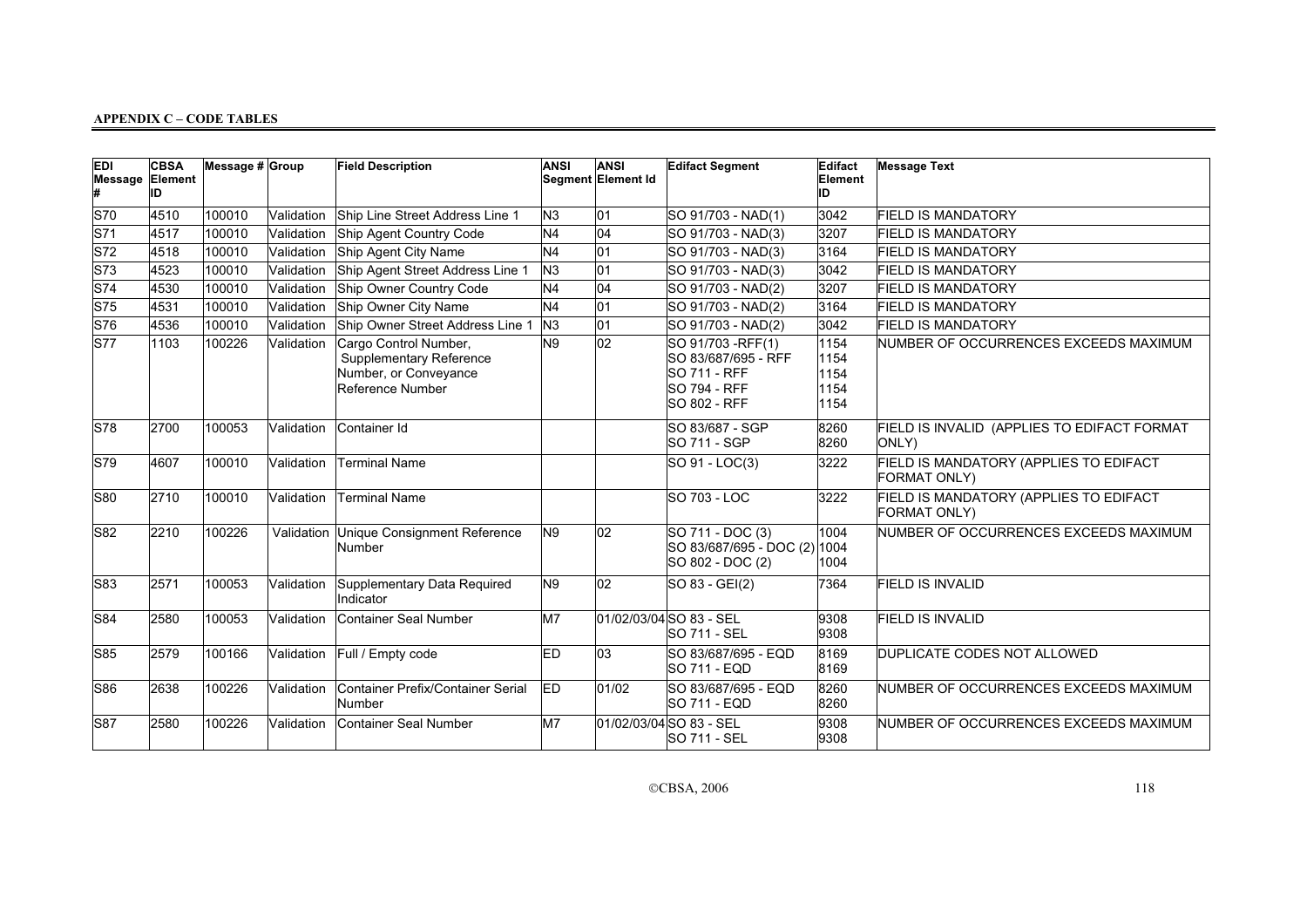**APPENDIX C – CODE TABLES**

| EDI Message # | CBSA Element ID | Message # | Group | Field Description | ANSI Segment | ANSI Element Id | Edifact Segment | Edifact Element ID | Message Text |
|---|---|---|---|---|---|---|---|---|---|
| S70 | 4510 | 100010 | Validation | Ship Line Street Address Line 1 | N3 | 01 | SO 91/703 - NAD(1) | 3042 | FIELD IS MANDATORY |
| S71 | 4517 | 100010 | Validation | Ship Agent Country Code | N4 | 04 | SO 91/703 - NAD(3) | 3207 | FIELD IS MANDATORY |
| S72 | 4518 | 100010 | Validation | Ship Agent City Name | N4 | 01 | SO 91/703 - NAD(3) | 3164 | FIELD IS MANDATORY |
| S73 | 4523 | 100010 | Validation | Ship Agent Street Address Line 1 | N3 | 01 | SO 91/703 - NAD(3) | 3042 | FIELD IS MANDATORY |
| S74 | 4530 | 100010 | Validation | Ship Owner Country Code | N4 | 04 | SO 91/703 - NAD(2) | 3207 | FIELD IS MANDATORY |
| S75 | 4531 | 100010 | Validation | Ship Owner City Name | N4 | 01 | SO 91/703 - NAD(2) | 3164 | FIELD IS MANDATORY |
| S76 | 4536 | 100010 | Validation | Ship Owner Street Address Line 1 | N3 | 01 | SO 91/703 - NAD(2) | 3042 | FIELD IS MANDATORY |
| S77 | 1103 | 100226 | Validation | Cargo Control Number, Supplementary Reference Number, or Conveyance Reference Number | N9 | 02 | SO 91/703 -RFF(1)<br>SO 83/687/695 - RFF<br>SO 711 - RFF<br>SO 794 - RFF<br>SO 802 - RFF | 1154<br>1154<br>1154<br>1154<br>1154 | NUMBER OF OCCURRENCES EXCEEDS MAXIMUM |
| S78 | 2700 | 100053 | Validation | Container Id | | | SO 83/687 - SGP<br>SO 711 - SGP | 8260<br>8260 | FIELD IS INVALID (APPLIES TO EDIFACT FORMAT ONLY) |
| S79 | 4607 | 100010 | Validation | Terminal Name | | | SO 91 - LOC(3) | 3222 | FIELD IS MANDATORY (APPLIES TO EDIFACT FORMAT ONLY) |
| S80 | 2710 | 100010 | Validation | Terminal Name | | | SO 703 - LOC | 3222 | FIELD IS MANDATORY (APPLIES TO EDIFACT FORMAT ONLY) |
| S82 | 2210 | 100226 | Validation | Unique Consignment Reference Number | N9 | 02 | SO 711 - DOC (3)<br>SO 83/687/695 - DOC (2)<br>SO 802 - DOC (2) | 1004<br>1004<br>1004 | NUMBER OF OCCURRENCES EXCEEDS MAXIMUM |
| S83 | 2571 | 100053 | Validation | Supplementary Data Required Indicator | N9 | 02 | SO 83 - GEI(2) | 7364 | FIELD IS INVALID |
| S84 | 2580 | 100053 | Validation | Container Seal Number | M7 | 01/02/03/04 | SO 83 - SEL<br>SO 711 - SEL | 9308<br>9308 | FIELD IS INVALID |
| S85 | 2579 | 100166 | Validation | Full / Empty code | ED | 03 | SO 83/687/695 - EQD<br>SO 711 - EQD | 8169<br>8169 | DUPLICATE CODES NOT ALLOWED |
| S86 | 2638 | 100226 | Validation | Container Prefix/Container Serial Number | ED | 01/02 | SO 83/687/695 - EQD<br>SO 711 - EQD | 8260<br>8260 | NUMBER OF OCCURRENCES EXCEEDS MAXIMUM |
| S87 | 2580 | 100226 | Validation | Container Seal Number | M7 | 01/02/03/04 | SO 83 - SEL<br>SO 711 - SEL | 9308<br>9308 | NUMBER OF OCCURRENCES EXCEEDS MAXIMUM |

©CBSA, 2006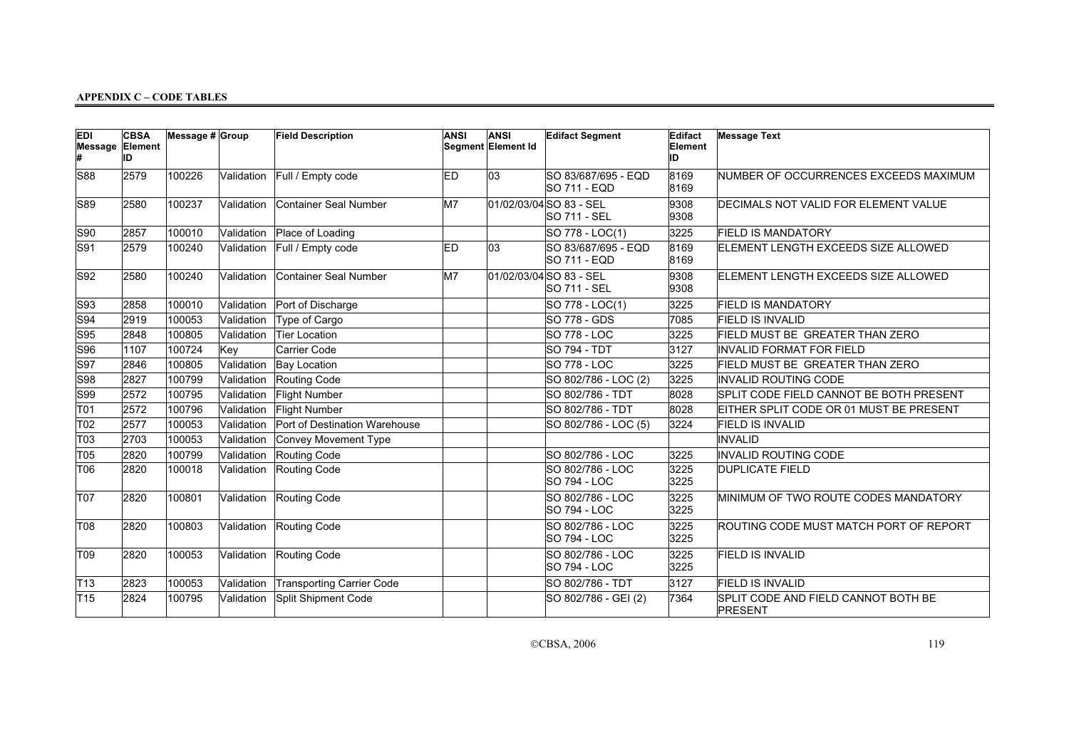**APPENDIX C – CODE TABLES**

| EDI Message # | CBSA Element ID | Message # | Group | Field Description | ANSI | ANSI Segment Element Id | Edifact Segment | Edifact Element ID | Message Text |
|---|---|---|---|---|---|---|---|---|---|
| S88 | 2579 | 100226 | Validation | Full / Empty code | ED | 03 | SO 83/687/695 - EQD SO 711 - EQD | 8169 8169 | NUMBER OF OCCURRENCES EXCEEDS MAXIMUM |
| S89 | 2580 | 100237 | Validation | Container Seal Number | M7 | 01/02/03/04 | SO 83 - SEL SO 711 - SEL | 9308 9308 | DECIMALS NOT VALID FOR ELEMENT VALUE |
| S90 | 2857 | 100010 | Validation | Place of Loading | | | SO 778 - LOC(1) | 3225 | FIELD IS MANDATORY |
| S91 | 2579 | 100240 | Validation | Full / Empty code | ED | 03 | SO 83/687/695 - EQD SO 711 - EQD | 8169 8169 | ELEMENT LENGTH EXCEEDS SIZE ALLOWED |
| S92 | 2580 | 100240 | Validation | Container Seal Number | M7 | 01/02/03/04 | SO 83 - SEL SO 711 - SEL | 9308 9308 | ELEMENT LENGTH EXCEEDS SIZE ALLOWED |
| S93 | 2858 | 100010 | Validation | Port of Discharge | | | SO 778 - LOC(1) | 3225 | FIELD IS MANDATORY |
| S94 | 2919 | 100053 | Validation | Type of Cargo | | | SO 778 - GDS | 7085 | FIELD IS INVALID |
| S95 | 2848 | 100805 | Validation | Tier Location | | | SO 778 - LOC | 3225 | FIELD MUST BE GREATER THAN ZERO |
| S96 | 1107 | 100724 | Key | Carrier Code | | | SO 794 - TDT | 3127 | INVALID FORMAT FOR FIELD |
| S97 | 2846 | 100805 | Validation | Bay Location | | | SO 778 - LOC | 3225 | FIELD MUST BE GREATER THAN ZERO |
| S98 | 2827 | 100799 | Validation | Routing Code | | | SO 802/786 - LOC (2) | 3225 | INVALID ROUTING CODE |
| S99 | 2572 | 100795 | Validation | Flight Number | | | SO 802/786 - TDT | 8028 | SPLIT CODE FIELD CANNOT BE BOTH PRESENT |
| T01 | 2572 | 100796 | Validation | Flight Number | | | SO 802/786 - TDT | 8028 | EITHER SPLIT CODE OR 01 MUST BE PRESENT |
| T02 | 2577 | 100053 | Validation | Port of Destination Warehouse | | | SO 802/786 - LOC (5) | 3224 | FIELD IS INVALID |
| T03 | 2703 | 100053 | Validation | Convey Movement Type | | | | | INVALID |
| T05 | 2820 | 100799 | Validation | Routing Code | | | SO 802/786 - LOC | 3225 | INVALID ROUTING CODE |
| T06 | 2820 | 100018 | Validation | Routing Code | | | SO 802/786 - LOC SO 794 - LOC | 3225 3225 | DUPLICATE FIELD |
| T07 | 2820 | 100801 | Validation | Routing Code | | | SO 802/786 - LOC SO 794 - LOC | 3225 3225 | MINIMUM OF TWO ROUTE CODES MANDATORY |
| T08 | 2820 | 100803 | Validation | Routing Code | | | SO 802/786 - LOC SO 794 - LOC | 3225 3225 | ROUTING CODE MUST MATCH PORT OF REPORT |
| T09 | 2820 | 100053 | Validation | Routing Code | | | SO 802/786 - LOC SO 794 - LOC | 3225 3225 | FIELD IS INVALID |
| T13 | 2823 | 100053 | Validation | Transporting Carrier Code | | | SO 802/786 - TDT | 3127 | FIELD IS INVALID |
| T15 | 2824 | 100795 | Validation | Split Shipment Code | | | SO 802/786 - GEI (2) | 7364 | SPLIT CODE AND FIELD CANNOT BOTH BE PRESENT |

©CBSA, 2006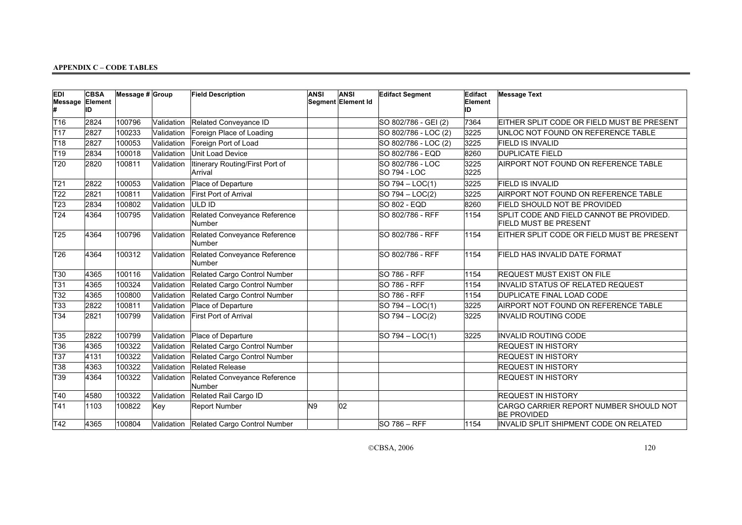**APPENDIX C – CODE TABLES**

| EDI Message # | CBSA Element ID | Message # | Group | Field Description | ANSI Segment | ANSI Element Id | Edifact Segment | Edifact Element ID | Message Text |
|---|---|---|---|---|---|---|---|---|---|
| T16 | 2824 | 100796 | Validation | Related Conveyance ID | | | SO 802/786 - GEI (2) | 7364 | EITHER SPLIT CODE OR FIELD MUST BE PRESENT |
| T17 | 2827 | 100233 | Validation | Foreign Place of Loading | | | SO 802/786 - LOC (2) | 3225 | UNLOC NOT FOUND ON REFERENCE TABLE |
| T18 | 2827 | 100053 | Validation | Foreign Port of Load | | | SO 802/786 - LOC (2) | 3225 | FIELD IS INVALID |
| T19 | 2834 | 100018 | Validation | Unit Load Device | | | SO 802/786 - EQD | 8260 | DUPLICATE FIELD |
| T20 | 2820 | 100811 | Validation | Itinerary Routing/First Port of Arrival | | | SO 802/786 - LOC SO 794 - LOC | 3225 3225 | AIRPORT NOT FOUND ON REFERENCE TABLE |
| T21 | 2822 | 100053 | Validation | Place of Departure | | | SO 794 – LOC(1) | 3225 | FIELD IS INVALID |
| T22 | 2821 | 100811 | Validation | First Port of Arrival | | | SO 794 – LOC(2) | 3225 | AIRPORT NOT FOUND ON REFERENCE TABLE |
| T23 | 2834 | 100802 | Validation | ULD ID | | | SO 802 - EQD | 8260 | FIELD SHOULD NOT BE PROVIDED |
| T24 | 4364 | 100795 | Validation | Related Conveyance Reference Number | | | SO 802/786 - RFF | 1154 | SPLIT CODE AND FIELD CANNOT BE PROVIDED. FIELD MUST BE PRESENT |
| T25 | 4364 | 100796 | Validation | Related Conveyance Reference Number | | | SO 802/786 - RFF | 1154 | EITHER SPLIT CODE OR FIELD MUST BE PRESENT |
| T26 | 4364 | 100312 | Validation | Related Conveyance Reference Number | | | SO 802/786 - RFF | 1154 | FIELD HAS INVALID DATE FORMAT |
| T30 | 4365 | 100116 | Validation | Related Cargo Control Number | | | SO 786 - RFF | 1154 | REQUEST MUST EXIST ON FILE |
| T31 | 4365 | 100324 | Validation | Related Cargo Control Number | | | SO 786 - RFF | 1154 | INVALID STATUS OF RELATED REQUEST |
| T32 | 4365 | 100800 | Validation | Related Cargo Control Number | | | SO 786 - RFF | 1154 | DUPLICATE FINAL LOAD CODE |
| T33 | 2822 | 100811 | Validation | Place of Departure | | | SO 794 – LOC(1) | 3225 | AIRPORT NOT FOUND ON REFERENCE TABLE |
| T34 | 2821 | 100799 | Validation | First Port of Arrival | | | SO 794 – LOC(2) | 3225 | INVALID ROUTING CODE |
| T35 | 2822 | 100799 | Validation | Place of Departure | | | SO 794 – LOC(1) | 3225 | INVALID ROUTING CODE |
| T36 | 4365 | 100322 | Validation | Related Cargo Control Number | | | | | REQUEST IN HISTORY |
| T37 | 4131 | 100322 | Validation | Related Cargo Control Number | | | | | REQUEST IN HISTORY |
| T38 | 4363 | 100322 | Validation | Related Release | | | | | REQUEST IN HISTORY |
| T39 | 4364 | 100322 | Validation | Related Conveyance Reference Number | | | | | REQUEST IN HISTORY |
| T40 | 4580 | 100322 | Validation | Related Rail Cargo ID | | | | | REQUEST IN HISTORY |
| T41 | 1103 | 100822 | Key | Report Number | N9 | 02 | | | CARGO CARRIER REPORT NUMBER SHOULD NOT BE PROVIDED |
| T42 | 4365 | 100804 | Validation | Related Cargo Control Number | | | SO 786 – RFF | 1154 | INVALID SPLIT SHIPMENT CODE ON RELATED |

©CBSA, 2006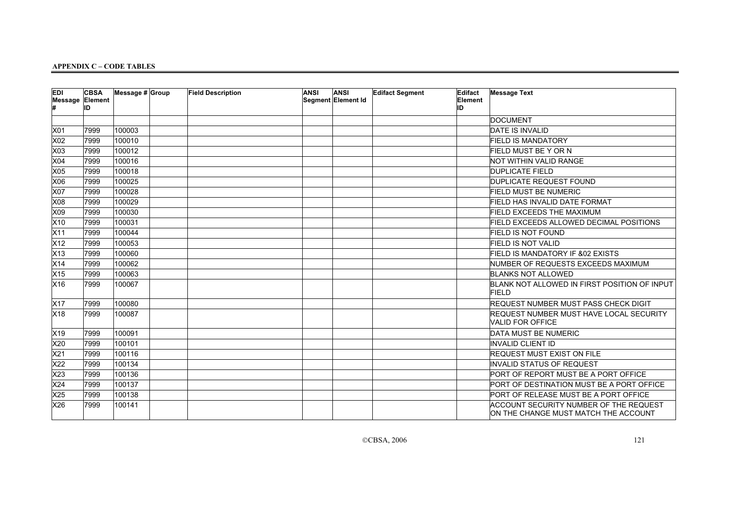**APPENDIX C – CODE TABLES**

| EDI Message # | CBSA Element ID | Message # | Group | Field Description | ANSI Segment | ANSI Element Id | Edifact Segment | Edifact Element ID | Message Text |
|---|---|---|---|---|---|---|---|---|---|
| | | | | | | | | | DOCUMENT |
| X01 | 7999 | 100003 | | | | | | | DATE IS INVALID |
| X02 | 7999 | 100010 | | | | | | | FIELD IS MANDATORY |
| X03 | 7999 | 100012 | | | | | | | FIELD MUST BE Y OR N |
| X04 | 7999 | 100016 | | | | | | | NOT WITHIN VALID RANGE |
| X05 | 7999 | 100018 | | | | | | | DUPLICATE FIELD |
| X06 | 7999 | 100025 | | | | | | | DUPLICATE REQUEST FOUND |
| X07 | 7999 | 100028 | | | | | | | FIELD MUST BE NUMERIC |
| X08 | 7999 | 100029 | | | | | | | FIELD HAS INVALID DATE FORMAT |
| X09 | 7999 | 100030 | | | | | | | FIELD EXCEEDS THE MAXIMUM |
| X10 | 7999 | 100031 | | | | | | | FIELD EXCEEDS ALLOWED DECIMAL POSITIONS |
| X11 | 7999 | 100044 | | | | | | | FIELD IS NOT FOUND |
| X12 | 7999 | 100053 | | | | | | | FIELD IS NOT VALID |
| X13 | 7999 | 100060 | | | | | | | FIELD IS MANDATORY IF &02 EXISTS |
| X14 | 7999 | 100062 | | | | | | | NUMBER OF REQUESTS EXCEEDS MAXIMUM |
| X15 | 7999 | 100063 | | | | | | | BLANKS NOT ALLOWED |
| X16 | 7999 | 100067 | | | | | | | BLANK NOT ALLOWED IN FIRST POSITION OF INPUT FIELD |
| X17 | 7999 | 100080 | | | | | | | REQUEST NUMBER MUST PASS CHECK DIGIT |
| X18 | 7999 | 100087 | | | | | | | REQUEST NUMBER MUST HAVE LOCAL SECURITY VALID FOR OFFICE |
| X19 | 7999 | 100091 | | | | | | | DATA MUST BE NUMERIC |
| X20 | 7999 | 100101 | | | | | | | INVALID CLIENT ID |
| X21 | 7999 | 100116 | | | | | | | REQUEST MUST EXIST ON FILE |
| X22 | 7999 | 100134 | | | | | | | INVALID STATUS OF REQUEST |
| X23 | 7999 | 100136 | | | | | | | PORT OF REPORT MUST BE A PORT OFFICE |
| X24 | 7999 | 100137 | | | | | | | PORT OF DESTINATION MUST BE A PORT OFFICE |
| X25 | 7999 | 100138 | | | | | | | PORT OF RELEASE MUST BE A PORT OFFICE |
| X26 | 7999 | 100141 | | | | | | | ACCOUNT SECURITY NUMBER OF THE REQUEST ON THE CHANGE MUST MATCH THE ACCOUNT |

©CBSA, 2006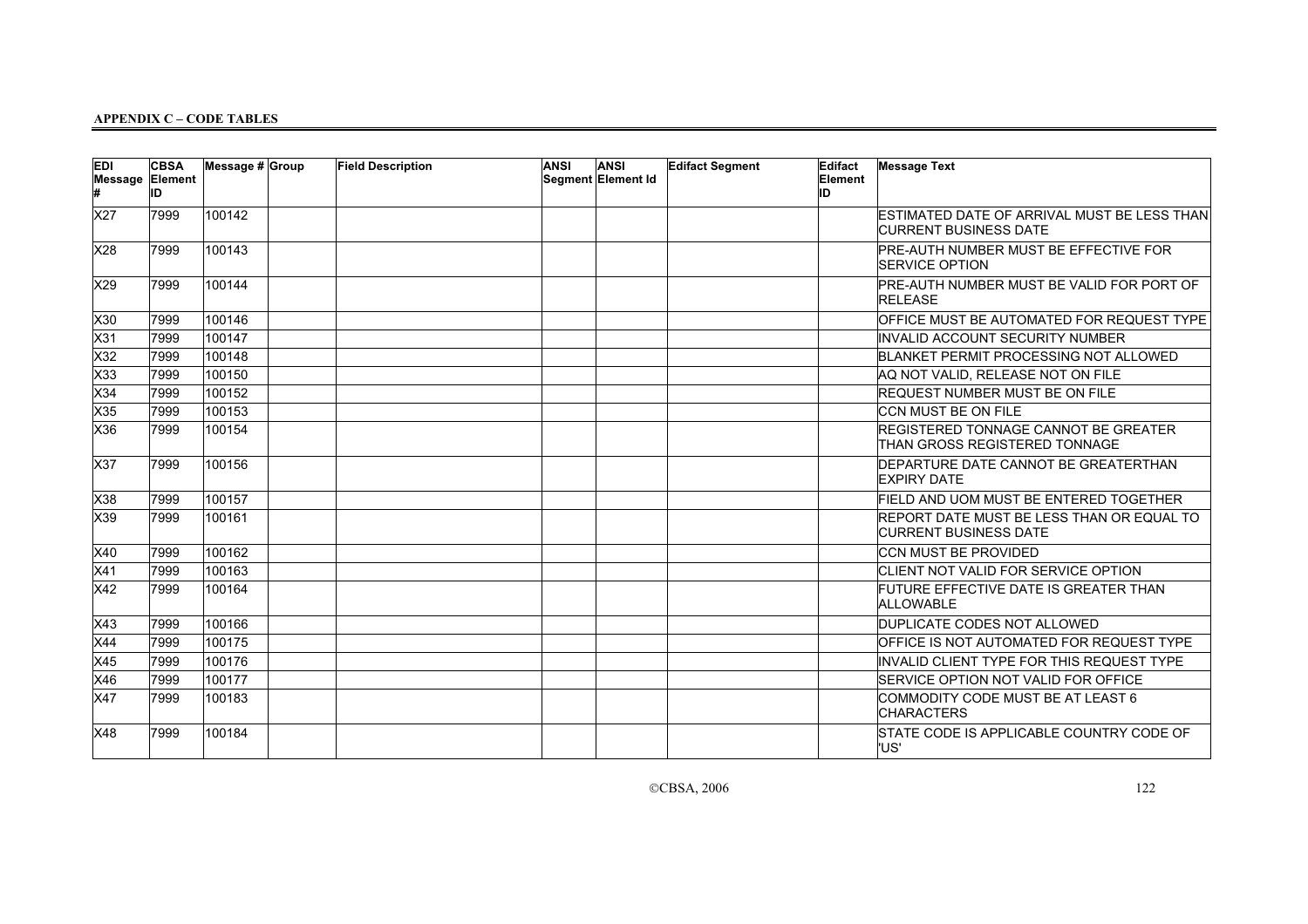**APPENDIX C – CODE TABLES**

| EDI Message # | CBSA Element ID | Message # | Group | Field Description | ANSI | ANSI Segment Element Id | Edifact Segment | Edifact Element ID | Message Text |
|---|---|---|---|---|---|---|---|---|---|
| X27 | 7999 | 100142 | | | | | | | ESTIMATED DATE OF ARRIVAL MUST BE LESS THAN CURRENT BUSINESS DATE |
| X28 | 7999 | 100143 | | | | | | | PRE-AUTH NUMBER MUST BE EFFECTIVE FOR SERVICE OPTION |
| X29 | 7999 | 100144 | | | | | | | PRE-AUTH NUMBER MUST BE VALID FOR PORT OF RELEASE |
| X30 | 7999 | 100146 | | | | | | | OFFICE MUST BE AUTOMATED FOR REQUEST TYPE |
| X31 | 7999 | 100147 | | | | | | | INVALID ACCOUNT SECURITY NUMBER |
| X32 | 7999 | 100148 | | | | | | | BLANKET PERMIT PROCESSING NOT ALLOWED |
| X33 | 7999 | 100150 | | | | | | | AQ NOT VALID, RELEASE NOT ON FILE |
| X34 | 7999 | 100152 | | | | | | | REQUEST NUMBER MUST BE ON FILE |
| X35 | 7999 | 100153 | | | | | | | CCN MUST BE ON FILE |
| X36 | 7999 | 100154 | | | | | | | REGISTERED TONNAGE CANNOT BE GREATER THAN GROSS REGISTERED TONNAGE |
| X37 | 7999 | 100156 | | | | | | | DEPARTURE DATE CANNOT BE GREATERTHAN EXPIRY DATE |
| X38 | 7999 | 100157 | | | | | | | FIELD AND UOM MUST BE ENTERED TOGETHER |
| X39 | 7999 | 100161 | | | | | | | REPORT DATE MUST BE LESS THAN OR EQUAL TO CURRENT BUSINESS DATE |
| X40 | 7999 | 100162 | | | | | | | CCN MUST BE PROVIDED |
| X41 | 7999 | 100163 | | | | | | | CLIENT NOT VALID FOR SERVICE OPTION |
| X42 | 7999 | 100164 | | | | | | | FUTURE EFFECTIVE DATE IS GREATER THAN ALLOWABLE |
| X43 | 7999 | 100166 | | | | | | | DUPLICATE CODES NOT ALLOWED |
| X44 | 7999 | 100175 | | | | | | | OFFICE IS NOT AUTOMATED FOR REQUEST TYPE |
| X45 | 7999 | 100176 | | | | | | | INVALID CLIENT TYPE FOR THIS REQUEST TYPE |
| X46 | 7999 | 100177 | | | | | | | SERVICE OPTION NOT VALID FOR OFFICE |
| X47 | 7999 | 100183 | | | | | | | COMMODITY CODE MUST BE AT LEAST 6 CHARACTERS |
| X48 | 7999 | 100184 | | | | | | | STATE CODE IS APPLICABLE COUNTRY CODE OF 'US' |

©CBSA, 2006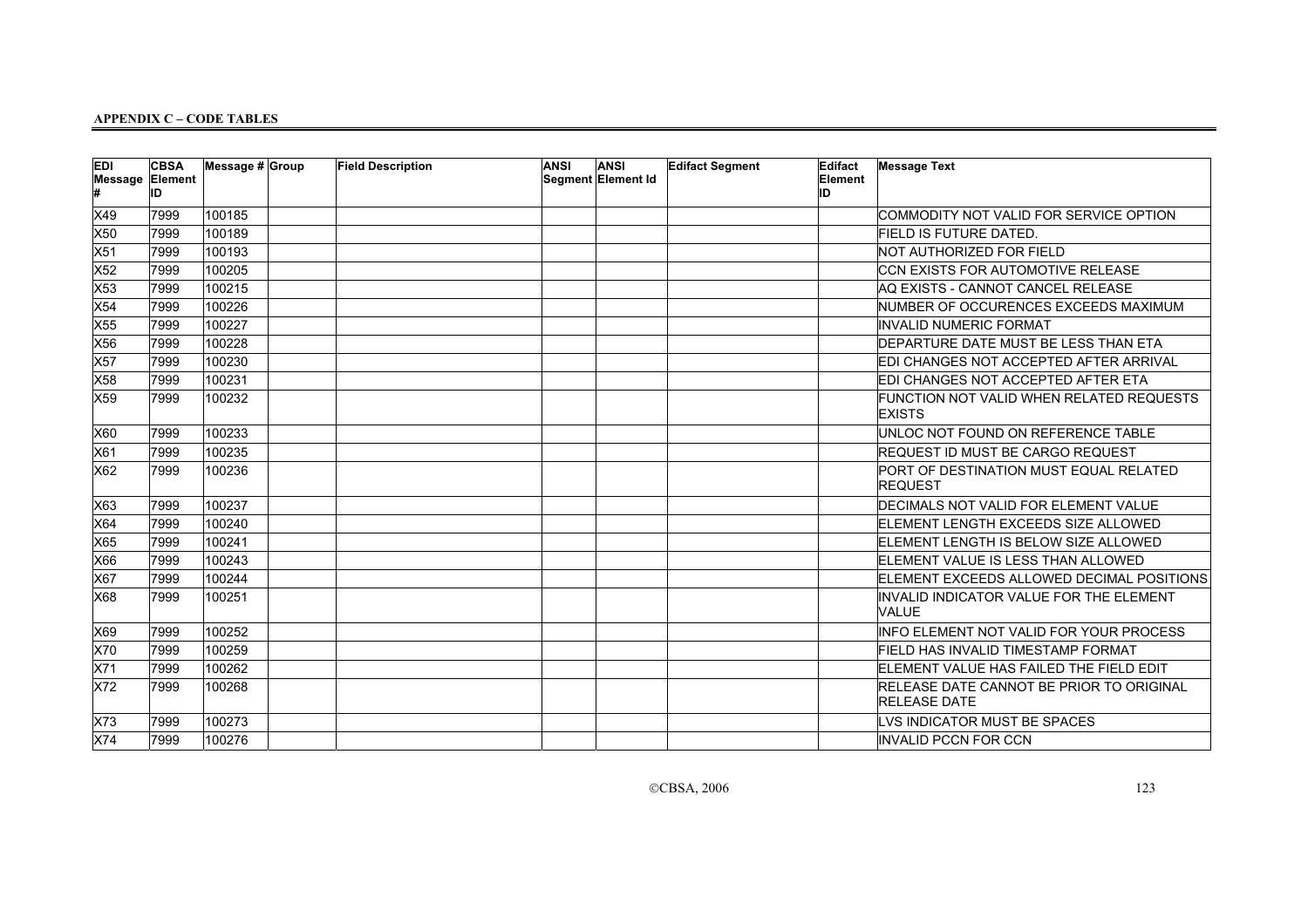**APPENDIX C – CODE TABLES**

| EDI Message # | CBSA Element ID | Message # | Group | Field Description | ANSI Segment | ANSI Element Id | Edifact Segment | Edifact Element ID | Message Text |
|---|---|---|---|---|---|---|---|---|---|
| X49 | 7999 | 100185 | | | | | | | COMMODITY NOT VALID FOR SERVICE OPTION |
| X50 | 7999 | 100189 | | | | | | | FIELD IS FUTURE DATED. |
| X51 | 7999 | 100193 | | | | | | | NOT AUTHORIZED FOR FIELD |
| X52 | 7999 | 100205 | | | | | | | CCN EXISTS FOR AUTOMOTIVE RELEASE |
| X53 | 7999 | 100215 | | | | | | | AQ EXISTS - CANNOT CANCEL RELEASE |
| X54 | 7999 | 100226 | | | | | | | NUMBER OF OCCURENCES EXCEEDS MAXIMUM |
| X55 | 7999 | 100227 | | | | | | | INVALID NUMERIC FORMAT |
| X56 | 7999 | 100228 | | | | | | | DEPARTURE DATE MUST BE LESS THAN ETA |
| X57 | 7999 | 100230 | | | | | | | EDI CHANGES NOT ACCEPTED AFTER ARRIVAL |
| X58 | 7999 | 100231 | | | | | | | EDI CHANGES NOT ACCEPTED AFTER ETA |
| X59 | 7999 | 100232 | | | | | | | FUNCTION NOT VALID WHEN RELATED REQUESTS EXISTS |
| X60 | 7999 | 100233 | | | | | | | UNLOC NOT FOUND ON REFERENCE TABLE |
| X61 | 7999 | 100235 | | | | | | | REQUEST ID MUST BE CARGO REQUEST |
| X62 | 7999 | 100236 | | | | | | | PORT OF DESTINATION MUST EQUAL RELATED REQUEST |
| X63 | 7999 | 100237 | | | | | | | DECIMALS NOT VALID FOR ELEMENT VALUE |
| X64 | 7999 | 100240 | | | | | | | ELEMENT LENGTH EXCEEDS SIZE ALLOWED |
| X65 | 7999 | 100241 | | | | | | | ELEMENT LENGTH IS BELOW SIZE ALLOWED |
| X66 | 7999 | 100243 | | | | | | | ELEMENT VALUE IS LESS THAN ALLOWED |
| X67 | 7999 | 100244 | | | | | | | ELEMENT EXCEEDS ALLOWED DECIMAL POSITIONS |
| X68 | 7999 | 100251 | | | | | | | INVALID INDICATOR VALUE FOR THE ELEMENT VALUE |
| X69 | 7999 | 100252 | | | | | | | INFO ELEMENT NOT VALID FOR YOUR PROCESS |
| X70 | 7999 | 100259 | | | | | | | FIELD HAS INVALID TIMESTAMP FORMAT |
| X71 | 7999 | 100262 | | | | | | | ELEMENT VALUE HAS FAILED THE FIELD EDIT |
| X72 | 7999 | 100268 | | | | | | | RELEASE DATE CANNOT BE PRIOR TO ORIGINAL RELEASE DATE |
| X73 | 7999 | 100273 | | | | | | | LVS INDICATOR MUST BE SPACES |
| X74 | 7999 | 100276 | | | | | | | INVALID PCCN FOR CCN |

©CBSA, 2006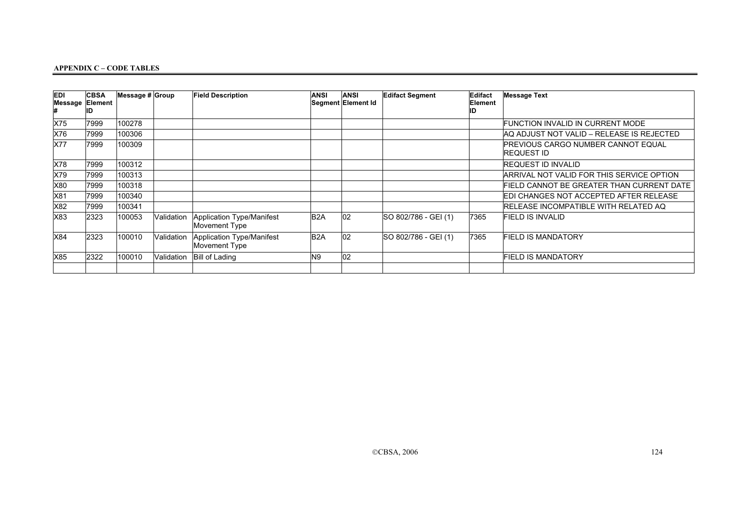**APPENDIX C – CODE TABLES**

| EDI Message # | CBSA Element ID | Message # | Group | Field Description | ANSI Segment | ANSI Element Id | Edifact Segment | Edifact Element ID | Message Text |
|---|---|---|---|---|---|---|---|---|---|
| X75 | 7999 | 100278 | | | | | | | FUNCTION INVALID IN CURRENT MODE |
| X76 | 7999 | 100306 | | | | | | | AQ ADJUST NOT VALID – RELEASE IS REJECTED |
| X77 | 7999 | 100309 | | | | | | | PREVIOUS CARGO NUMBER CANNOT EQUAL REQUEST ID |
| X78 | 7999 | 100312 | | | | | | | REQUEST ID INVALID |
| X79 | 7999 | 100313 | | | | | | | ARRIVAL NOT VALID FOR THIS SERVICE OPTION |
| X80 | 7999 | 100318 | | | | | | | FIELD CANNOT BE GREATER THAN CURRENT DATE |
| X81 | 7999 | 100340 | | | | | | | EDI CHANGES NOT ACCEPTED AFTER RELEASE |
| X82 | 7999 | 100341 | | | | | | | RELEASE INCOMPATIBLE WITH RELATED AQ |
| X83 | 2323 | 100053 | Validation | Application Type/Manifest Movement Type | B2A | 02 | SO 802/786 - GEI (1) | 7365 | FIELD IS INVALID |
| X84 | 2323 | 100010 | Validation | Application Type/Manifest Movement Type | B2A | 02 | SO 802/786 - GEI (1) | 7365 | FIELD IS MANDATORY |
| X85 | 2322 | 100010 | Validation | Bill of Lading | N9 | 02 | | | FIELD IS MANDATORY |
| | | | | | | | | | |

©CBSA, 2006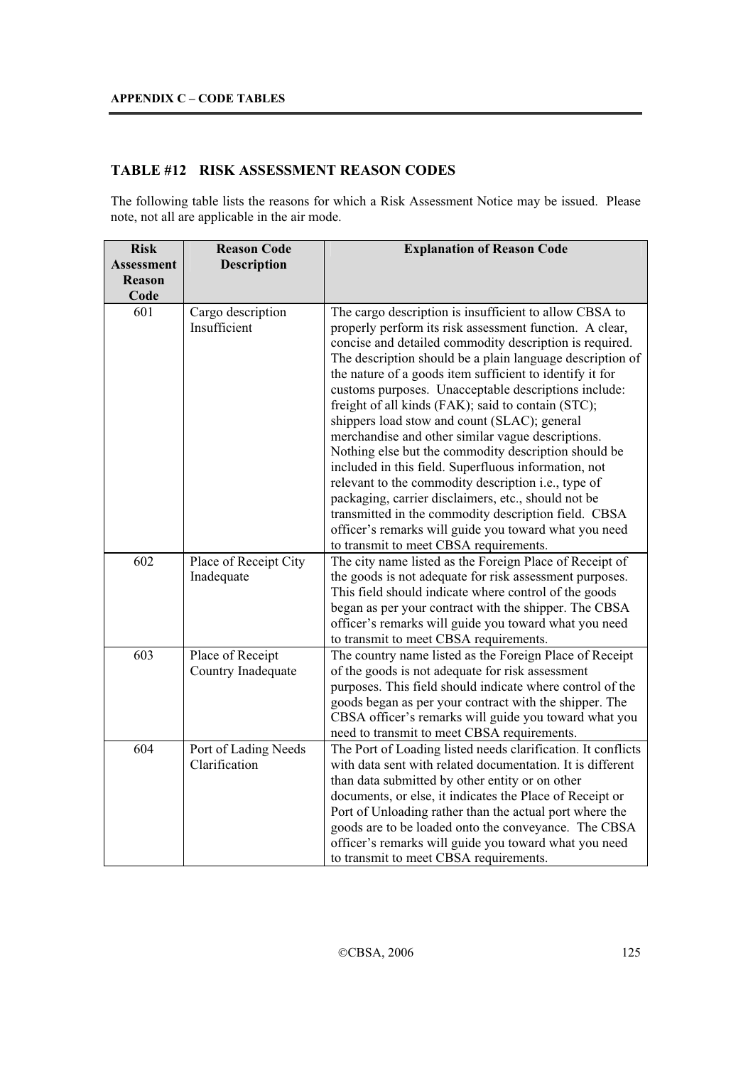## TABLE #12 RISK ASSESSMENT REASON CODES

The following table lists the reasons for which a Risk Assessment Notice may be issued. Please note, not all are applicable in the air mode.

| Risk Assessment Reason Code | Reason Code Description | Explanation of Reason Code |
|---|---|---|
| 601 | Cargo description Insufficient | The cargo description is insufficient to allow CBSA to properly perform its risk assessment function. A clear, concise and detailed commodity description is required. The description should be a plain language description of the nature of a goods item sufficient to identify it for customs purposes. Unacceptable descriptions include: freight of all kinds (FAK); said to contain (STC); shippers load stow and count (SLAC); general merchandise and other similar vague descriptions. Nothing else but the commodity description should be included in this field. Superfluous information, not relevant to the commodity description i.e., type of packaging, carrier disclaimers, etc., should not be transmitted in the commodity description field. CBSA officer's remarks will guide you toward what you need to transmit to meet CBSA requirements. |
| 602 | Place of Receipt City Inadequate | The city name listed as the Foreign Place of Receipt of the goods is not adequate for risk assessment purposes. This field should indicate where control of the goods began as per your contract with the shipper. The CBSA officer's remarks will guide you toward what you need to transmit to meet CBSA requirements. |
| 603 | Place of Receipt Country Inadequate | The country name listed as the Foreign Place of Receipt of the goods is not adequate for risk assessment purposes. This field should indicate where control of the goods began as per your contract with the shipper. The CBSA officer's remarks will guide you toward what you need to transmit to meet CBSA requirements. |
| 604 | Port of Lading Needs Clarification | The Port of Loading listed needs clarification. It conflicts with data sent with related documentation. It is different than data submitted by other entity or on other documents, or else, it indicates the Place of Receipt or Port of Unloading rather than the actual port where the goods are to be loaded onto the conveyance. The CBSA officer's remarks will guide you toward what you need to transmit to meet CBSA requirements. |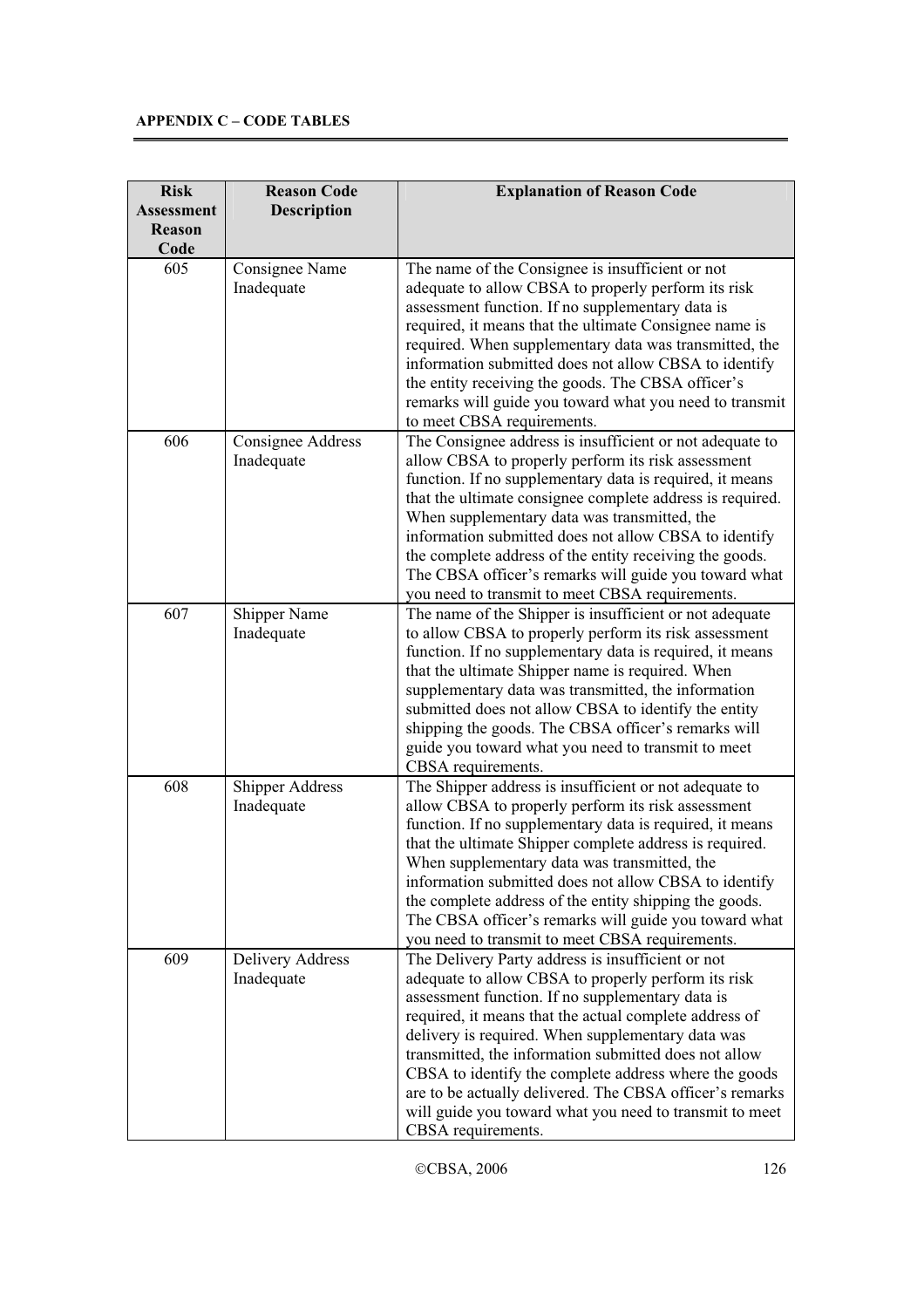**APPENDIX C – CODE TABLES**

| Risk Assessment Reason Code | Reason Code Description | Explanation of Reason Code |
|---|---|---|
| 605 | Consignee Name Inadequate | The name of the Consignee is insufficient or not adequate to allow CBSA to properly perform its risk assessment function. If no supplementary data is required, it means that the ultimate Consignee name is required. When supplementary data was transmitted, the information submitted does not allow CBSA to identify the entity receiving the goods. The CBSA officer's remarks will guide you toward what you need to transmit to meet CBSA requirements. |
| 606 | Consignee Address Inadequate | The Consignee address is insufficient or not adequate to allow CBSA to properly perform its risk assessment function. If no supplementary data is required, it means that the ultimate consignee complete address is required. When supplementary data was transmitted, the information submitted does not allow CBSA to identify the complete address of the entity receiving the goods. The CBSA officer's remarks will guide you toward what you need to transmit to meet CBSA requirements. |
| 607 | Shipper Name Inadequate | The name of the Shipper is insufficient or not adequate to allow CBSA to properly perform its risk assessment function. If no supplementary data is required, it means that the ultimate Shipper name is required. When supplementary data was transmitted, the information submitted does not allow CBSA to identify the entity shipping the goods. The CBSA officer's remarks will guide you toward what you need to transmit to meet CBSA requirements. |
| 608 | Shipper Address Inadequate | The Shipper address is insufficient or not adequate to allow CBSA to properly perform its risk assessment function. If no supplementary data is required, it means that the ultimate Shipper complete address is required. When supplementary data was transmitted, the information submitted does not allow CBSA to identify the complete address of the entity shipping the goods. The CBSA officer's remarks will guide you toward what you need to transmit to meet CBSA requirements. |
| 609 | Delivery Address Inadequate | The Delivery Party address is insufficient or not adequate to allow CBSA to properly perform its risk assessment function. If no supplementary data is required, it means that the actual complete address of delivery is required. When supplementary data was transmitted, the information submitted does not allow CBSA to identify the complete address where the goods are to be actually delivered. The CBSA officer's remarks will guide you toward what you need to transmit to meet CBSA requirements. |

©CBSA, 2006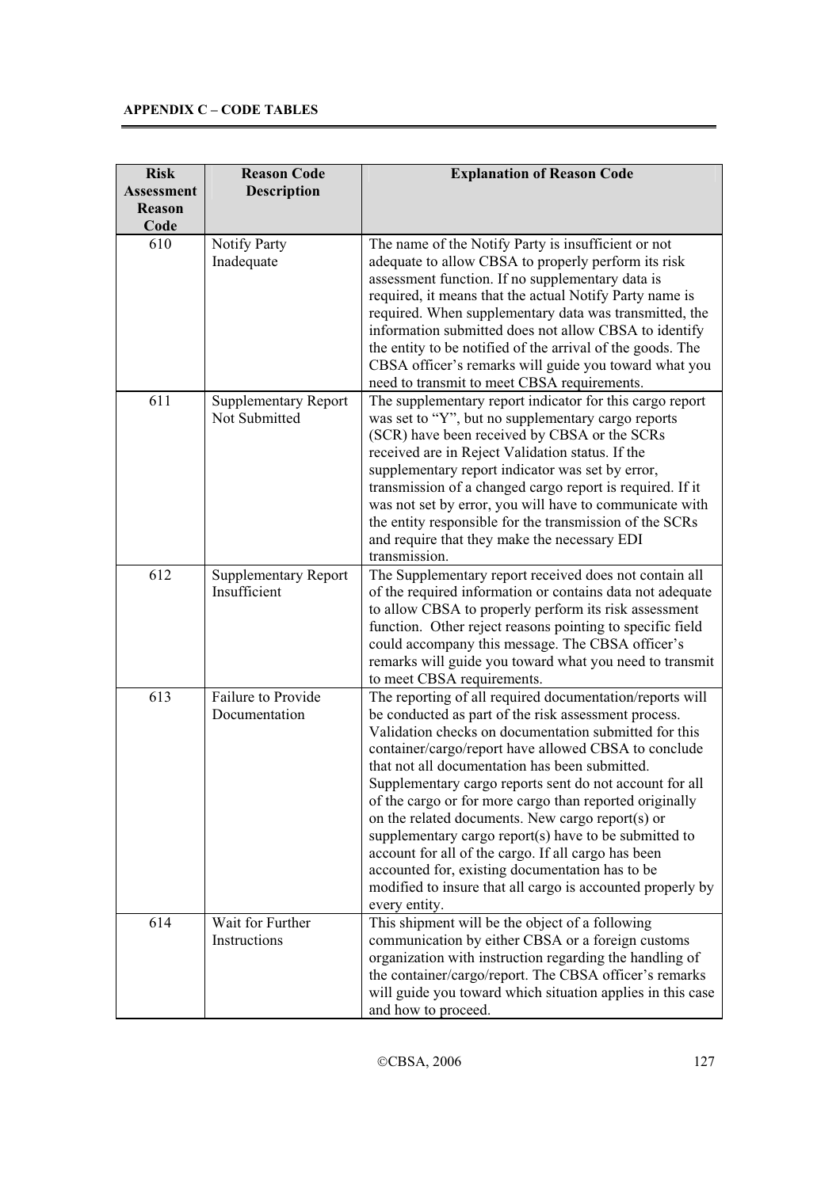## APPENDIX C – CODE TABLES

| Risk Assessment Reason Code | Reason Code Description | Explanation of Reason Code |
|---|---|---|
| 610 | Notify Party Inadequate | The name of the Notify Party is insufficient or not adequate to allow CBSA to properly perform its risk assessment function. If no supplementary data is required, it means that the actual Notify Party name is required. When supplementary data was transmitted, the information submitted does not allow CBSA to identify the entity to be notified of the arrival of the goods. The CBSA officer's remarks will guide you toward what you need to transmit to meet CBSA requirements. |
| 611 | Supplementary Report Not Submitted | The supplementary report indicator for this cargo report was set to "Y", but no supplementary cargo reports (SCR) have been received by CBSA or the SCRs received are in Reject Validation status. If the supplementary report indicator was set by error, transmission of a changed cargo report is required. If it was not set by error, you will have to communicate with the entity responsible for the transmission of the SCRs and require that they make the necessary EDI transmission. |
| 612 | Supplementary Report Insufficient | The Supplementary report received does not contain all of the required information or contains data not adequate to allow CBSA to properly perform its risk assessment function. Other reject reasons pointing to specific field could accompany this message. The CBSA officer's remarks will guide you toward what you need to transmit to meet CBSA requirements. |
| 613 | Failure to Provide Documentation | The reporting of all required documentation/reports will be conducted as part of the risk assessment process. Validation checks on documentation submitted for this container/cargo/report have allowed CBSA to conclude that not all documentation has been submitted. Supplementary cargo reports sent do not account for all of the cargo or for more cargo than reported originally on the related documents. New cargo report(s) or supplementary cargo report(s) have to be submitted to account for all of the cargo. If all cargo has been accounted for, existing documentation has to be modified to insure that all cargo is accounted properly by every entity. |
| 614 | Wait for Further Instructions | This shipment will be the object of a following communication by either CBSA or a foreign customs organization with instruction regarding the handling of the container/cargo/report. The CBSA officer's remarks will guide you toward which situation applies in this case and how to proceed. |

©CBSA, 2006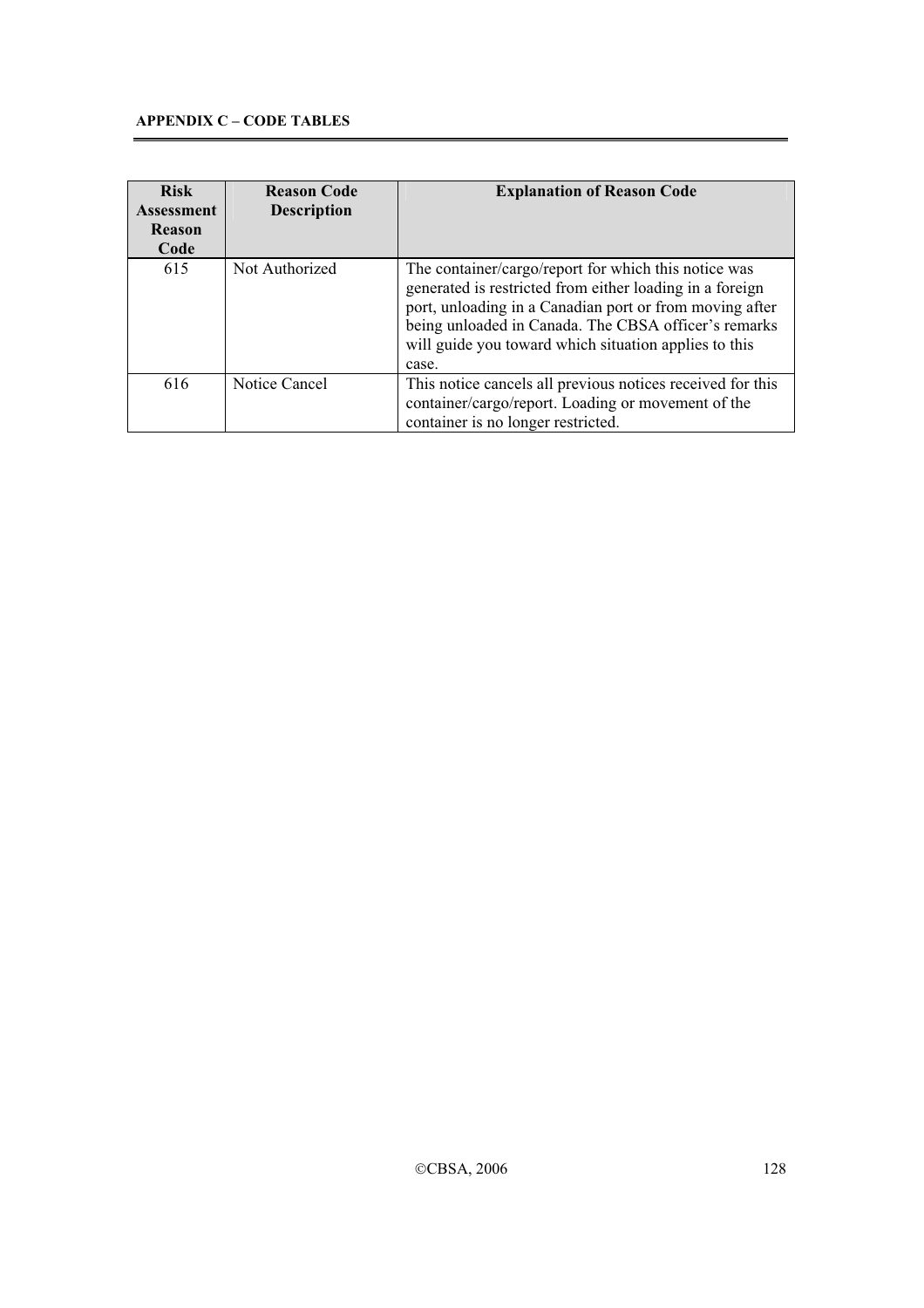| Risk Assessment Reason Code | Reason Code Description | Explanation of Reason Code |
|---|---|---|
| 615 | Not Authorized | The container/cargo/report for which this notice was generated is restricted from either loading in a foreign port, unloading in a Canadian port or from moving after being unloaded in Canada. The CBSA officer's remarks will guide you toward which situation applies to this case. |
| 616 | Notice Cancel | This notice cancels all previous notices received for this container/cargo/report. Loading or movement of the container is no longer restricted. |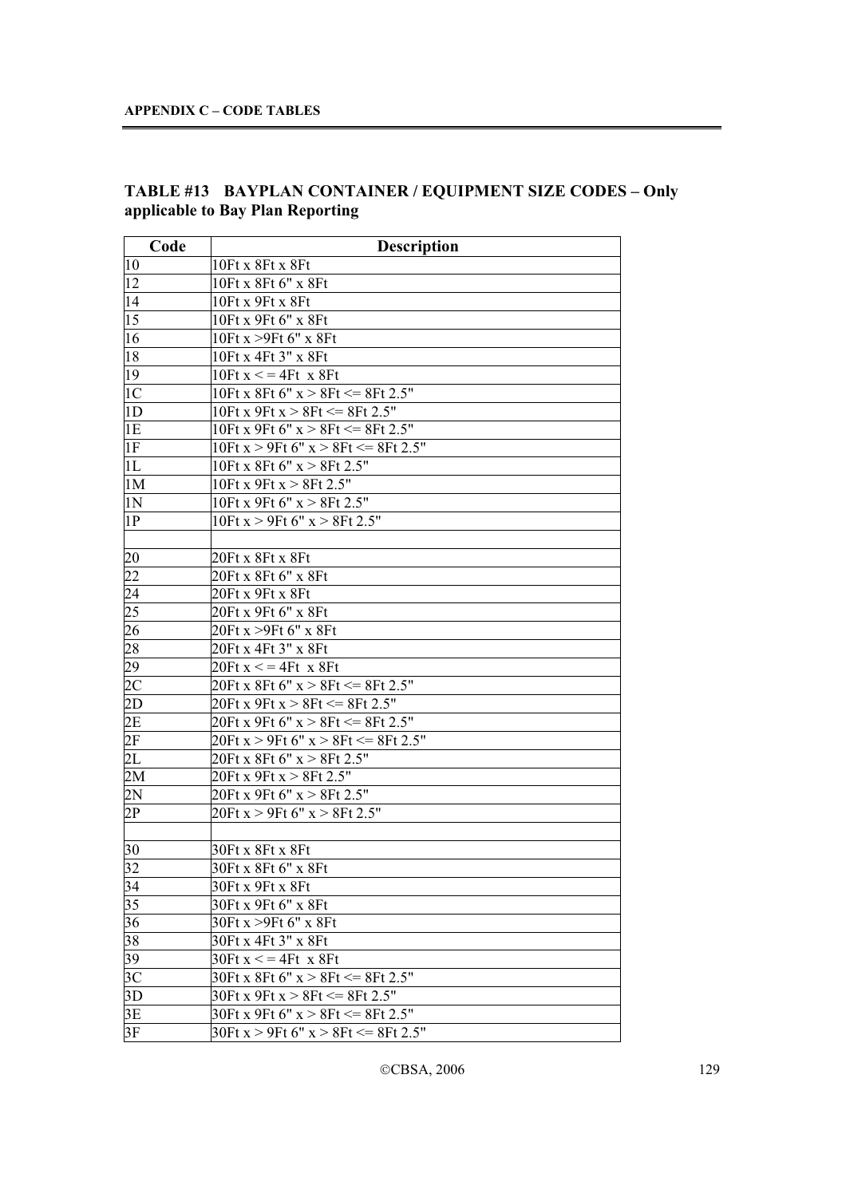## TABLE #13 BAYPLAN CONTAINER / EQUIPMENT SIZE CODES – Only applicable to Bay Plan Reporting

| Code | Description |
|---|---|
| 10 | 10Ft x 8Ft x 8Ft |
| 12 | 10Ft x 8Ft 6" x 8Ft |
| 14 | 10Ft x 9Ft x 8Ft |
| 15 | 10Ft x 9Ft 6" x 8Ft |
| 16 | 10Ft x >9Ft 6" x 8Ft |
| 18 | 10Ft x 4Ft 3" x 8Ft |
| 19 | 10Ft x < = 4Ft x 8Ft |
| 1C | 10Ft x 8Ft 6" x > 8Ft <= 8Ft 2.5" |
| 1D | 10Ft x 9Ft x > 8Ft <= 8Ft 2.5" |
| 1E | 10Ft x 9Ft 6" x > 8Ft <= 8Ft 2.5" |
| 1F | 10Ft x > 9Ft 6" x > 8Ft <= 8Ft 2.5" |
| 1L | 10Ft x 8Ft 6" x > 8Ft 2.5" |
| 1M | 10Ft x 9Ft x > 8Ft 2.5" |
| 1N | 10Ft x 9Ft 6" x > 8Ft 2.5" |
| 1P | 10Ft x > 9Ft 6" x > 8Ft 2.5" |
| | |
| 20 | 20Ft x 8Ft x 8Ft |
| 22 | 20Ft x 8Ft 6" x 8Ft |
| 24 | 20Ft x 9Ft x 8Ft |
| 25 | 20Ft x 9Ft 6" x 8Ft |
| 26 | 20Ft x >9Ft 6" x 8Ft |
| 28 | 20Ft x 4Ft 3" x 8Ft |
| 29 | 20Ft x < = 4Ft x 8Ft |
| 2C | 20Ft x 8Ft 6" x > 8Ft <= 8Ft 2.5" |
| 2D | 20Ft x 9Ft x > 8Ft <= 8Ft 2.5" |
| 2E | 20Ft x 9Ft 6" x > 8Ft <= 8Ft 2.5" |
| 2F | 20Ft x > 9Ft 6" x > 8Ft <= 8Ft 2.5" |
| 2L | 20Ft x 8Ft 6" x > 8Ft 2.5" |
| 2M | 20Ft x 9Ft x > 8Ft 2.5" |
| 2N | 20Ft x 9Ft 6" x > 8Ft 2.5" |
| 2P | 20Ft x > 9Ft 6" x > 8Ft 2.5" |
| | |
| 30 | 30Ft x 8Ft x 8Ft |
| 32 | 30Ft x 8Ft 6" x 8Ft |
| 34 | 30Ft x 9Ft x 8Ft |
| 35 | 30Ft x 9Ft 6" x 8Ft |
| 36 | 30Ft x >9Ft 6" x 8Ft |
| 38 | 30Ft x 4Ft 3" x 8Ft |
| 39 | 30Ft x < = 4Ft x 8Ft |
| 3C | 30Ft x 8Ft 6" x > 8Ft <= 8Ft 2.5" |
| 3D | 30Ft x 9Ft x > 8Ft <= 8Ft 2.5" |
| 3E | 30Ft x 9Ft 6" x > 8Ft <= 8Ft 2.5" |
| 3F | 30Ft x > 9Ft 6" x > 8Ft <= 8Ft 2.5" |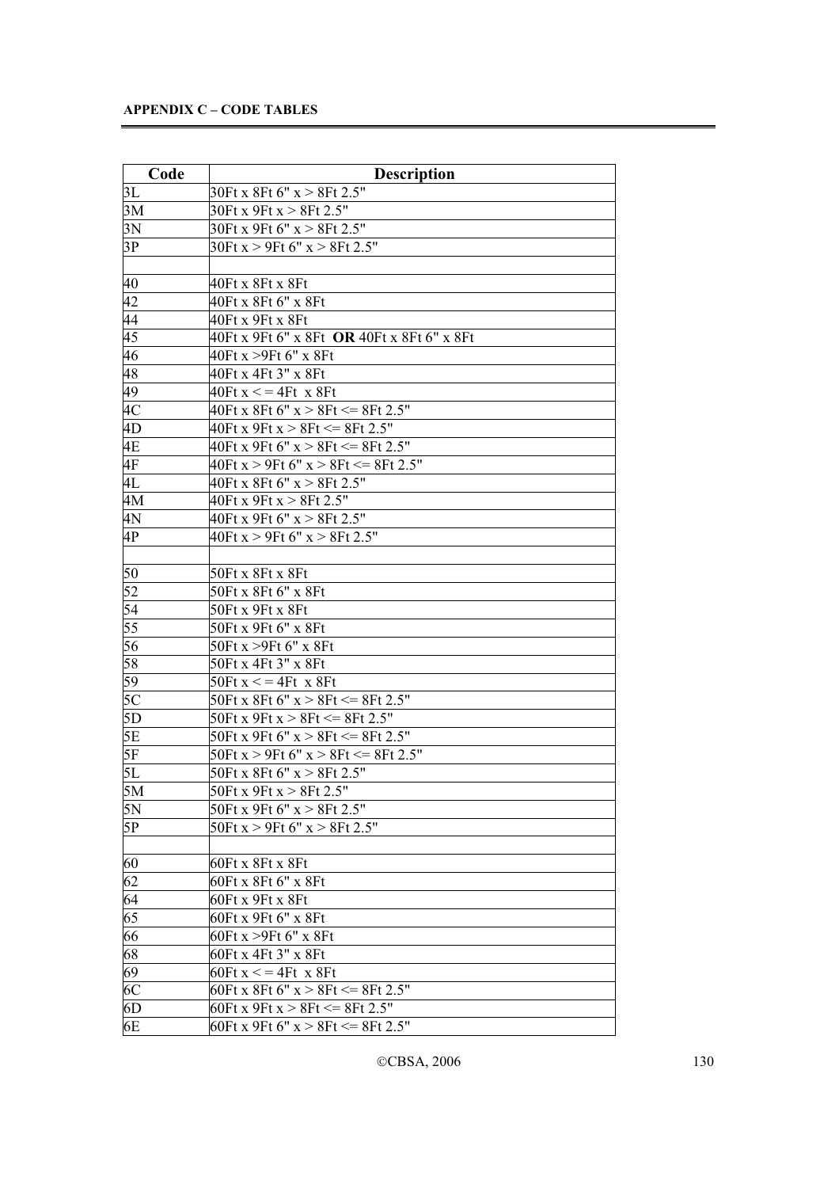**APPENDIX C – CODE TABLES**

| Code | Description |
|---|---|
| 3L | 30Ft x 8Ft 6" x > 8Ft 2.5" |
| 3M | 30Ft x 9Ft x > 8Ft 2.5" |
| 3N | 30Ft x 9Ft 6" x > 8Ft 2.5" |
| 3P | 30Ft x > 9Ft 6" x > 8Ft 2.5" |
| | |
| 40 | 40Ft x 8Ft x 8Ft |
| 42 | 40Ft x 8Ft 6" x 8Ft |
| 44 | 40Ft x 9Ft x 8Ft |
| 45 | 40Ft x 9Ft 6" x 8Ft **OR** 40Ft x 8Ft 6" x 8Ft |
| 46 | 40Ft x >9Ft 6" x 8Ft |
| 48 | 40Ft x 4Ft 3" x 8Ft |
| 49 | 40Ft x < = 4Ft x 8Ft |
| 4C | 40Ft x 8Ft 6" x > 8Ft <= 8Ft 2.5" |
| 4D | 40Ft x 9Ft x > 8Ft <= 8Ft 2.5" |
| 4E | 40Ft x 9Ft 6" x > 8Ft <= 8Ft 2.5" |
| 4F | 40Ft x > 9Ft 6" x > 8Ft <= 8Ft 2.5" |
| 4L | 40Ft x 8Ft 6" x > 8Ft 2.5" |
| 4M | 40Ft x 9Ft x > 8Ft 2.5" |
| 4N | 40Ft x 9Ft 6" x > 8Ft 2.5" |
| 4P | 40Ft x > 9Ft 6" x > 8Ft 2.5" |
| | |
| 50 | 50Ft x 8Ft x 8Ft |
| 52 | 50Ft x 8Ft 6" x 8Ft |
| 54 | 50Ft x 9Ft x 8Ft |
| 55 | 50Ft x 9Ft 6" x 8Ft |
| 56 | 50Ft x >9Ft 6" x 8Ft |
| 58 | 50Ft x 4Ft 3" x 8Ft |
| 59 | 50Ft x < = 4Ft x 8Ft |
| 5C | 50Ft x 8Ft 6" x > 8Ft <= 8Ft 2.5" |
| 5D | 50Ft x 9Ft x > 8Ft <= 8Ft 2.5" |
| 5E | 50Ft x 9Ft 6" x > 8Ft <= 8Ft 2.5" |
| 5F | 50Ft x > 9Ft 6" x > 8Ft <= 8Ft 2.5" |
| 5L | 50Ft x 8Ft 6" x > 8Ft 2.5" |
| 5M | 50Ft x 9Ft x > 8Ft 2.5" |
| 5N | 50Ft x 9Ft 6" x > 8Ft 2.5" |
| 5P | 50Ft x > 9Ft 6" x > 8Ft 2.5" |
| | |
| 60 | 60Ft x 8Ft x 8Ft |
| 62 | 60Ft x 8Ft 6" x 8Ft |
| 64 | 60Ft x 9Ft x 8Ft |
| 65 | 60Ft x 9Ft 6" x 8Ft |
| 66 | 60Ft x >9Ft 6" x 8Ft |
| 68 | 60Ft x 4Ft 3" x 8Ft |
| 69 | 60Ft x < = 4Ft x 8Ft |
| 6C | 60Ft x 8Ft 6" x > 8Ft <= 8Ft 2.5" |
| 6D | 60Ft x 9Ft x > 8Ft <= 8Ft 2.5" |
| 6E | 60Ft x 9Ft 6" x > 8Ft <= 8Ft 2.5" |

©CBSA, 2006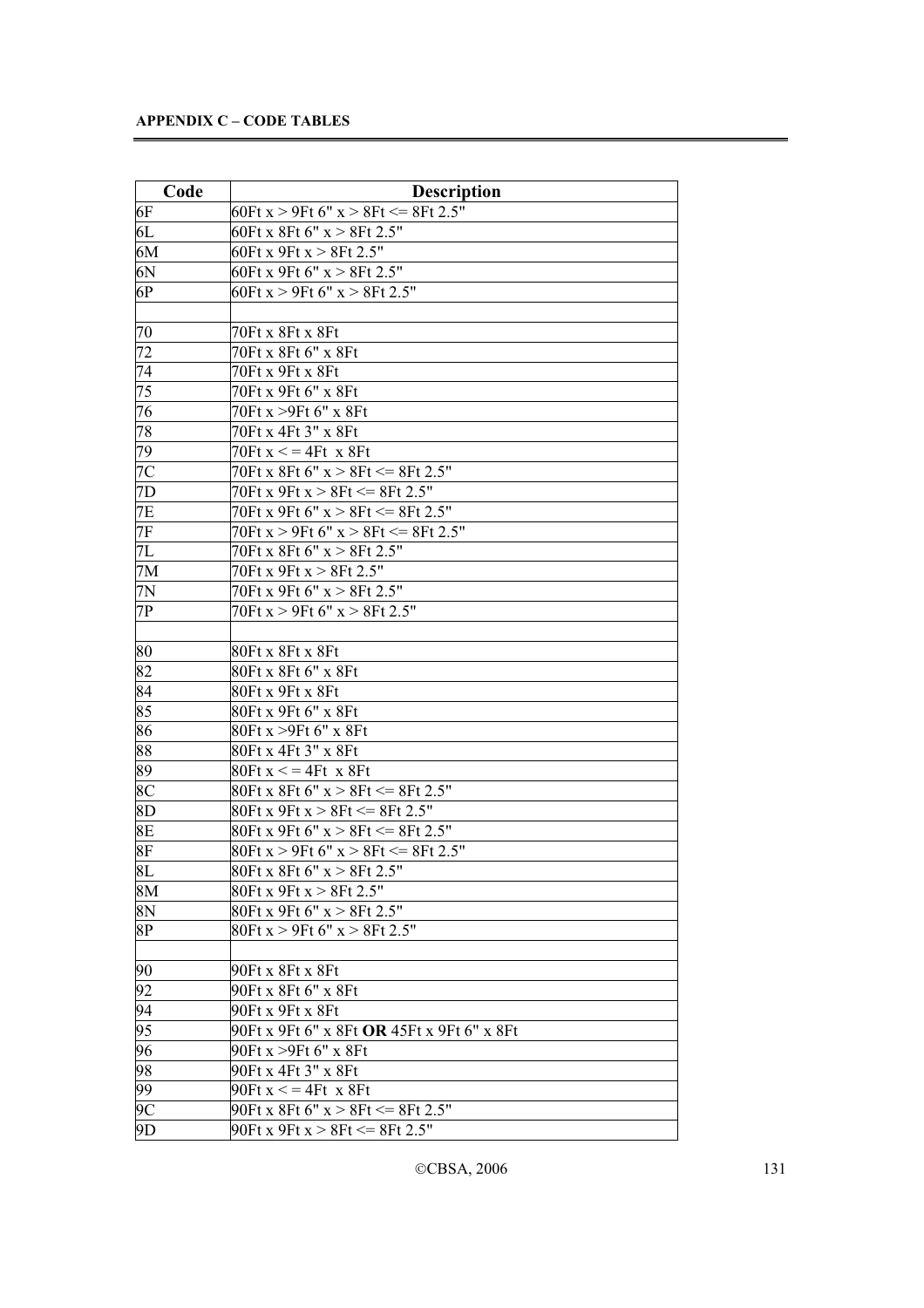**APPENDIX C – CODE TABLES**

| Code | Description |
|---|---|
| 6F | 60Ft x > 9Ft 6" x > 8Ft <= 8Ft 2.5" |
| 6L | 60Ft x 8Ft 6" x > 8Ft 2.5" |
| 6M | 60Ft x 9Ft x > 8Ft 2.5" |
| 6N | 60Ft x 9Ft 6" x > 8Ft 2.5" |
| 6P | 60Ft x > 9Ft 6" x > 8Ft 2.5" |
| | |
| 70 | 70Ft x 8Ft x 8Ft |
| 72 | 70Ft x 8Ft 6" x 8Ft |
| 74 | 70Ft x 9Ft x 8Ft |
| 75 | 70Ft x 9Ft 6" x 8Ft |
| 76 | 70Ft x >9Ft 6" x 8Ft |
| 78 | 70Ft x 4Ft 3" x 8Ft |
| 79 | 70Ft x < = 4Ft x 8Ft |
| 7C | 70Ft x 8Ft 6" x > 8Ft <= 8Ft 2.5" |
| 7D | 70Ft x 9Ft x > 8Ft <= 8Ft 2.5" |
| 7E | 70Ft x 9Ft 6" x > 8Ft <= 8Ft 2.5" |
| 7F | 70Ft x > 9Ft 6" x > 8Ft <= 8Ft 2.5" |
| 7L | 70Ft x 8Ft 6" x > 8Ft 2.5" |
| 7M | 70Ft x 9Ft x > 8Ft 2.5" |
| 7N | 70Ft x 9Ft 6" x > 8Ft 2.5" |
| 7P | 70Ft x > 9Ft 6" x > 8Ft 2.5" |
| | |
| 80 | 80Ft x 8Ft x 8Ft |
| 82 | 80Ft x 8Ft 6" x 8Ft |
| 84 | 80Ft x 9Ft x 8Ft |
| 85 | 80Ft x 9Ft 6" x 8Ft |
| 86 | 80Ft x >9Ft 6" x 8Ft |
| 88 | 80Ft x 4Ft 3" x 8Ft |
| 89 | 80Ft x < = 4Ft x 8Ft |
| 8C | 80Ft x 8Ft 6" x > 8Ft <= 8Ft 2.5" |
| 8D | 80Ft x 9Ft x > 8Ft <= 8Ft 2.5" |
| 8E | 80Ft x 9Ft 6" x > 8Ft <= 8Ft 2.5" |
| 8F | 80Ft x > 9Ft 6" x > 8Ft <= 8Ft 2.5" |
| 8L | 80Ft x 8Ft 6" x > 8Ft 2.5" |
| 8M | 80Ft x 9Ft x > 8Ft 2.5" |
| 8N | 80Ft x 9Ft 6" x > 8Ft 2.5" |
| 8P | 80Ft x > 9Ft 6" x > 8Ft 2.5" |
| | |
| 90 | 90Ft x 8Ft x 8Ft |
| 92 | 90Ft x 8Ft 6" x 8Ft |
| 94 | 90Ft x 9Ft x 8Ft |
| 95 | 90Ft x 9Ft 6" x 8Ft **OR** 45Ft x 9Ft 6" x 8Ft |
| 96 | 90Ft x >9Ft 6" x 8Ft |
| 98 | 90Ft x 4Ft 3" x 8Ft |
| 99 | 90Ft x < = 4Ft x 8Ft |
| 9C | 90Ft x 8Ft 6" x > 8Ft <= 8Ft 2.5" |
| 9D | 90Ft x 9Ft x > 8Ft <= 8Ft 2.5" |

©CBSA, 2006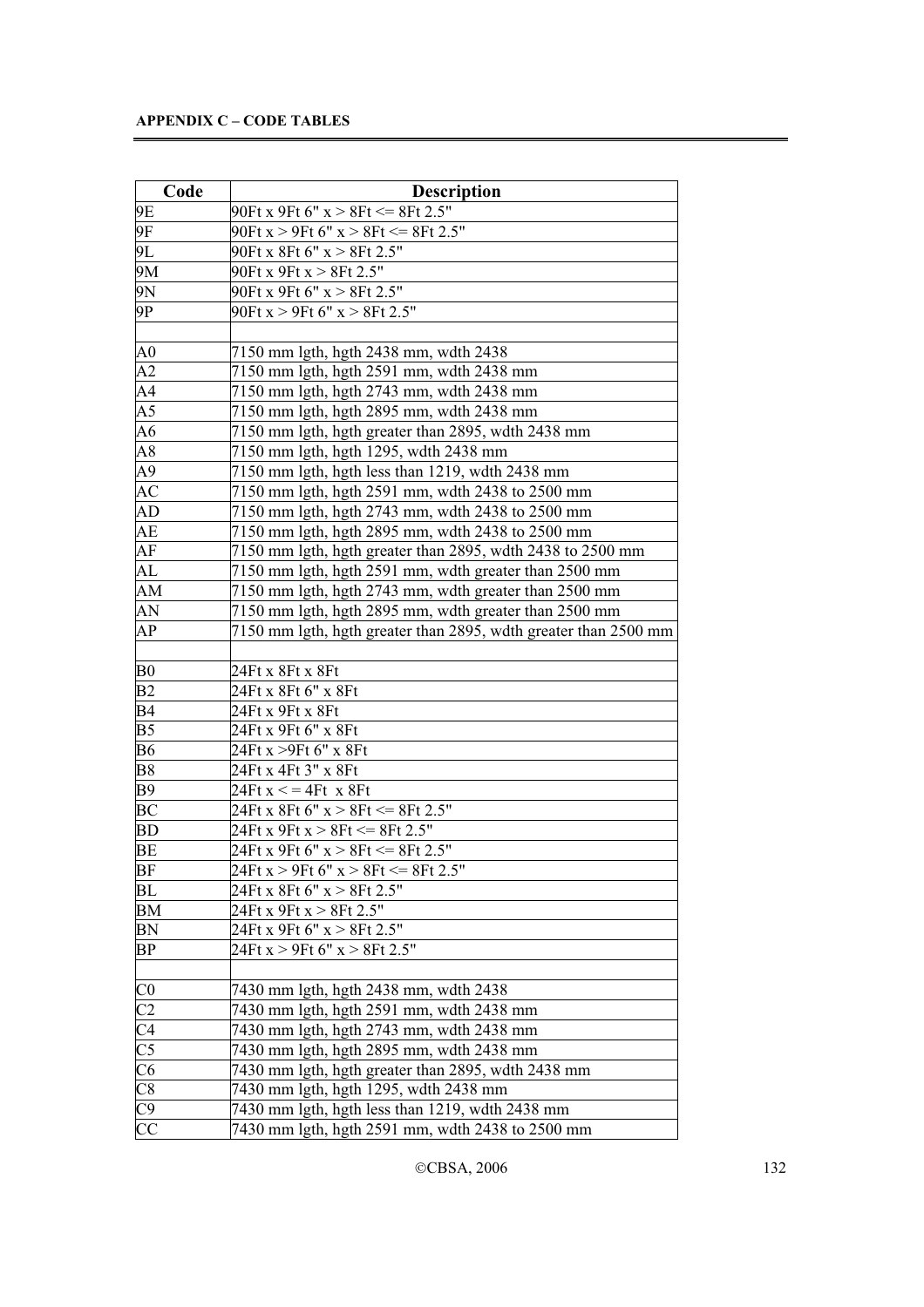**APPENDIX C – CODE TABLES**

| Code | Description |
|---|---|
| 9E | 90Ft x 9Ft 6" x > 8Ft <= 8Ft 2.5" |
| 9F | 90Ft x > 9Ft 6" x > 8Ft <= 8Ft 2.5" |
| 9L | 90Ft x 8Ft 6" x > 8Ft 2.5" |
| 9M | 90Ft x 9Ft x > 8Ft 2.5" |
| 9N | 90Ft x 9Ft 6" x > 8Ft 2.5" |
| 9P | 90Ft x > 9Ft 6" x > 8Ft 2.5" |
| | |
| A0 | 7150 mm lgth, hgth 2438 mm, wdth 2438 |
| A2 | 7150 mm lgth, hgth 2591 mm, wdth 2438 mm |
| A4 | 7150 mm lgth, hgth 2743 mm, wdth 2438 mm |
| A5 | 7150 mm lgth, hgth 2895 mm, wdth 2438 mm |
| A6 | 7150 mm lgth, hgth greater than 2895, wdth 2438 mm |
| A8 | 7150 mm lgth, hgth 1295, wdth 2438 mm |
| A9 | 7150 mm lgth, hgth less than 1219, wdth 2438 mm |
| AC | 7150 mm lgth, hgth 2591 mm, wdth 2438 to 2500 mm |
| AD | 7150 mm lgth, hgth 2743 mm, wdth 2438 to 2500 mm |
| AE | 7150 mm lgth, hgth 2895 mm, wdth 2438 to 2500 mm |
| AF | 7150 mm lgth, hgth greater than 2895, wdth 2438 to 2500 mm |
| AL | 7150 mm lgth, hgth 2591 mm, wdth greater than 2500 mm |
| AM | 7150 mm lgth, hgth 2743 mm, wdth greater than 2500 mm |
| AN | 7150 mm lgth, hgth 2895 mm, wdth greater than 2500 mm |
| AP | 7150 mm lgth, hgth greater than 2895, wdth greater than 2500 mm |
| | |
| B0 | 24Ft x 8Ft x 8Ft |
| B2 | 24Ft x 8Ft 6" x 8Ft |
| B4 | 24Ft x 9Ft x 8Ft |
| B5 | 24Ft x 9Ft 6" x 8Ft |
| B6 | 24Ft x >9Ft 6" x 8Ft |
| B8 | 24Ft x 4Ft 3" x 8Ft |
| B9 | 24Ft x < = 4Ft x 8Ft |
| BC | 24Ft x 8Ft 6" x > 8Ft <= 8Ft 2.5" |
| BD | 24Ft x 9Ft x > 8Ft <= 8Ft 2.5" |
| BE | 24Ft x 9Ft 6" x > 8Ft <= 8Ft 2.5" |
| BF | 24Ft x > 9Ft 6" x > 8Ft <= 8Ft 2.5" |
| BL | 24Ft x 8Ft 6" x > 8Ft 2.5" |
| BM | 24Ft x 9Ft x > 8Ft 2.5" |
| BN | 24Ft x 9Ft 6" x > 8Ft 2.5" |
| BP | 24Ft x > 9Ft 6" x > 8Ft 2.5" |
| | |
| C0 | 7430 mm lgth, hgth 2438 mm, wdth 2438 |
| C2 | 7430 mm lgth, hgth 2591 mm, wdth 2438 mm |
| C4 | 7430 mm lgth, hgth 2743 mm, wdth 2438 mm |
| C5 | 7430 mm lgth, hgth 2895 mm, wdth 2438 mm |
| C6 | 7430 mm lgth, hgth greater than 2895, wdth 2438 mm |
| C8 | 7430 mm lgth, hgth 1295, wdth 2438 mm |
| C9 | 7430 mm lgth, hgth less than 1219, wdth 2438 mm |
| CC | 7430 mm lgth, hgth 2591 mm, wdth 2438 to 2500 mm |

©CBSA, 2006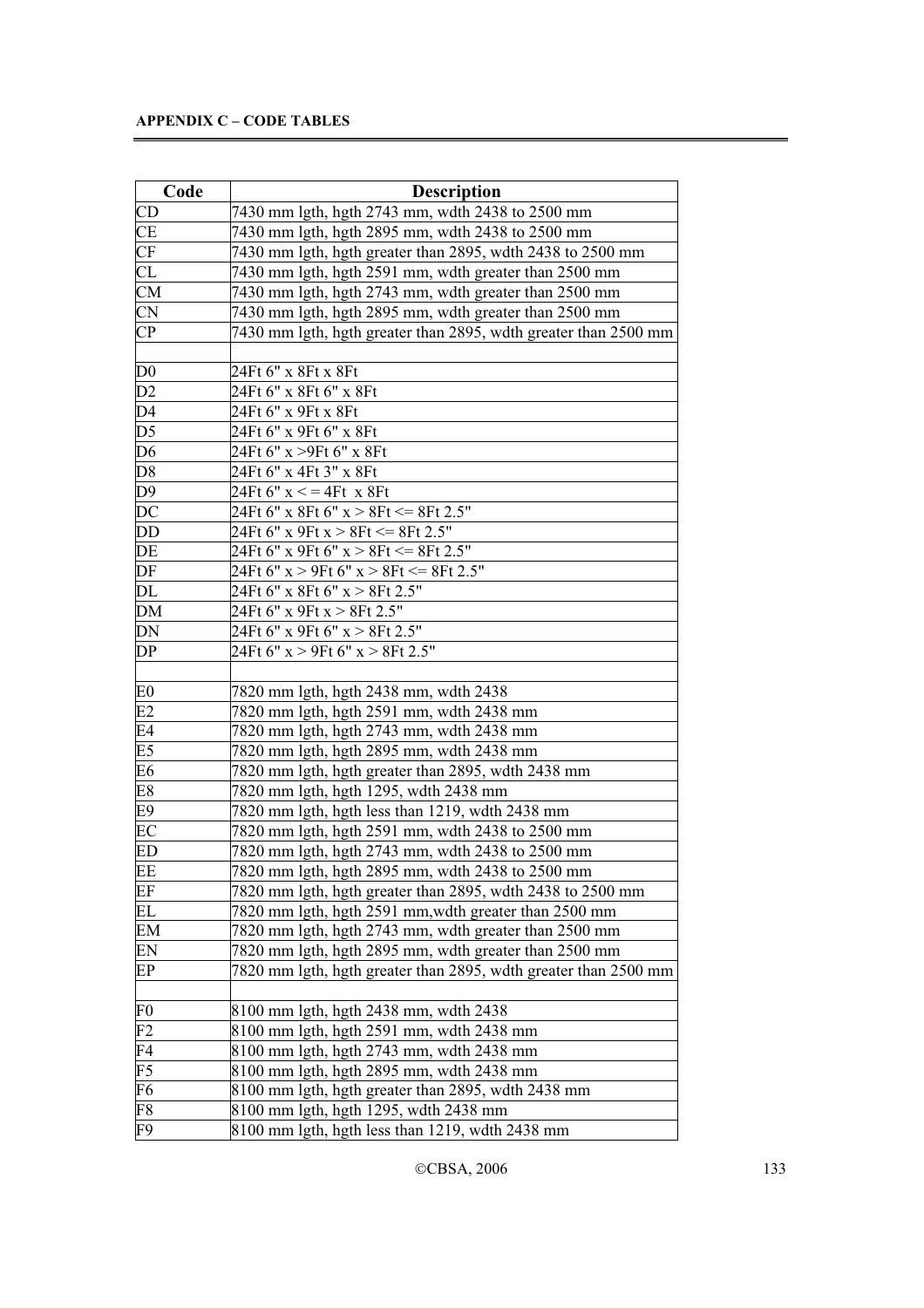| Code | Description |
|---|---|
| CD | 7430 mm lgth, hgth 2743 mm, wdth 2438 to 2500 mm |
| CE | 7430 mm lgth, hgth 2895 mm, wdth 2438 to 2500 mm |
| CF | 7430 mm lgth, hgth greater than 2895, wdth 2438 to 2500 mm |
| CL | 7430 mm lgth, hgth 2591 mm, wdth greater than 2500 mm |
| CM | 7430 mm lgth, hgth 2743 mm, wdth greater than 2500 mm |
| CN | 7430 mm lgth, hgth 2895 mm, wdth greater than 2500 mm |
| CP | 7430 mm lgth, hgth greater than 2895, wdth greater than 2500 mm |
| | |
| D0 | 24Ft 6" x 8Ft x 8Ft |
| D2 | 24Ft 6" x 8Ft 6" x 8Ft |
| D4 | 24Ft 6" x 9Ft x 8Ft |
| D5 | 24Ft 6" x 9Ft 6" x 8Ft |
| D6 | 24Ft 6" x >9Ft 6" x 8Ft |
| D8 | 24Ft 6" x 4Ft 3" x 8Ft |
| D9 | 24Ft 6" x < = 4Ft x 8Ft |
| DC | 24Ft 6" x 8Ft 6" x > 8Ft <= 8Ft 2.5" |
| DD | 24Ft 6" x 9Ft x > 8Ft <= 8Ft 2.5" |
| DE | 24Ft 6" x 9Ft 6" x > 8Ft <= 8Ft 2.5" |
| DF | 24Ft 6" x > 9Ft 6" x > 8Ft <= 8Ft 2.5" |
| DL | 24Ft 6" x 8Ft 6" x > 8Ft 2.5" |
| DM | 24Ft 6" x 9Ft x > 8Ft 2.5" |
| DN | 24Ft 6" x 9Ft 6" x > 8Ft 2.5" |
| DP | 24Ft 6" x > 9Ft 6" x > 8Ft 2.5" |
| | |
| E0 | 7820 mm lgth, hgth 2438 mm, wdth 2438 |
| E2 | 7820 mm lgth, hgth 2591 mm, wdth 2438 mm |
| E4 | 7820 mm lgth, hgth 2743 mm, wdth 2438 mm |
| E5 | 7820 mm lgth, hgth 2895 mm, wdth 2438 mm |
| E6 | 7820 mm lgth, hgth greater than 2895, wdth 2438 mm |
| E8 | 7820 mm lgth, hgth 1295, wdth 2438 mm |
| E9 | 7820 mm lgth, hgth less than 1219, wdth 2438 mm |
| EC | 7820 mm lgth, hgth 2591 mm, wdth 2438 to 2500 mm |
| ED | 7820 mm lgth, hgth 2743 mm, wdth 2438 to 2500 mm |
| EE | 7820 mm lgth, hgth 2895 mm, wdth 2438 to 2500 mm |
| EF | 7820 mm lgth, hgth greater than 2895, wdth 2438 to 2500 mm |
| EL | 7820 mm lgth, hgth 2591 mm,wdth greater than 2500 mm |
| EM | 7820 mm lgth, hgth 2743 mm, wdth greater than 2500 mm |
| EN | 7820 mm lgth, hgth 2895 mm, wdth greater than 2500 mm |
| EP | 7820 mm lgth, hgth greater than 2895, wdth greater than 2500 mm |
| | |
| F0 | 8100 mm lgth, hgth 2438 mm, wdth 2438 |
| F2 | 8100 mm lgth, hgth 2591 mm, wdth 2438 mm |
| F4 | 8100 mm lgth, hgth 2743 mm, wdth 2438 mm |
| F5 | 8100 mm lgth, hgth 2895 mm, wdth 2438 mm |
| F6 | 8100 mm lgth, hgth greater than 2895, wdth 2438 mm |
| F8 | 8100 mm lgth, hgth 1295, wdth 2438 mm |
| F9 | 8100 mm lgth, hgth less than 1219, wdth 2438 mm |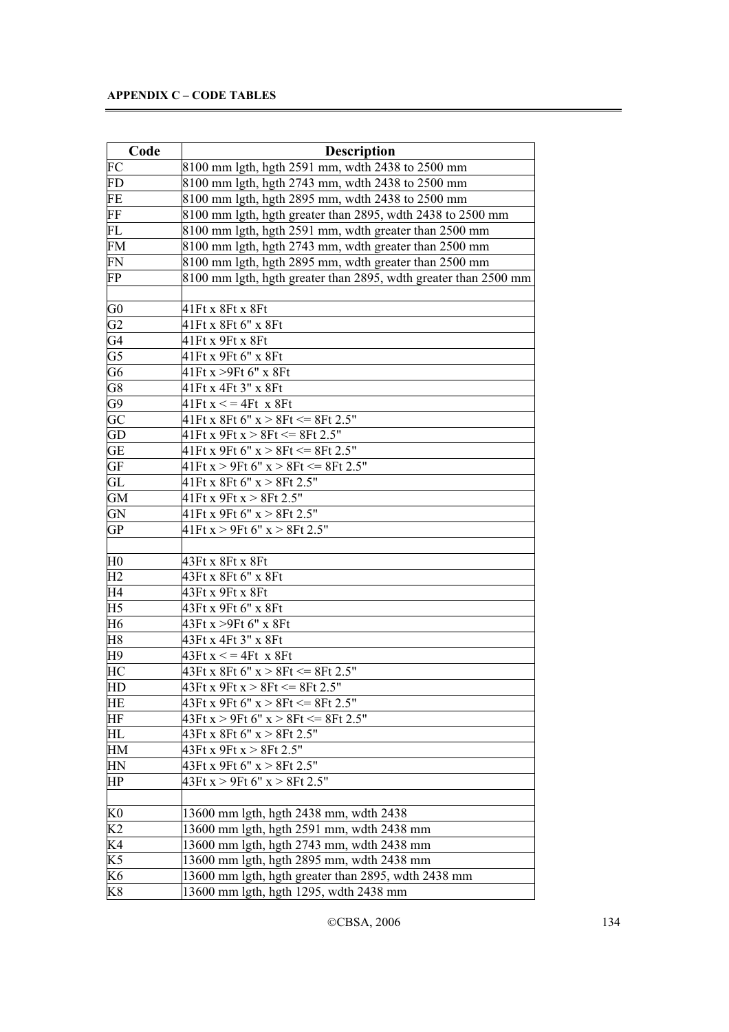| Code | Description |
|---|---|
| FC | 8100 mm lgth, hgth 2591 mm, wdth 2438 to 2500 mm |
| FD | 8100 mm lgth, hgth 2743 mm, wdth 2438 to 2500 mm |
| FE | 8100 mm lgth, hgth 2895 mm, wdth 2438 to 2500 mm |
| FF | 8100 mm lgth, hgth greater than 2895, wdth 2438 to 2500 mm |
| FL | 8100 mm lgth, hgth 2591 mm, wdth greater than 2500 mm |
| FM | 8100 mm lgth, hgth 2743 mm, wdth greater than 2500 mm |
| FN | 8100 mm lgth, hgth 2895 mm, wdth greater than 2500 mm |
| FP | 8100 mm lgth, hgth greater than 2895, wdth greater than 2500 mm |
| | |
| G0 | 41Ft x 8Ft x 8Ft |
| G2 | 41Ft x 8Ft 6" x 8Ft |
| G4 | 41Ft x 9Ft x 8Ft |
| G5 | 41Ft x 9Ft 6" x 8Ft |
| G6 | 41Ft x >9Ft 6" x 8Ft |
| G8 | 41Ft x 4Ft 3" x 8Ft |
| G9 | 41Ft x < = 4Ft x 8Ft |
| GC | 41Ft x 8Ft 6" x > 8Ft <= 8Ft 2.5" |
| GD | 41Ft x 9Ft x > 8Ft <= 8Ft 2.5" |
| GE | 41Ft x 9Ft 6" x > 8Ft <= 8Ft 2.5" |
| GF | 41Ft x > 9Ft 6" x > 8Ft <= 8Ft 2.5" |
| GL | 41Ft x 8Ft 6" x > 8Ft 2.5" |
| GM | 41Ft x 9Ft x > 8Ft 2.5" |
| GN | 41Ft x 9Ft 6" x > 8Ft 2.5" |
| GP | 41Ft x > 9Ft 6" x > 8Ft 2.5" |
| | |
| H0 | 43Ft x 8Ft x 8Ft |
| H2 | 43Ft x 8Ft 6" x 8Ft |
| H4 | 43Ft x 9Ft x 8Ft |
| H5 | 43Ft x 9Ft 6" x 8Ft |
| H6 | 43Ft x >9Ft 6" x 8Ft |
| H8 | 43Ft x 4Ft 3" x 8Ft |
| H9 | 43Ft x < = 4Ft x 8Ft |
| HC | 43Ft x 8Ft 6" x > 8Ft <= 8Ft 2.5" |
| HD | 43Ft x 9Ft x > 8Ft <= 8Ft 2.5" |
| HE | 43Ft x 9Ft 6" x > 8Ft <= 8Ft 2.5" |
| HF | 43Ft x > 9Ft 6" x > 8Ft <= 8Ft 2.5" |
| HL | 43Ft x 8Ft 6" x > 8Ft 2.5" |
| HM | 43Ft x 9Ft x > 8Ft 2.5" |
| HN | 43Ft x 9Ft 6" x > 8Ft 2.5" |
| HP | 43Ft x > 9Ft 6" x > 8Ft 2.5" |
| | |
| K0 | 13600 mm lgth, hgth 2438 mm, wdth 2438 |
| K2 | 13600 mm lgth, hgth 2591 mm, wdth 2438 mm |
| K4 | 13600 mm lgth, hgth 2743 mm, wdth 2438 mm |
| K5 | 13600 mm lgth, hgth 2895 mm, wdth 2438 mm |
| K6 | 13600 mm lgth, hgth greater than 2895, wdth 2438 mm |
| K8 | 13600 mm lgth, hgth 1295, wdth 2438 mm |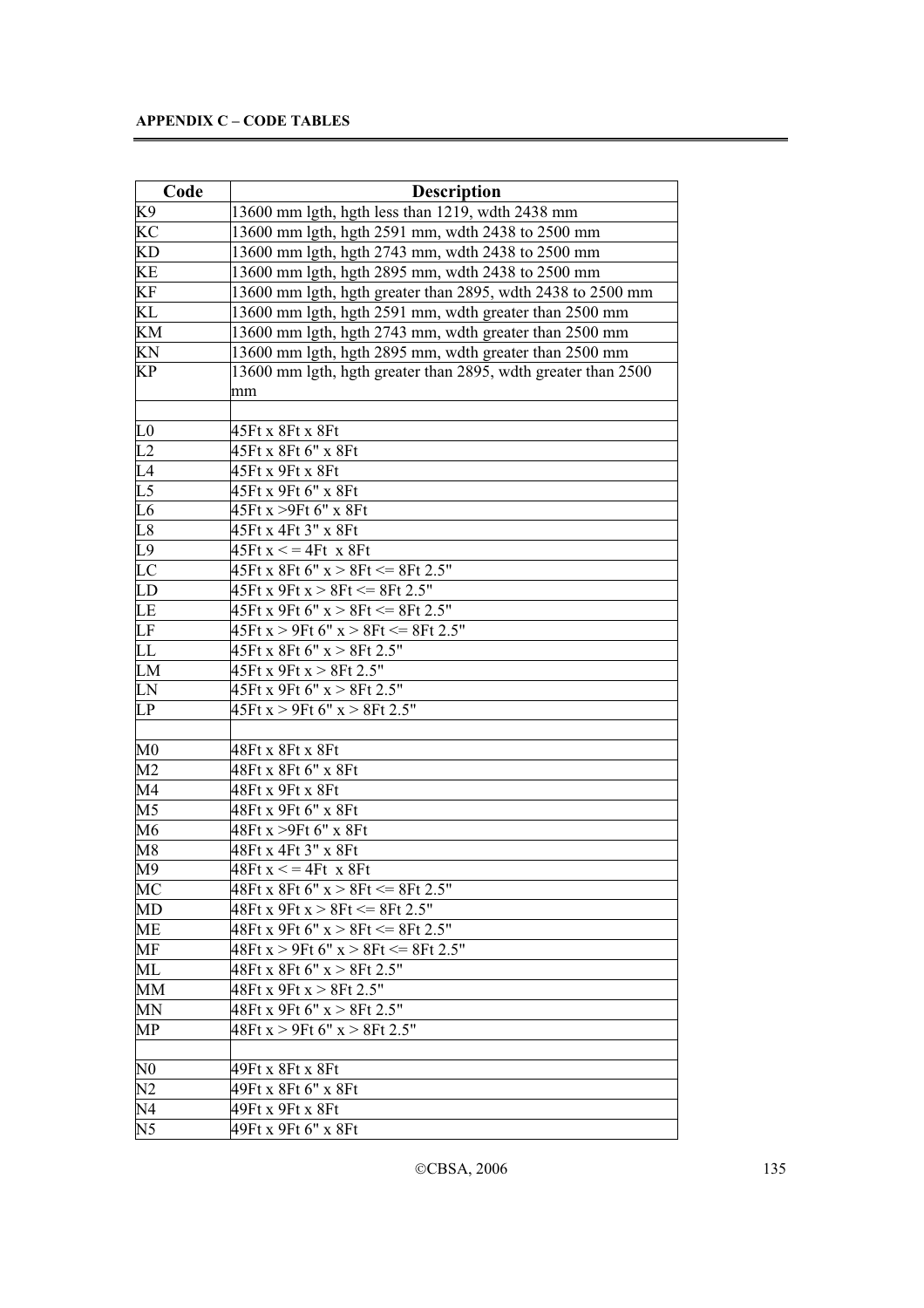**APPENDIX C – CODE TABLES**

| Code | Description |
|---|---|
| K9 | 13600 mm lgth, hgth less than 1219, wdth 2438 mm |
| KC | 13600 mm lgth, hgth 2591 mm, wdth 2438 to 2500 mm |
| KD | 13600 mm lgth, hgth 2743 mm, wdth 2438 to 2500 mm |
| KE | 13600 mm lgth, hgth 2895 mm, wdth 2438 to 2500 mm |
| KF | 13600 mm lgth, hgth greater than 2895, wdth 2438 to 2500 mm |
| KL | 13600 mm lgth, hgth 2591 mm, wdth greater than 2500 mm |
| KM | 13600 mm lgth, hgth 2743 mm, wdth greater than 2500 mm |
| KN | 13600 mm lgth, hgth 2895 mm, wdth greater than 2500 mm |
| KP | 13600 mm lgth, hgth greater than 2895, wdth greater than 2500 mm |
| | |
| L0 | 45Ft x 8Ft x 8Ft |
| L2 | 45Ft x 8Ft 6" x 8Ft |
| L4 | 45Ft x 9Ft x 8Ft |
| L5 | 45Ft x 9Ft 6" x 8Ft |
| L6 | 45Ft x >9Ft 6" x 8Ft |
| L8 | 45Ft x 4Ft 3" x 8Ft |
| L9 | 45Ft x < = 4Ft x 8Ft |
| LC | 45Ft x 8Ft 6" x > 8Ft <= 8Ft 2.5" |
| LD | 45Ft x 9Ft x > 8Ft <= 8Ft 2.5" |
| LE | 45Ft x 9Ft 6" x > 8Ft <= 8Ft 2.5" |
| LF | 45Ft x > 9Ft 6" x > 8Ft <= 8Ft 2.5" |
| LL | 45Ft x 8Ft 6" x > 8Ft 2.5" |
| LM | 45Ft x 9Ft x > 8Ft 2.5" |
| LN | 45Ft x 9Ft 6" x > 8Ft 2.5" |
| LP | 45Ft x > 9Ft 6" x > 8Ft 2.5" |
| | |
| M0 | 48Ft x 8Ft x 8Ft |
| M2 | 48Ft x 8Ft 6" x 8Ft |
| M4 | 48Ft x 9Ft x 8Ft |
| M5 | 48Ft x 9Ft 6" x 8Ft |
| M6 | 48Ft x >9Ft 6" x 8Ft |
| M8 | 48Ft x 4Ft 3" x 8Ft |
| M9 | 48Ft x < = 4Ft x 8Ft |
| MC | 48Ft x 8Ft 6" x > 8Ft <= 8Ft 2.5" |
| MD | 48Ft x 9Ft x > 8Ft <= 8Ft 2.5" |
| ME | 48Ft x 9Ft 6" x > 8Ft <= 8Ft 2.5" |
| MF | 48Ft x > 9Ft 6" x > 8Ft <= 8Ft 2.5" |
| ML | 48Ft x 8Ft 6" x > 8Ft 2.5" |
| MM | 48Ft x 9Ft x > 8Ft 2.5" |
| MN | 48Ft x 9Ft 6" x > 8Ft 2.5" |
| MP | 48Ft x > 9Ft 6" x > 8Ft 2.5" |
| | |
| N0 | 49Ft x 8Ft x 8Ft |
| N2 | 49Ft x 8Ft 6" x 8Ft |
| N4 | 49Ft x 9Ft x 8Ft |
| N5 | 49Ft x 9Ft 6" x 8Ft |

©CBSA, 2006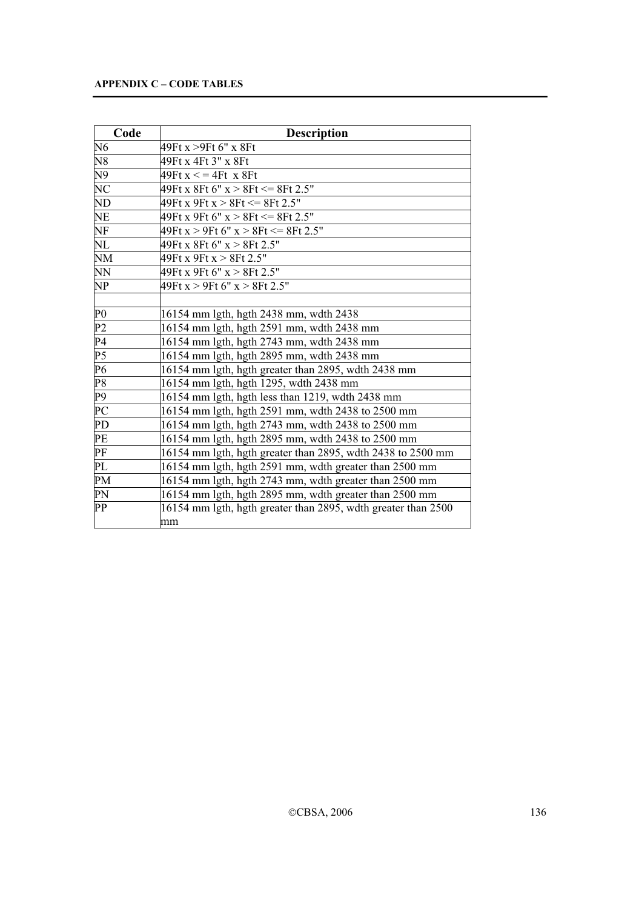| Code | Description |
|---|---|
| N6 | 49Ft x >9Ft 6" x 8Ft |
| N8 | 49Ft x 4Ft 3" x 8Ft |
| N9 | 49Ft x < = 4Ft  x 8Ft |
| NC | 49Ft x 8Ft 6" x > 8Ft <= 8Ft 2.5" |
| ND | 49Ft x 9Ft x > 8Ft <= 8Ft 2.5" |
| NE | 49Ft x 9Ft 6" x > 8Ft <= 8Ft 2.5" |
| NF | 49Ft x > 9Ft 6" x > 8Ft <= 8Ft 2.5" |
| NL | 49Ft x 8Ft 6" x > 8Ft 2.5" |
| NM | 49Ft x 9Ft x > 8Ft 2.5" |
| NN | 49Ft x 9Ft 6" x > 8Ft 2.5" |
| NP | 49Ft x > 9Ft 6" x > 8Ft 2.5" |
| | |
| P0 | 16154 mm lgth, hgth 2438 mm, wdth 2438 |
| P2 | 16154 mm lgth, hgth 2591 mm, wdth 2438 mm |
| P4 | 16154 mm lgth, hgth 2743 mm, wdth 2438 mm |
| P5 | 16154 mm lgth, hgth 2895 mm, wdth 2438 mm |
| P6 | 16154 mm lgth, hgth greater than 2895, wdth 2438 mm |
| P8 | 16154 mm lgth, hgth 1295, wdth 2438 mm |
| P9 | 16154 mm lgth, hgth less than 1219, wdth 2438 mm |
| PC | 16154 mm lgth, hgth 2591 mm, wdth 2438 to 2500 mm |
| PD | 16154 mm lgth, hgth 2743 mm, wdth 2438 to 2500 mm |
| PE | 16154 mm lgth, hgth 2895 mm, wdth 2438 to 2500 mm |
| PF | 16154 mm lgth, hgth greater than 2895, wdth 2438 to 2500 mm |
| PL | 16154 mm lgth, hgth 2591 mm, wdth greater than 2500 mm |
| PM | 16154 mm lgth, hgth 2743 mm, wdth greater than 2500 mm |
| PN | 16154 mm lgth, hgth 2895 mm, wdth greater than 2500 mm |
| PP | 16154 mm lgth, hgth greater than 2895, wdth greater than 2500 mm |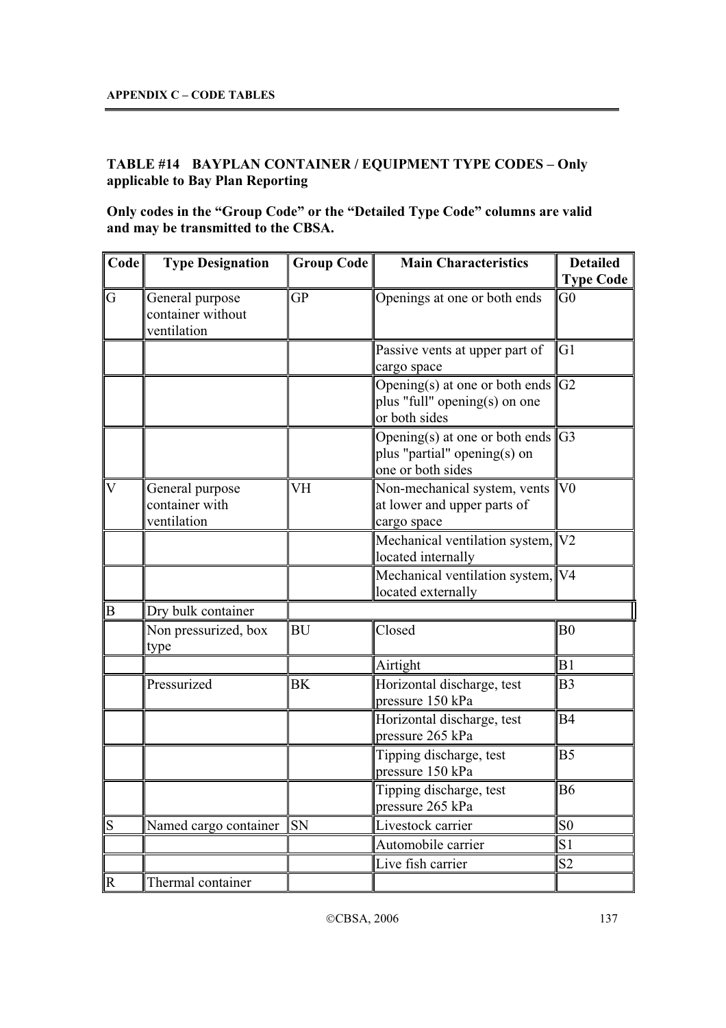**APPENDIX C – CODE TABLES**

### TABLE #14 BAYPLAN CONTAINER / EQUIPMENT TYPE CODES – Only applicable to Bay Plan Reporting

**Only codes in the "Group Code" or the "Detailed Type Code" columns are valid and may be transmitted to the CBSA.**

| Code | Type Designation | Group Code | Main Characteristics | Detailed Type Code |
|---|---|---|---|---|
| G | General purpose container without ventilation | GP | Openings at one or both ends | G0 |
| | | | Passive vents at upper part of cargo space | G1 |
| | | | Opening(s) at one or both ends plus "full" opening(s) on one or both sides | G2 |
| | | | Opening(s) at one or both ends plus "partial" opening(s) on one or both sides | G3 |
| V | General purpose container with ventilation | VH | Non-mechanical system, vents at lower and upper parts of cargo space | V0 |
| | | | Mechanical ventilation system, located internally | V2 |
| | | | Mechanical ventilation system, located externally | V4 |
| B | Dry bulk container | | | |
| | Non pressurized, box type | BU | Closed | B0 |
| | | | Airtight | B1 |
| | Pressurized | BK | Horizontal discharge, test pressure 150 kPa | B3 |
| | | | Horizontal discharge, test pressure 265 kPa | B4 |
| | | | Tipping discharge, test pressure 150 kPa | B5 |
| | | | Tipping discharge, test pressure 265 kPa | B6 |
| S | Named cargo container | SN | Livestock carrier | S0 |
| | | | Automobile carrier | S1 |
| | | | Live fish carrier | S2 |
| R | Thermal container | | | |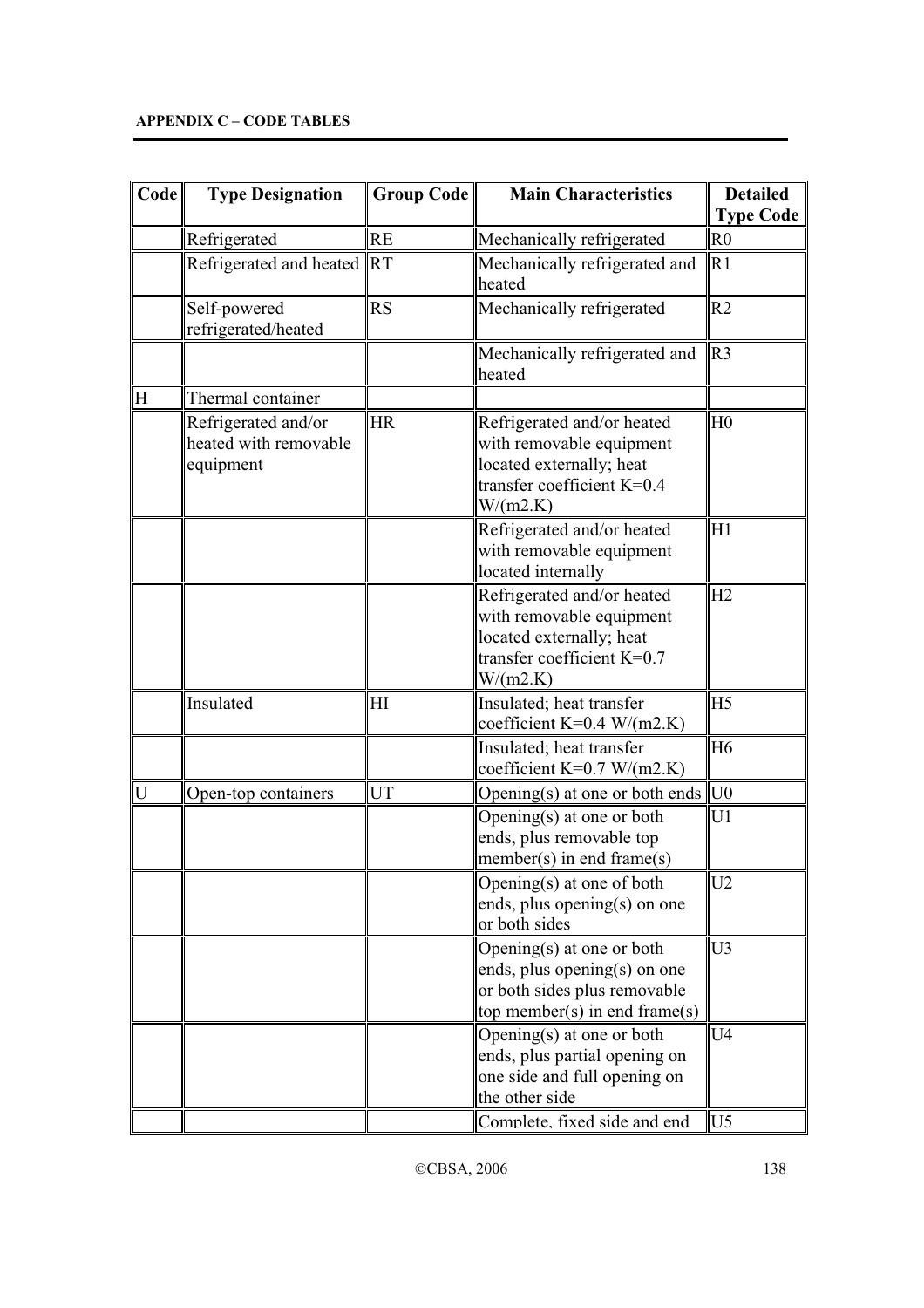**APPENDIX C – CODE TABLES**

| Code | Type Designation | Group Code | Main Characteristics | Detailed Type Code |
|---|---|---|---|---|
| | Refrigerated | RE | Mechanically refrigerated | R0 |
| | Refrigerated and heated | RT | Mechanically refrigerated and heated | R1 |
| | Self-powered refrigerated/heated | RS | Mechanically refrigerated | R2 |
| | | | Mechanically refrigerated and heated | R3 |
| H | Thermal container | | | |
| | Refrigerated and/or heated with removable equipment | HR | Refrigerated and/or heated with removable equipment located externally; heat transfer coefficient K=0.4 W/(m2.K) | H0 |
| | | | Refrigerated and/or heated with removable equipment located internally | H1 |
| | | | Refrigerated and/or heated with removable equipment located externally; heat transfer coefficient K=0.7 W/(m2.K) | H2 |
| | Insulated | HI | Insulated; heat transfer coefficient K=0.4 W/(m2.K) | H5 |
| | | | Insulated; heat transfer coefficient K=0.7 W/(m2.K) | H6 |
| U | Open-top containers | UT | Opening(s) at one or both ends | U0 |
| | | | Opening(s) at one or both ends, plus removable top member(s) in end frame(s) | U1 |
| | | | Opening(s) at one of both ends, plus opening(s) on one or both sides | U2 |
| | | | Opening(s) at one or both ends, plus opening(s) on one or both sides plus removable top member(s) in end frame(s) | U3 |
| | | | Opening(s) at one or both ends, plus partial opening on one side and full opening on the other side | U4 |
| | | | Complete, fixed side and end | U5 |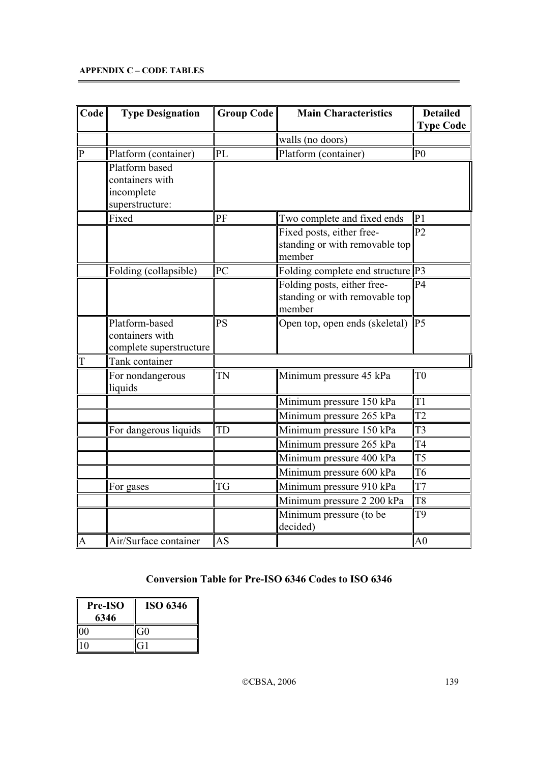| Code | Type Designation | Group Code | Main Characteristics | Detailed Type Code |
|---|---|---|---|---|
| | | | walls (no doors) | |
| P | Platform (container) | PL | Platform (container) | P0 |
| | Platform based containers with incomplete superstructure: | | | |
| | Fixed | PF | Two complete and fixed ends | P1 |
| | | | Fixed posts, either free-standing or with removable top member | P2 |
| | Folding (collapsible) | PC | Folding complete end structure | P3 |
| | | | Folding posts, either free-standing or with removable top member | P4 |
| | Platform-based containers with complete superstructure | PS | Open top, open ends (skeletal) | P5 |
| T | Tank container | | | |
| | For nondangerous liquids | TN | Minimum pressure 45 kPa | T0 |
| | | | Minimum pressure 150 kPa | T1 |
| | | | Minimum pressure 265 kPa | T2 |
| | For dangerous liquids | TD | Minimum pressure 150 kPa | T3 |
| | | | Minimum pressure 265 kPa | T4 |
| | | | Minimum pressure 400 kPa | T5 |
| | | | Minimum pressure 600 kPa | T6 |
| | For gases | TG | Minimum pressure 910 kPa | T7 |
| | | | Minimum pressure 2 200 kPa | T8 |
| | | | Minimum pressure (to be decided) | T9 |
| A | Air/Surface container | AS | | A0 |

## Conversion Table for Pre-ISO 6346 Codes to ISO 6346

| Pre-ISO 6346 | ISO 6346 |
|---|---|
| 00 | G0 |
| 10 | G1 |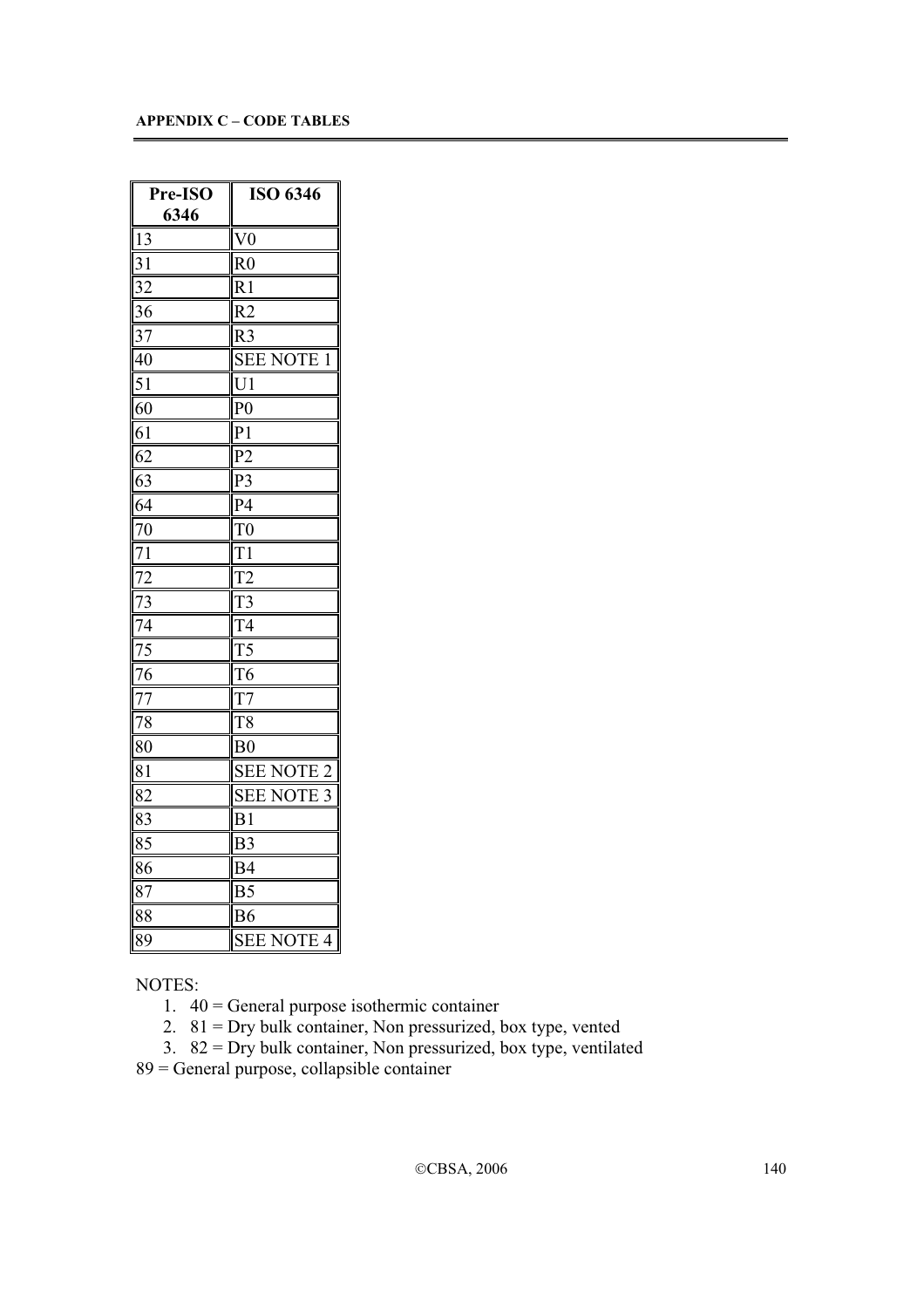**APPENDIX C – CODE TABLES**

| Pre-ISO 6346 | ISO 6346 |
|---|---|
| 13 | V0 |
| 31 | R0 |
| 32 | R1 |
| 36 | R2 |
| 37 | R3 |
| 40 | SEE NOTE 1 |
| 51 | U1 |
| 60 | P0 |
| 61 | P1 |
| 62 | P2 |
| 63 | P3 |
| 64 | P4 |
| 70 | T0 |
| 71 | T1 |
| 72 | T2 |
| 73 | T3 |
| 74 | T4 |
| 75 | T5 |
| 76 | T6 |
| 77 | T7 |
| 78 | T8 |
| 80 | B0 |
| 81 | SEE NOTE 2 |
| 82 | SEE NOTE 3 |
| 83 | B1 |
| 85 | B3 |
| 86 | B4 |
| 87 | B5 |
| 88 | B6 |
| 89 | SEE NOTE 4 |

NOTES:

1. 40 = General purpose isothermic container
2. 81 = Dry bulk container, Non pressurized, box type, vented
3. 82 = Dry bulk container, Non pressurized, box type, ventilated

89 = General purpose, collapsible container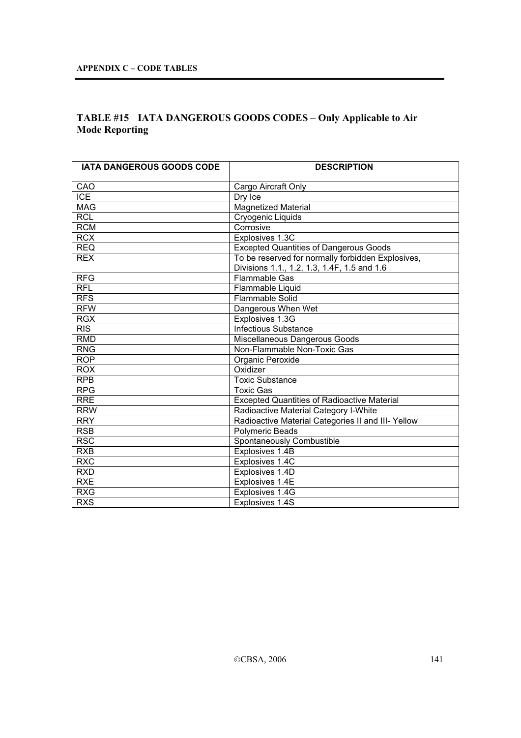## TABLE #15 IATA DANGEROUS GOODS CODES – Only Applicable to Air Mode Reporting

| IATA DANGEROUS GOODS CODE | DESCRIPTION |
|---|---|
| CAO | Cargo Aircraft Only |
| ICE | Dry Ice |
| MAG | Magnetized Material |
| RCL | Cryogenic Liquids |
| RCM | Corrosive |
| RCX | Explosives 1.3C |
| REQ | Excepted Quantities of Dangerous Goods |
| REX | To be reserved for normally forbidden Explosives, Divisions 1.1., 1.2, 1.3, 1.4F, 1.5 and 1.6 |
| RFG | Flammable Gas |
| RFL | Flammable Liquid |
| RFS | Flammable Solid |
| RFW | Dangerous When Wet |
| RGX | Explosives 1.3G |
| RIS | Infectious Substance |
| RMD | Miscellaneous Dangerous Goods |
| RNG | Non-Flammable Non-Toxic Gas |
| ROP | Organic Peroxide |
| ROX | Oxidizer |
| RPB | Toxic Substance |
| RPG | Toxic Gas |
| RRE | Excepted Quantities of Radioactive Material |
| RRW | Radioactive Material Category I-White |
| RRY | Radioactive Material Categories II and III- Yellow |
| RSB | Polymeric Beads |
| RSC | Spontaneously Combustible |
| RXB | Explosives 1.4B |
| RXC | Explosives 1.4C |
| RXD | Explosives 1.4D |
| RXE | Explosives 1.4E |
| RXG | Explosives 1.4G |
| RXS | Explosives 1.4S |